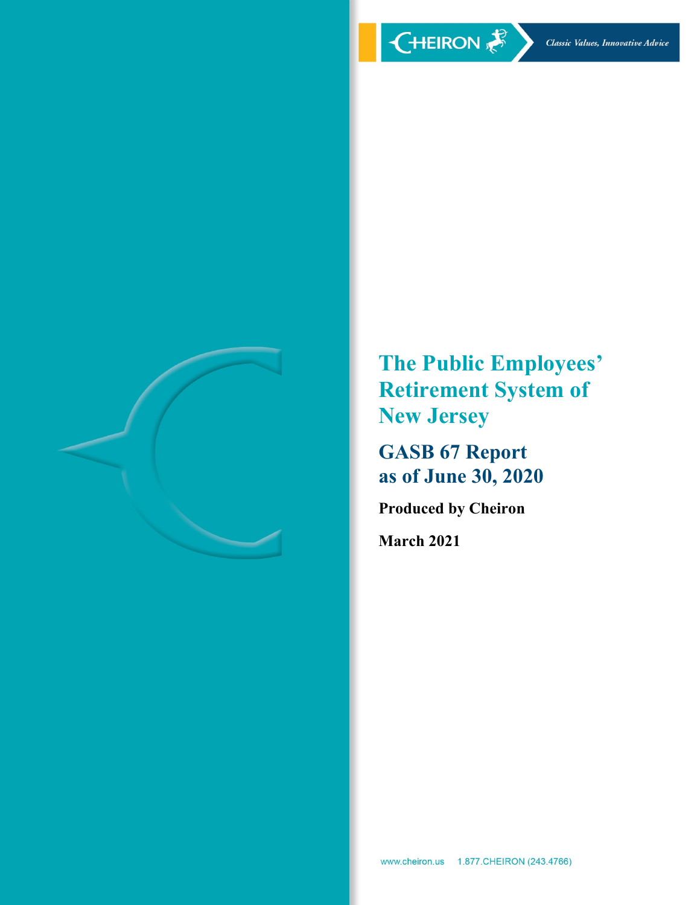CHEIRON

*Classic Values, Innovative Advice*

# The Public Employees' Retirement System of New Jersey

## GASB 67 Report as of June 30, 2020

**Produced by Cheiron**

**March 2021**

www.cheiron.us 1.877.CHEIRON (243.4766)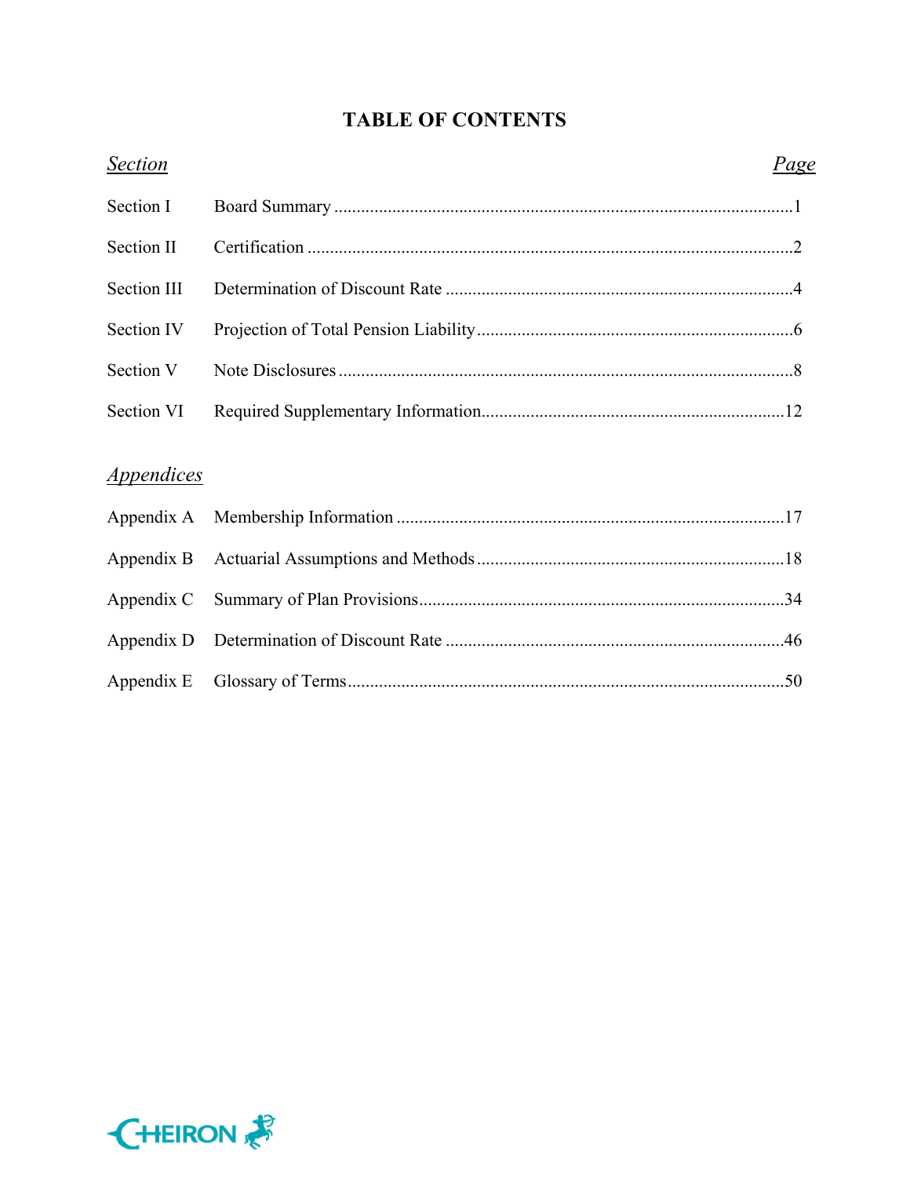# TABLE OF CONTENTS

| *Section* | | *Page* |
|---|---|---|
| Section I | Board Summary | 1 |
| Section II | Certification | 2 |
| Section III | Determination of Discount Rate | 4 |
| Section IV | Projection of Total Pension Liability | 6 |
| Section V | Note Disclosures | 8 |
| Section VI | Required Supplementary Information | 12 |

*Appendices*

| | | |
|---|---|---|
| Appendix A | Membership Information | 17 |
| Appendix B | Actuarial Assumptions and Methods | 18 |
| Appendix C | Summary of Plan Provisions | 34 |
| Appendix D | Determination of Discount Rate | 46 |
| Appendix E | Glossary of Terms | 50 |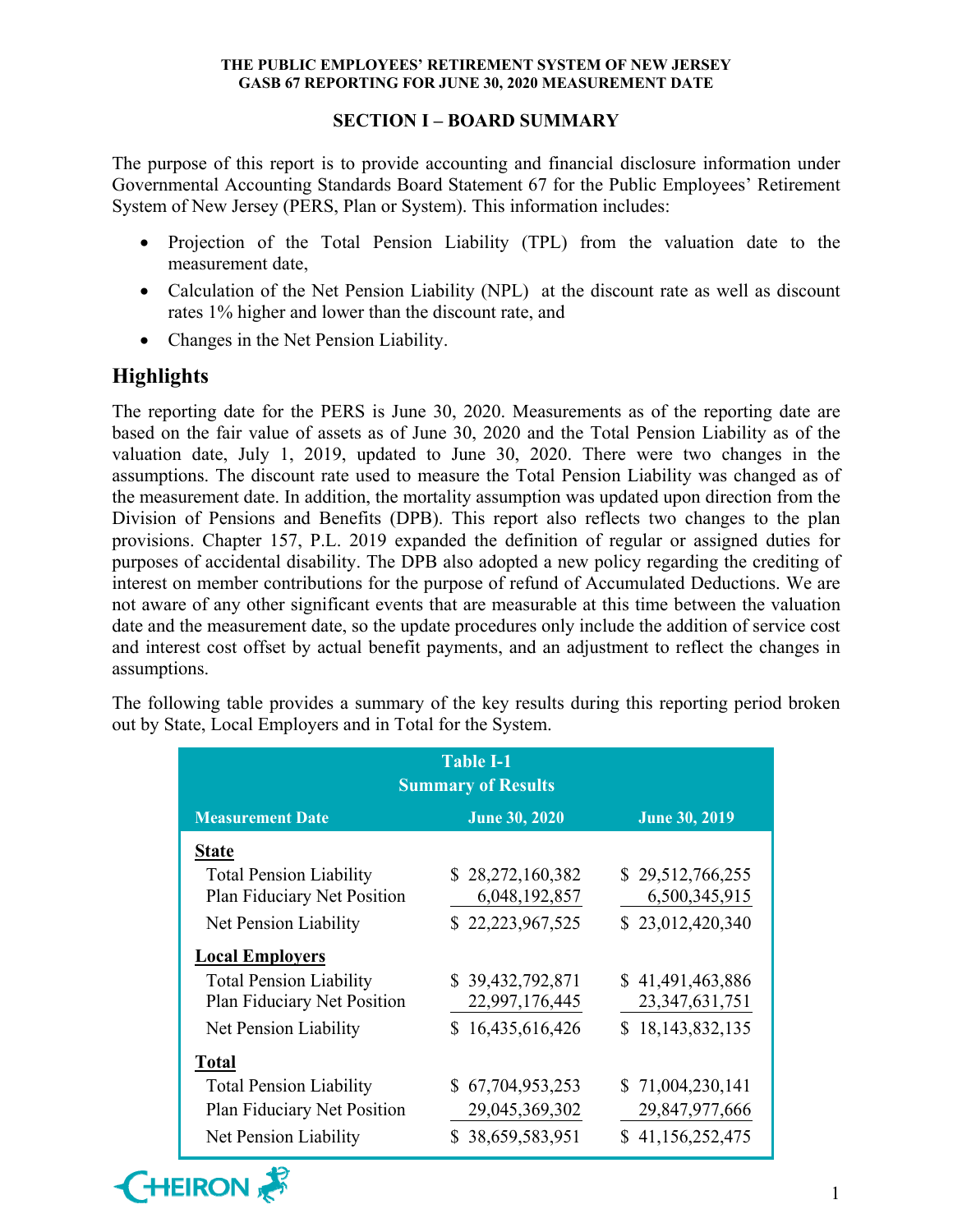## SECTION I – BOARD SUMMARY

The purpose of this report is to provide accounting and financial disclosure information under Governmental Accounting Standards Board Statement 67 for the Public Employees' Retirement System of New Jersey (PERS, Plan or System). This information includes:

- Projection of the Total Pension Liability (TPL) from the valuation date to the measurement date,
- Calculation of the Net Pension Liability (NPL) at the discount rate as well as discount rates 1% higher and lower than the discount rate, and
- Changes in the Net Pension Liability.

## Highlights

The reporting date for the PERS is June 30, 2020. Measurements as of the reporting date are based on the fair value of assets as of June 30, 2020 and the Total Pension Liability as of the valuation date, July 1, 2019, updated to June 30, 2020. There were two changes in the assumptions. The discount rate used to measure the Total Pension Liability was changed as of the measurement date. In addition, the mortality assumption was updated upon direction from the Division of Pensions and Benefits (DPB). This report also reflects two changes to the plan provisions. Chapter 157, P.L. 2019 expanded the definition of regular or assigned duties for purposes of accidental disability. The DPB also adopted a new policy regarding the crediting of interest on member contributions for the purpose of refund of Accumulated Deductions. We are not aware of any other significant events that are measurable at this time between the valuation date and the measurement date, so the update procedures only include the addition of service cost and interest cost offset by actual benefit payments, and an adjustment to reflect the changes in assumptions.

The following table provides a summary of the key results during this reporting period broken out by State, Local Employers and in Total for the System.

**Table I-1**
**Summary of Results**

| Measurement Date | June 30, 2020 | June 30, 2019 |
|---|---|---|
| **State** | | |
| Total Pension Liability | $ 28,272,160,382 | $ 29,512,766,255 |
| Plan Fiduciary Net Position | 6,048,192,857 | 6,500,345,915 |
| Net Pension Liability | $ 22,223,967,525 | $ 23,012,420,340 |
| **Local Employers** | | |
| Total Pension Liability | $ 39,432,792,871 | $ 41,491,463,886 |
| Plan Fiduciary Net Position | 22,997,176,445 | 23,347,631,751 |
| Net Pension Liability | $ 16,435,616,426 | $ 18,143,832,135 |
| **Total** | | |
| Total Pension Liability | $ 67,704,953,253 | $ 71,004,230,141 |
| Plan Fiduciary Net Position | 29,045,369,302 | 29,847,977,666 |
| Net Pension Liability | $ 38,659,583,951 | $ 41,156,252,475 |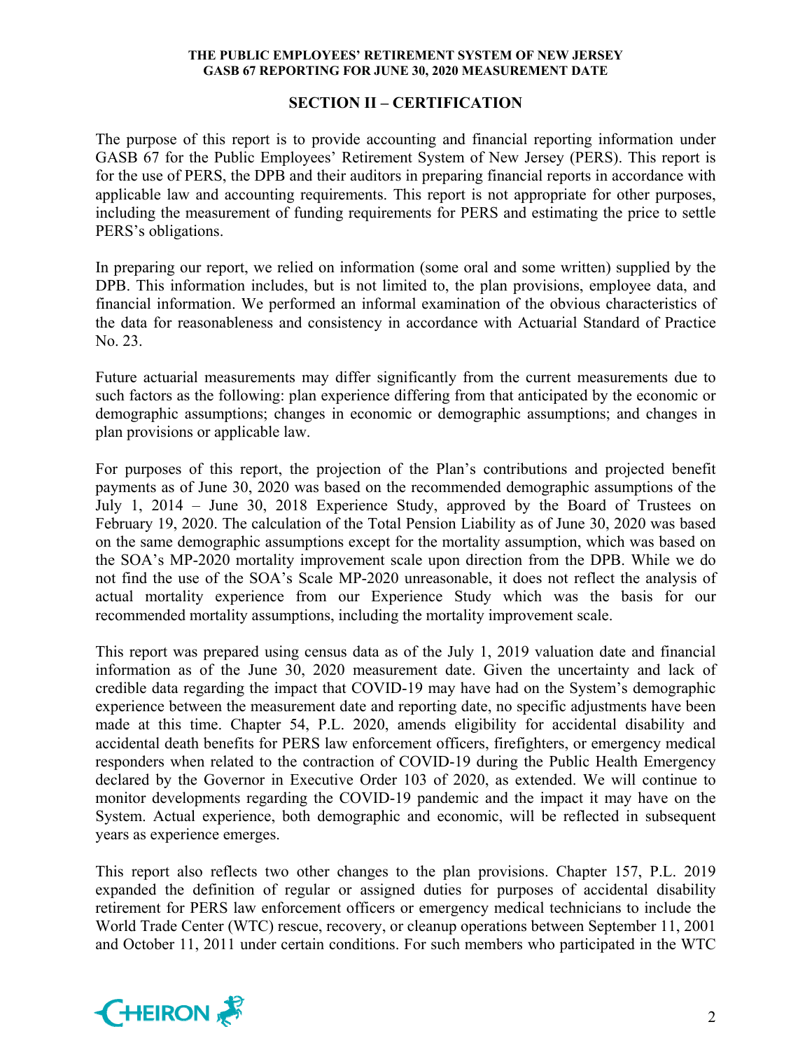## SECTION II – CERTIFICATION

The purpose of this report is to provide accounting and financial reporting information under GASB 67 for the Public Employees' Retirement System of New Jersey (PERS). This report is for the use of PERS, the DPB and their auditors in preparing financial reports in accordance with applicable law and accounting requirements. This report is not appropriate for other purposes, including the measurement of funding requirements for PERS and estimating the price to settle PERS's obligations.

In preparing our report, we relied on information (some oral and some written) supplied by the DPB. This information includes, but is not limited to, the plan provisions, employee data, and financial information. We performed an informal examination of the obvious characteristics of the data for reasonableness and consistency in accordance with Actuarial Standard of Practice No. 23.

Future actuarial measurements may differ significantly from the current measurements due to such factors as the following: plan experience differing from that anticipated by the economic or demographic assumptions; changes in economic or demographic assumptions; and changes in plan provisions or applicable law.

For purposes of this report, the projection of the Plan's contributions and projected benefit payments as of June 30, 2020 was based on the recommended demographic assumptions of the July 1, 2014 – June 30, 2018 Experience Study, approved by the Board of Trustees on February 19, 2020. The calculation of the Total Pension Liability as of June 30, 2020 was based on the same demographic assumptions except for the mortality assumption, which was based on the SOA's MP-2020 mortality improvement scale upon direction from the DPB. While we do not find the use of the SOA's Scale MP-2020 unreasonable, it does not reflect the analysis of actual mortality experience from our Experience Study which was the basis for our recommended mortality assumptions, including the mortality improvement scale.

This report was prepared using census data as of the July 1, 2019 valuation date and financial information as of the June 30, 2020 measurement date. Given the uncertainty and lack of credible data regarding the impact that COVID-19 may have had on the System's demographic experience between the measurement date and reporting date, no specific adjustments have been made at this time. Chapter 54, P.L. 2020, amends eligibility for accidental disability and accidental death benefits for PERS law enforcement officers, firefighters, or emergency medical responders when related to the contraction of COVID-19 during the Public Health Emergency declared by the Governor in Executive Order 103 of 2020, as extended. We will continue to monitor developments regarding the COVID-19 pandemic and the impact it may have on the System. Actual experience, both demographic and economic, will be reflected in subsequent years as experience emerges.

This report also reflects two other changes to the plan provisions. Chapter 157, P.L. 2019 expanded the definition of regular or assigned duties for purposes of accidental disability retirement for PERS law enforcement officers or emergency medical technicians to include the World Trade Center (WTC) rescue, recovery, or cleanup operations between September 11, 2001 and October 11, 2011 under certain conditions. For such members who participated in the WTC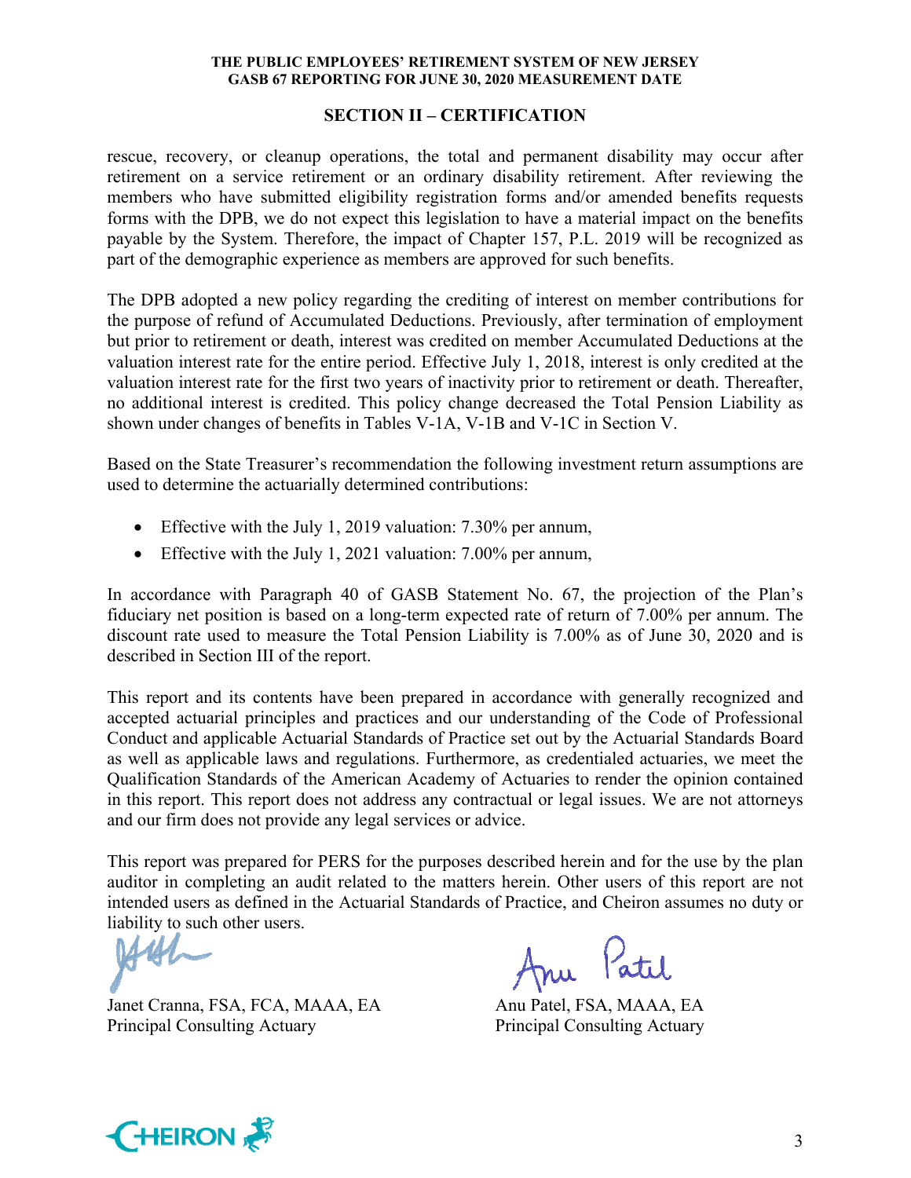## SECTION II – CERTIFICATION

rescue, recovery, or cleanup operations, the total and permanent disability may occur after retirement on a service retirement or an ordinary disability retirement. After reviewing the members who have submitted eligibility registration forms and/or amended benefits requests forms with the DPB, we do not expect this legislation to have a material impact on the benefits payable by the System. Therefore, the impact of Chapter 157, P.L. 2019 will be recognized as part of the demographic experience as members are approved for such benefits.

The DPB adopted a new policy regarding the crediting of interest on member contributions for the purpose of refund of Accumulated Deductions. Previously, after termination of employment but prior to retirement or death, interest was credited on member Accumulated Deductions at the valuation interest rate for the entire period. Effective July 1, 2018, interest is only credited at the valuation interest rate for the first two years of inactivity prior to retirement or death. Thereafter, no additional interest is credited. This policy change decreased the Total Pension Liability as shown under changes of benefits in Tables V-1A, V-1B and V-1C in Section V.

Based on the State Treasurer's recommendation the following investment return assumptions are used to determine the actuarially determined contributions:

- Effective with the July 1, 2019 valuation: 7.30% per annum,
- Effective with the July 1, 2021 valuation: 7.00% per annum,

In accordance with Paragraph 40 of GASB Statement No. 67, the projection of the Plan's fiduciary net position is based on a long-term expected rate of return of 7.00% per annum. The discount rate used to measure the Total Pension Liability is 7.00% as of June 30, 2020 and is described in Section III of the report.

This report and its contents have been prepared in accordance with generally recognized and accepted actuarial principles and practices and our understanding of the Code of Professional Conduct and applicable Actuarial Standards of Practice set out by the Actuarial Standards Board as well as applicable laws and regulations. Furthermore, as credentialed actuaries, we meet the Qualification Standards of the American Academy of Actuaries to render the opinion contained in this report. This report does not address any contractual or legal issues. We are not attorneys and our firm does not provide any legal services or advice.

This report was prepared for PERS for the purposes described herein and for the use by the plan auditor in completing an audit related to the matters herein. Other users of this report are not intended users as defined in the Actuarial Standards of Practice, and Cheiron assumes no duty or liability to such other users.

Janet Cranna, FSA, FCA, MAAA, EA
Principal Consulting Actuary

Anu Patel, FSA, MAAA, EA
Principal Consulting Actuary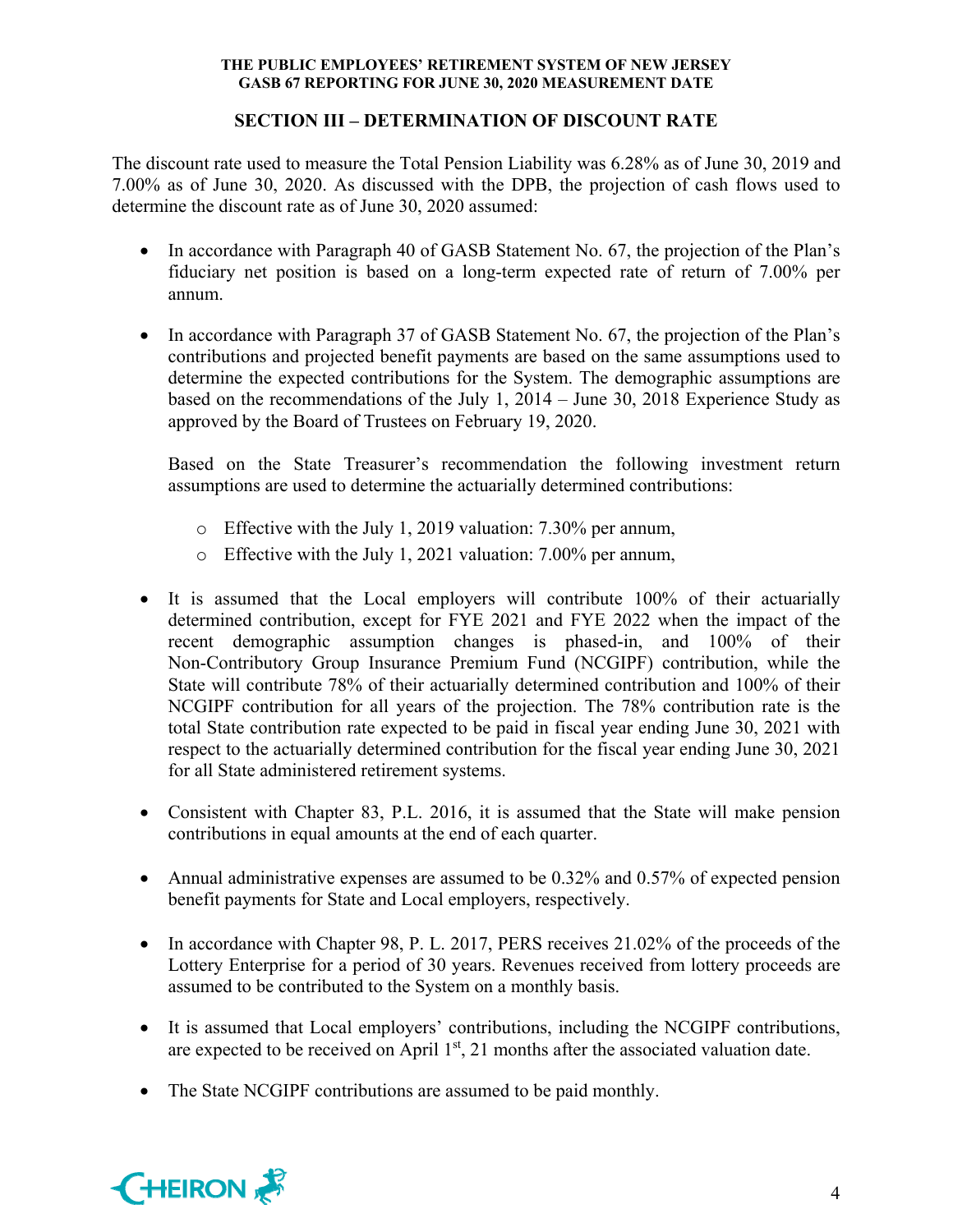## SECTION III – DETERMINATION OF DISCOUNT RATE

The discount rate used to measure the Total Pension Liability was 6.28% as of June 30, 2019 and 7.00% as of June 30, 2020. As discussed with the DPB, the projection of cash flows used to determine the discount rate as of June 30, 2020 assumed:

- In accordance with Paragraph 40 of GASB Statement No. 67, the projection of the Plan's fiduciary net position is based on a long-term expected rate of return of 7.00% per annum.

- In accordance with Paragraph 37 of GASB Statement No. 67, the projection of the Plan's contributions and projected benefit payments are based on the same assumptions used to determine the expected contributions for the System. The demographic assumptions are based on the recommendations of the July 1, 2014 – June 30, 2018 Experience Study as approved by the Board of Trustees on February 19, 2020.

  Based on the State Treasurer's recommendation the following investment return assumptions are used to determine the actuarially determined contributions:

  - Effective with the July 1, 2019 valuation: 7.30% per annum,
  - Effective with the July 1, 2021 valuation: 7.00% per annum,

- It is assumed that the Local employers will contribute 100% of their actuarially determined contribution, except for FYE 2021 and FYE 2022 when the impact of the recent demographic assumption changes is phased-in, and 100% of their Non-Contributory Group Insurance Premium Fund (NCGIPF) contribution, while the State will contribute 78% of their actuarially determined contribution and 100% of their NCGIPF contribution for all years of the projection. The 78% contribution rate is the total State contribution rate expected to be paid in fiscal year ending June 30, 2021 with respect to the actuarially determined contribution for the fiscal year ending June 30, 2021 for all State administered retirement systems.

- Consistent with Chapter 83, P.L. 2016, it is assumed that the State will make pension contributions in equal amounts at the end of each quarter.

- Annual administrative expenses are assumed to be 0.32% and 0.57% of expected pension benefit payments for State and Local employers, respectively.

- In accordance with Chapter 98, P. L. 2017, PERS receives 21.02% of the proceeds of the Lottery Enterprise for a period of 30 years. Revenues received from lottery proceeds are assumed to be contributed to the System on a monthly basis.

- It is assumed that Local employers' contributions, including the NCGIPF contributions, are expected to be received on April 1st, 21 months after the associated valuation date.

- The State NCGIPF contributions are assumed to be paid monthly.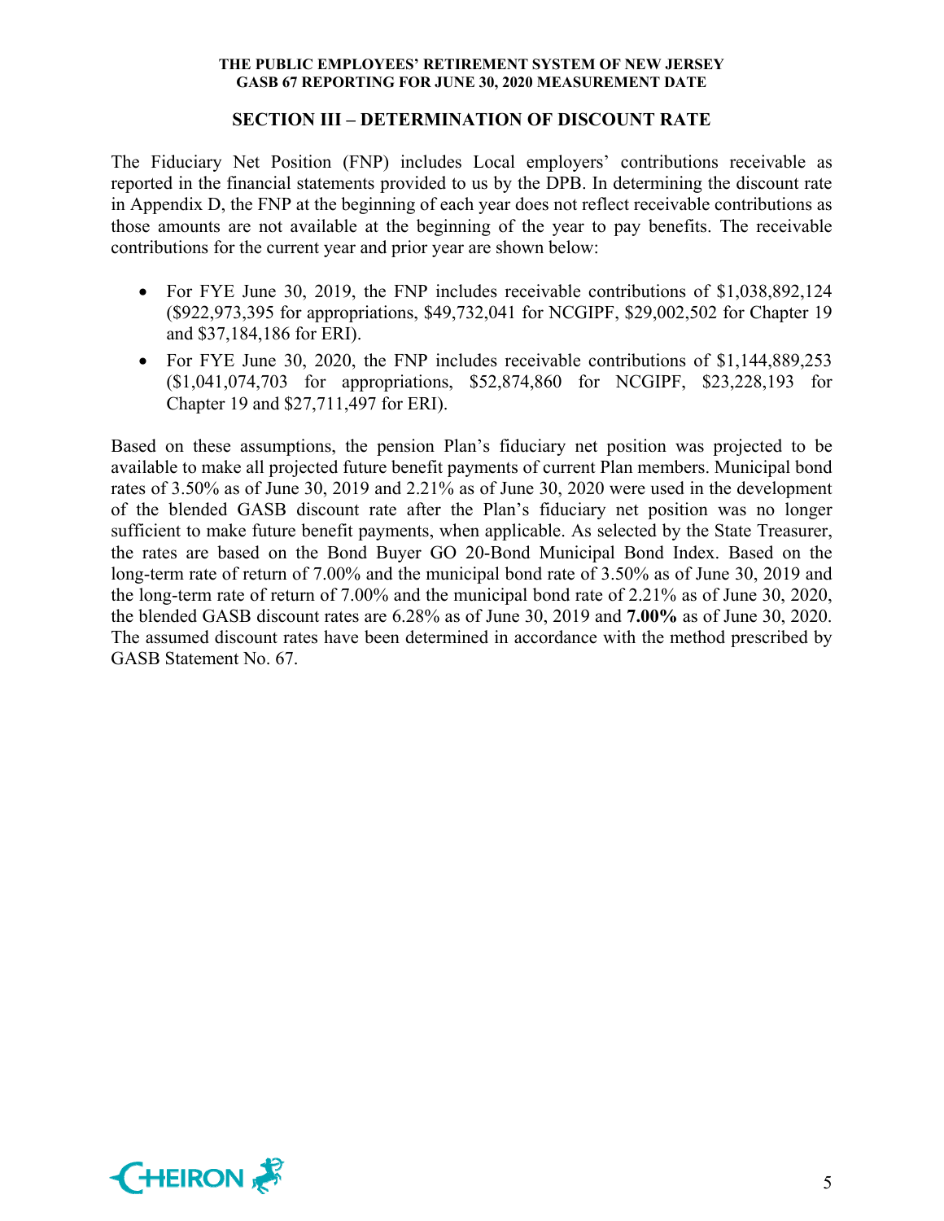## SECTION III – DETERMINATION OF DISCOUNT RATE

The Fiduciary Net Position (FNP) includes Local employers' contributions receivable as reported in the financial statements provided to us by the DPB. In determining the discount rate in Appendix D, the FNP at the beginning of each year does not reflect receivable contributions as those amounts are not available at the beginning of the year to pay benefits. The receivable contributions for the current year and prior year are shown below:

- For FYE June 30, 2019, the FNP includes receivable contributions of $1,038,892,124 ($922,973,395 for appropriations, $49,732,041 for NCGIPF, $29,002,502 for Chapter 19 and $37,184,186 for ERI).
- For FYE June 30, 2020, the FNP includes receivable contributions of $1,144,889,253 ($1,041,074,703 for appropriations, $52,874,860 for NCGIPF, $23,228,193 for Chapter 19 and $27,711,497 for ERI).

Based on these assumptions, the pension Plan's fiduciary net position was projected to be available to make all projected future benefit payments of current Plan members. Municipal bond rates of 3.50% as of June 30, 2019 and 2.21% as of June 30, 2020 were used in the development of the blended GASB discount rate after the Plan's fiduciary net position was no longer sufficient to make future benefit payments, when applicable. As selected by the State Treasurer, the rates are based on the Bond Buyer GO 20-Bond Municipal Bond Index. Based on the long-term rate of return of 7.00% and the municipal bond rate of 3.50% as of June 30, 2019 and the long-term rate of return of 7.00% and the municipal bond rate of 2.21% as of June 30, 2020, the blended GASB discount rates are 6.28% as of June 30, 2019 and **7.00%** as of June 30, 2020. The assumed discount rates have been determined in accordance with the method prescribed by GASB Statement No. 67.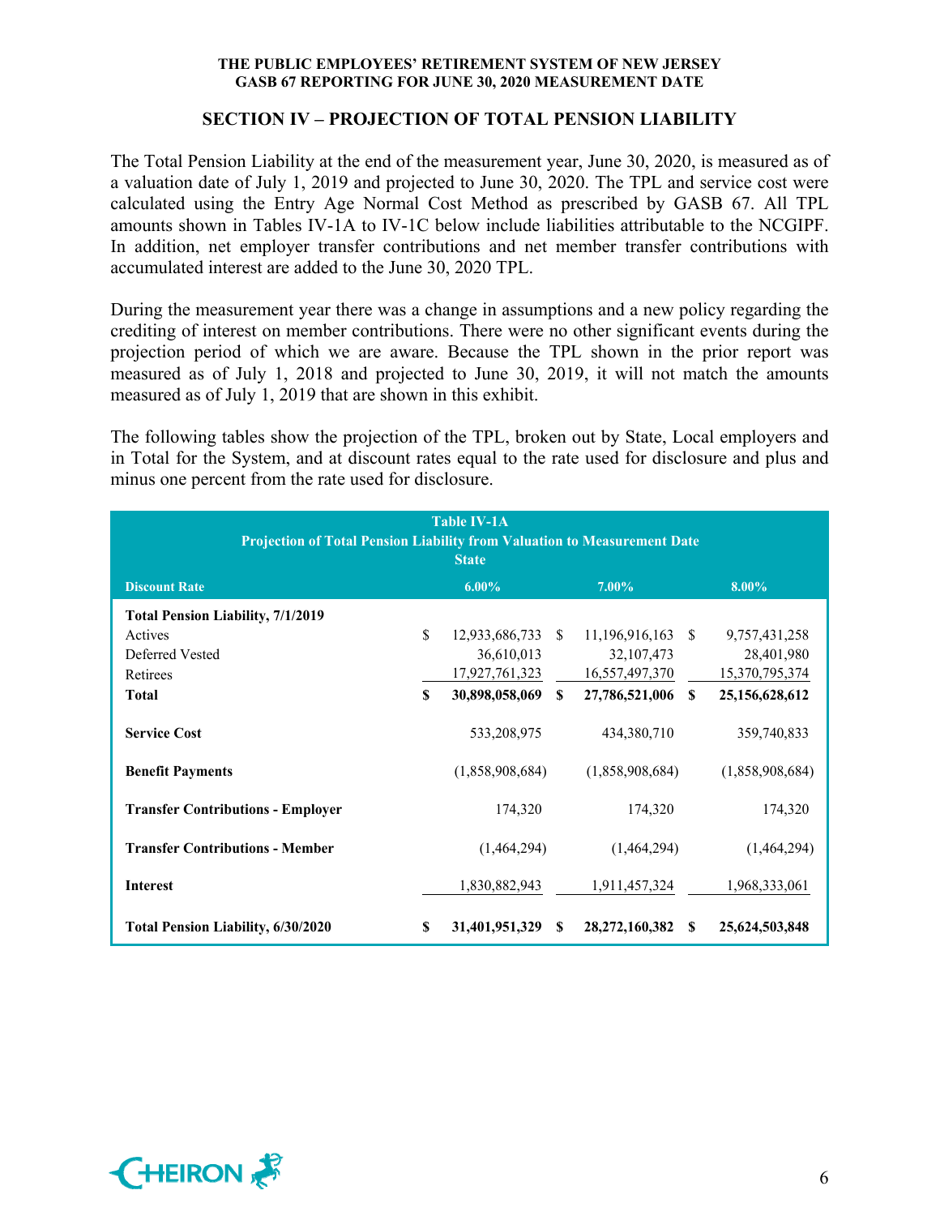## SECTION IV – PROJECTION OF TOTAL PENSION LIABILITY

The Total Pension Liability at the end of the measurement year, June 30, 2020, is measured as of a valuation date of July 1, 2019 and projected to June 30, 2020. The TPL and service cost were calculated using the Entry Age Normal Cost Method as prescribed by GASB 67. All TPL amounts shown in Tables IV-1A to IV-1C below include liabilities attributable to the NCGIPF. In addition, net employer transfer contributions and net member transfer contributions with accumulated interest are added to the June 30, 2020 TPL.

During the measurement year there was a change in assumptions and a new policy regarding the crediting of interest on member contributions. There were no other significant events during the projection period of which we are aware. Because the TPL shown in the prior report was measured as of July 1, 2018 and projected to June 30, 2019, it will not match the amounts measured as of July 1, 2019 that are shown in this exhibit.

The following tables show the projection of the TPL, broken out by State, Local employers and in Total for the System, and at discount rates equal to the rate used for disclosure and plus and minus one percent from the rate used for disclosure.

**Table IV-1A**
**Projection of Total Pension Liability from Valuation to Measurement Date**
**State**

| Discount Rate | 6.00% | 7.00% | 8.00% |
|---|---|---|---|
| **Total Pension Liability, 7/1/2019** | | | |
| Actives | $ 12,933,686,733 | $ 11,196,916,163 | $ 9,757,431,258 |
| Deferred Vested | 36,610,013 | 32,107,473 | 28,401,980 |
| Retirees | 17,927,761,323 | 16,557,497,370 | 15,370,795,374 |
| **Total** | **$ 30,898,058,069** | **$ 27,786,521,006** | **$ 25,156,628,612** |
| **Service Cost** | 533,208,975 | 434,380,710 | 359,740,833 |
| **Benefit Payments** | (1,858,908,684) | (1,858,908,684) | (1,858,908,684) |
| **Transfer Contributions - Employer** | 174,320 | 174,320 | 174,320 |
| **Transfer Contributions - Member** | (1,464,294) | (1,464,294) | (1,464,294) |
| **Interest** | 1,830,882,943 | 1,911,457,324 | 1,968,333,061 |
| **Total Pension Liability, 6/30/2020** | **$ 31,401,951,329** | **$ 28,272,160,382** | **$ 25,624,503,848** |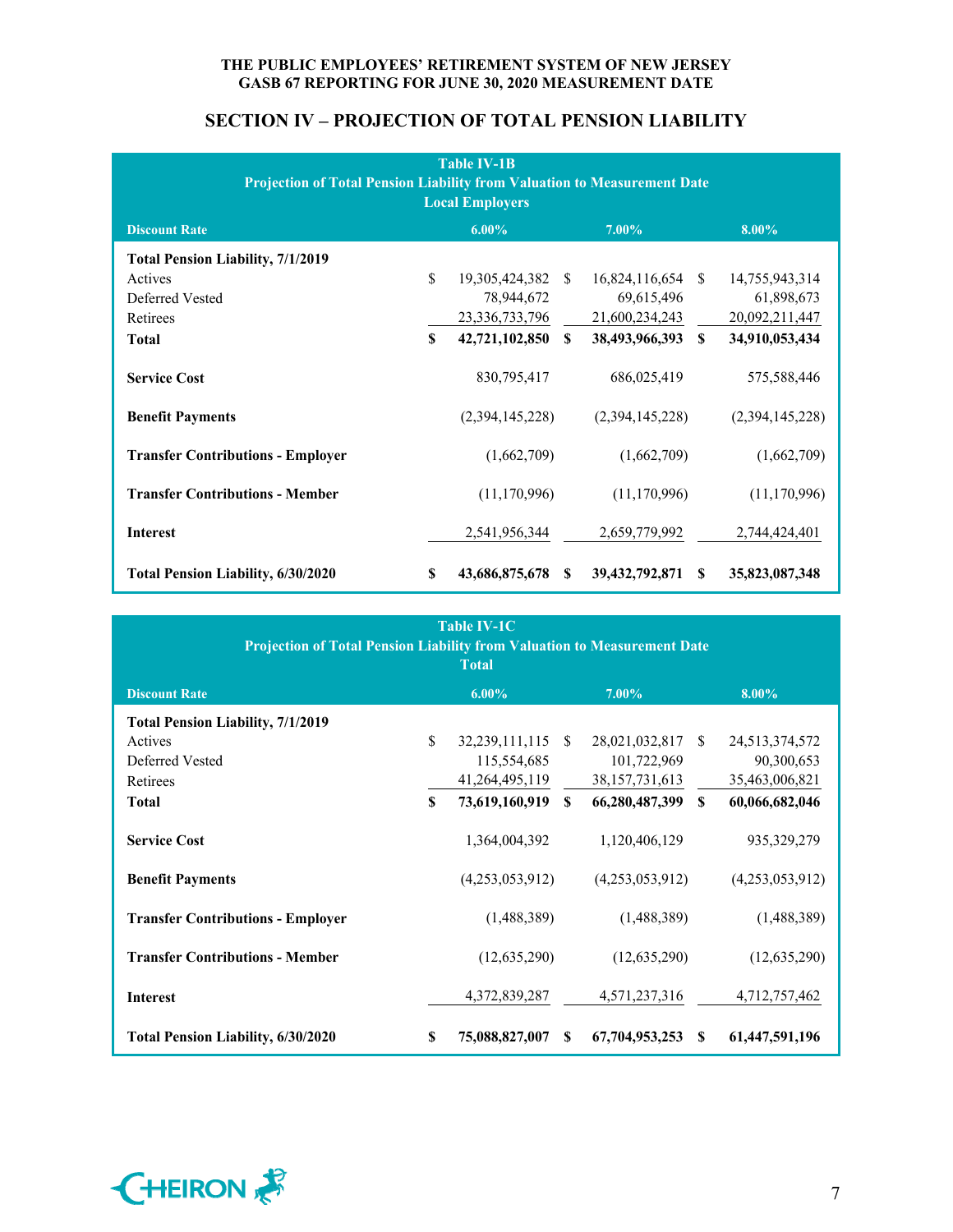## SECTION IV – PROJECTION OF TOTAL PENSION LIABILITY

**Table IV-1B**
**Projection of Total Pension Liability from Valuation to Measurement Date**
**Local Employers**

| Discount Rate | 6.00% | 7.00% | 8.00% |
|---|---|---|---|
| **Total Pension Liability, 7/1/2019** | | | |
| Actives | $ 19,305,424,382 | $ 16,824,116,654 | $ 14,755,943,314 |
| Deferred Vested | 78,944,672 | 69,615,496 | 61,898,673 |
| Retirees | 23,336,733,796 | 21,600,234,243 | 20,092,211,447 |
| **Total** | **$ 42,721,102,850** | **$ 38,493,966,393** | **$ 34,910,053,434** |
| **Service Cost** | 830,795,417 | 686,025,419 | 575,588,446 |
| **Benefit Payments** | (2,394,145,228) | (2,394,145,228) | (2,394,145,228) |
| **Transfer Contributions - Employer** | (1,662,709) | (1,662,709) | (1,662,709) |
| **Transfer Contributions - Member** | (11,170,996) | (11,170,996) | (11,170,996) |
| **Interest** | 2,541,956,344 | 2,659,779,992 | 2,744,424,401 |
| **Total Pension Liability, 6/30/2020** | **$ 43,686,875,678** | **$ 39,432,792,871** | **$ 35,823,087,348** |

**Table IV-1C**
**Projection of Total Pension Liability from Valuation to Measurement Date**
**Total**

| Discount Rate | 6.00% | 7.00% | 8.00% |
|---|---|---|---|
| **Total Pension Liability, 7/1/2019** | | | |
| Actives | $ 32,239,111,115 | $ 28,021,032,817 | $ 24,513,374,572 |
| Deferred Vested | 115,554,685 | 101,722,969 | 90,300,653 |
| Retirees | 41,264,495,119 | 38,157,731,613 | 35,463,006,821 |
| **Total** | **$ 73,619,160,919** | **$ 66,280,487,399** | **$ 60,066,682,046** |
| **Service Cost** | 1,364,004,392 | 1,120,406,129 | 935,329,279 |
| **Benefit Payments** | (4,253,053,912) | (4,253,053,912) | (4,253,053,912) |
| **Transfer Contributions - Employer** | (1,488,389) | (1,488,389) | (1,488,389) |
| **Transfer Contributions - Member** | (12,635,290) | (12,635,290) | (12,635,290) |
| **Interest** | 4,372,839,287 | 4,571,237,316 | 4,712,757,462 |
| **Total Pension Liability, 6/30/2020** | **$ 75,088,827,007** | **$ 67,704,953,253** | **$ 61,447,591,196** |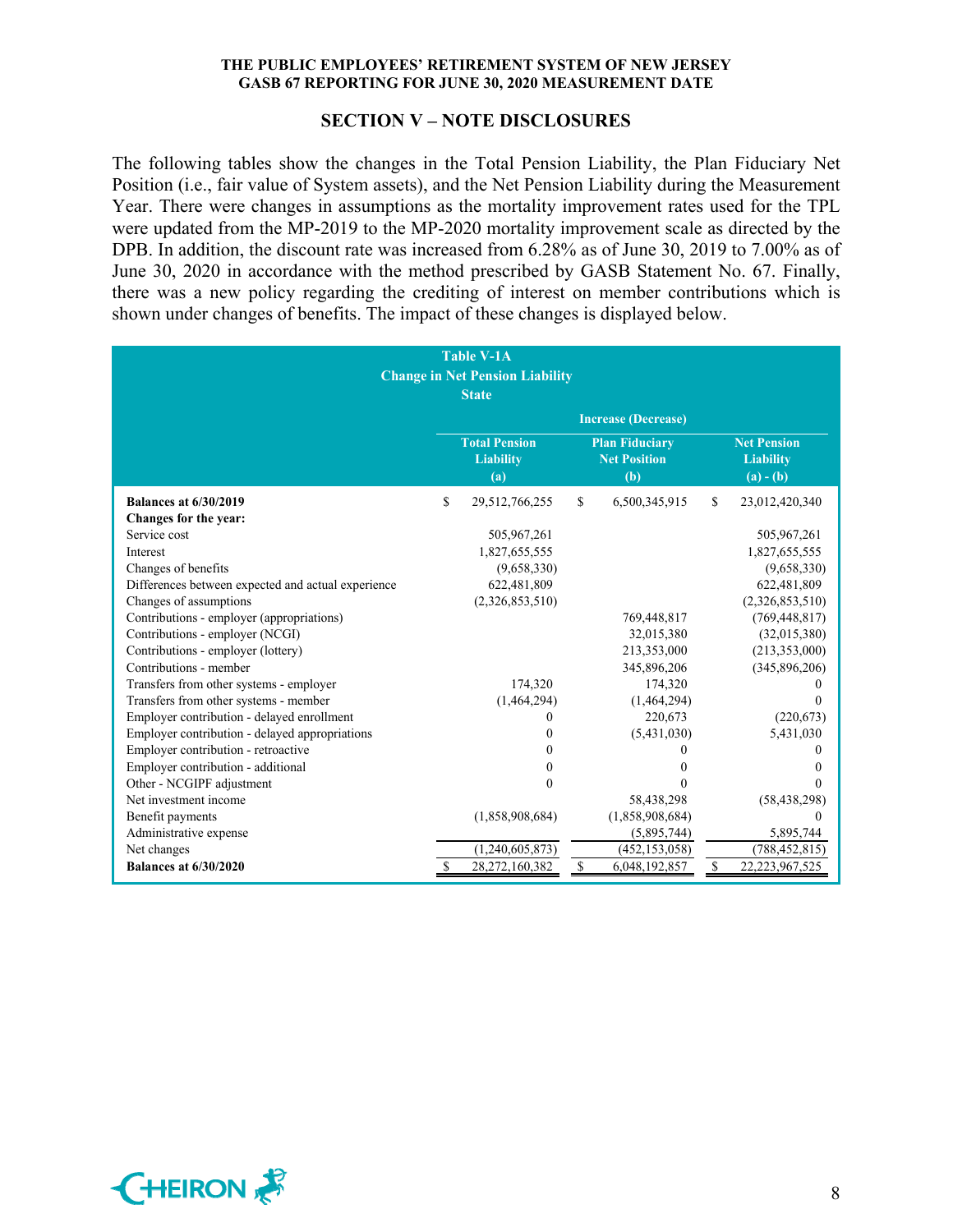## SECTION V – NOTE DISCLOSURES

The following tables show the changes in the Total Pension Liability, the Plan Fiduciary Net Position (i.e., fair value of System assets), and the Net Pension Liability during the Measurement Year. There were changes in assumptions as the mortality improvement rates used for the TPL were updated from the MP-2019 to the MP-2020 mortality improvement scale as directed by the DPB. In addition, the discount rate was increased from 6.28% as of June 30, 2019 to 7.00% as of June 30, 2020 in accordance with the method prescribed by GASB Statement No. 67. Finally, there was a new policy regarding the crediting of interest on member contributions which is shown under changes of benefits. The impact of these changes is displayed below.

**Table V-1A**
**Change in Net Pension Liability**
**State**

| | Increase (Decrease) | | |
|---|---|---|---|
| | **Total Pension Liability (a)** | **Plan Fiduciary Net Position (b)** | **Net Pension Liability (a) - (b)** |
| **Balances at 6/30/2019** | $ 29,512,766,255 | $ 6,500,345,915 | $ 23,012,420,340 |
| **Changes for the year:** | | | |
| Service cost | 505,967,261 | | 505,967,261 |
| Interest | 1,827,655,555 | | 1,827,655,555 |
| Changes of benefits | (9,658,330) | | (9,658,330) |
| Differences between expected and actual experience | 622,481,809 | | 622,481,809 |
| Changes of assumptions | (2,326,853,510) | | (2,326,853,510) |
| Contributions - employer (appropriations) | | 769,448,817 | (769,448,817) |
| Contributions - employer (NCGI) | | 32,015,380 | (32,015,380) |
| Contributions - employer (lottery) | | 213,353,000 | (213,353,000) |
| Contributions - member | | 345,896,206 | (345,896,206) |
| Transfers from other systems - employer | 174,320 | 174,320 | 0 |
| Transfers from other systems - member | (1,464,294) | (1,464,294) | 0 |
| Employer contribution - delayed enrollment | 0 | 220,673 | (220,673) |
| Employer contribution - delayed appropriations | 0 | (5,431,030) | 5,431,030 |
| Employer contribution - retroactive | 0 | 0 | 0 |
| Employer contribution - additional | 0 | 0 | 0 |
| Other - NCGIPF adjustment | 0 | 0 | 0 |
| Net investment income | | 58,438,298 | (58,438,298) |
| Benefit payments | (1,858,908,684) | (1,858,908,684) | 0 |
| Administrative expense | | (5,895,744) | 5,895,744 |
| Net changes | (1,240,605,873) | (452,153,058) | (788,452,815) |
| **Balances at 6/30/2020** | $ 28,272,160,382 | $ 6,048,192,857 | $ 22,223,967,525 |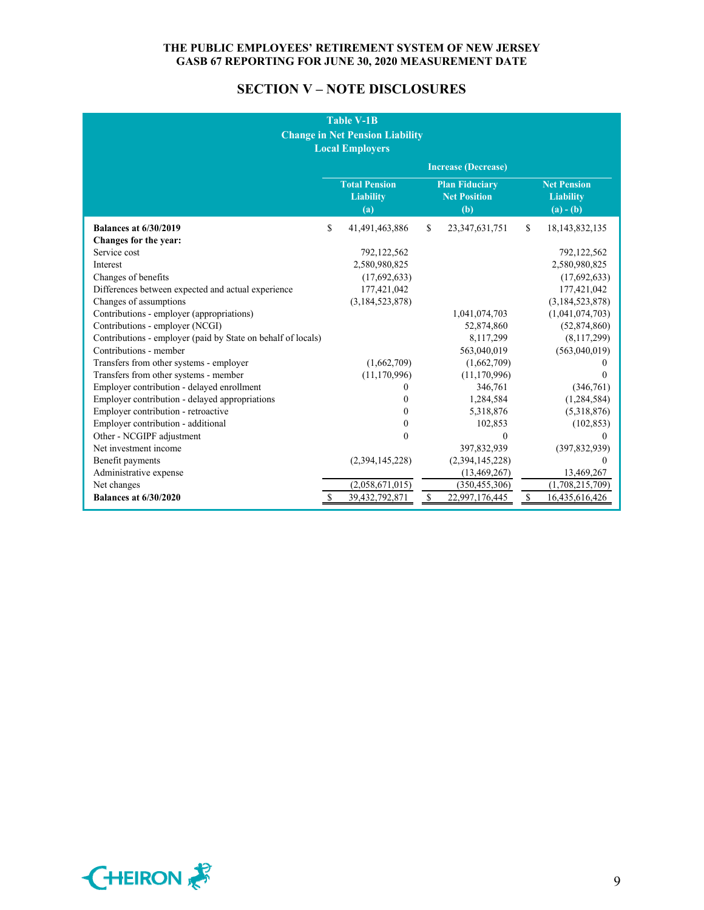# THE PUBLIC EMPLOYEES' RETIREMENT SYSTEM OF NEW JERSEY
## GASB 67 REPORTING FOR JUNE 30, 2020 MEASUREMENT DATE

## SECTION V – NOTE DISCLOSURES

**Table V-1B**
**Change in Net Pension Liability**
**Local Employers**

| | Increase (Decrease) | | |
|---|---|---|---|
| | **Total Pension Liability (a)** | **Plan Fiduciary Net Position (b)** | **Net Pension Liability (a) - (b)** |
| **Balances at 6/30/2019** | $ 41,491,463,886 | $ 23,347,631,751 | $ 18,143,832,135 |
| **Changes for the year:** | | | |
| Service cost | 792,122,562 | | 792,122,562 |
| Interest | 2,580,980,825 | | 2,580,980,825 |
| Changes of benefits | (17,692,633) | | (17,692,633) |
| Differences between expected and actual experience | 177,421,042 | | 177,421,042 |
| Changes of assumptions | (3,184,523,878) | | (3,184,523,878) |
| Contributions - employer (appropriations) | | 1,041,074,703 | (1,041,074,703) |
| Contributions - employer (NCGI) | | 52,874,860 | (52,874,860) |
| Contributions - employer (paid by State on behalf of locals) | | 8,117,299 | (8,117,299) |
| Contributions - member | | 563,040,019 | (563,040,019) |
| Transfers from other systems - employer | (1,662,709) | (1,662,709) | 0 |
| Transfers from other systems - member | (11,170,996) | (11,170,996) | 0 |
| Employer contribution - delayed enrollment | 0 | 346,761 | (346,761) |
| Employer contribution - delayed appropriations | 0 | 1,284,584 | (1,284,584) |
| Employer contribution - retroactive | 0 | 5,318,876 | (5,318,876) |
| Employer contribution - additional | 0 | 102,853 | (102,853) |
| Other - NCGIPF adjustment | 0 | 0 | 0 |
| Net investment income | | 397,832,939 | (397,832,939) |
| Benefit payments | (2,394,145,228) | (2,394,145,228) | 0 |
| Administrative expense | | (13,469,267) | 13,469,267 |
| Net changes | (2,058,671,015) | (350,455,306) | (1,708,215,709) |
| **Balances at 6/30/2020** | $ 39,432,792,871 | $ 22,997,176,445 | $ 16,435,616,426 |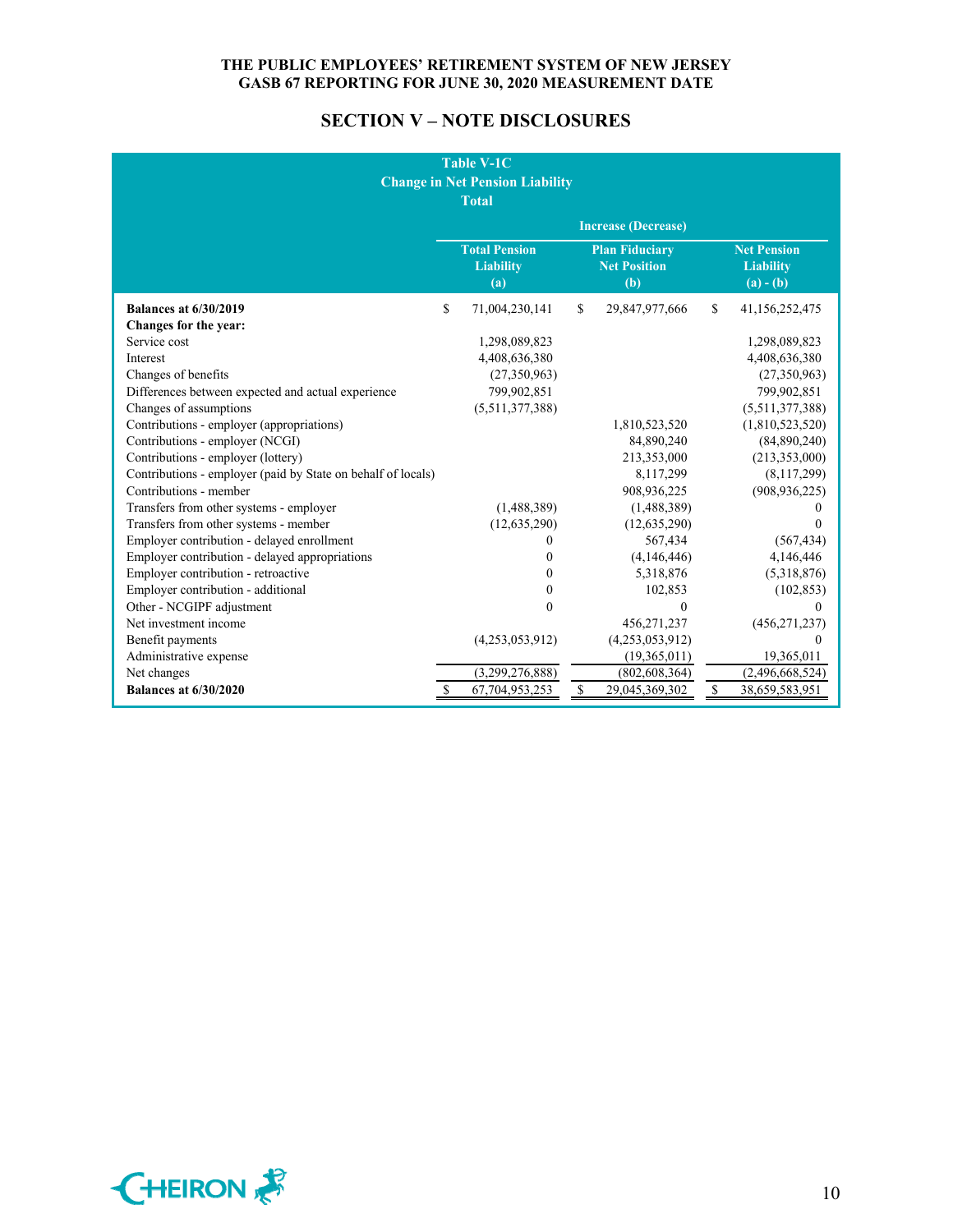## SECTION V – NOTE DISCLOSURES

**Table V-1C**
**Change in Net Pension Liability**
**Total**

| | Increase (Decrease) | | |
|---|---|---|---|
| | Total Pension Liability (a) | Plan Fiduciary Net Position (b) | Net Pension Liability (a) - (b) |
| **Balances at 6/30/2019** | $ 71,004,230,141 | $ 29,847,977,666 | $ 41,156,252,475 |
| **Changes for the year:** | | | |
| Service cost | 1,298,089,823 | | 1,298,089,823 |
| Interest | 4,408,636,380 | | 4,408,636,380 |
| Changes of benefits | (27,350,963) | | (27,350,963) |
| Differences between expected and actual experience | 799,902,851 | | 799,902,851 |
| Changes of assumptions | (5,511,377,388) | | (5,511,377,388) |
| Contributions - employer (appropriations) | | 1,810,523,520 | (1,810,523,520) |
| Contributions - employer (NCGI) | | 84,890,240 | (84,890,240) |
| Contributions - employer (lottery) | | 213,353,000 | (213,353,000) |
| Contributions - employer (paid by State on behalf of locals) | | 8,117,299 | (8,117,299) |
| Contributions - member | | 908,936,225 | (908,936,225) |
| Transfers from other systems - employer | (1,488,389) | (1,488,389) | 0 |
| Transfers from other systems - member | (12,635,290) | (12,635,290) | 0 |
| Employer contribution - delayed enrollment | 0 | 567,434 | (567,434) |
| Employer contribution - delayed appropriations | 0 | (4,146,446) | 4,146,446 |
| Employer contribution - retroactive | 0 | 5,318,876 | (5,318,876) |
| Employer contribution - additional | 0 | 102,853 | (102,853) |
| Other - NCGIPF adjustment | 0 | 0 | 0 |
| Net investment income | | 456,271,237 | (456,271,237) |
| Benefit payments | (4,253,053,912) | (4,253,053,912) | 0 |
| Administrative expense | | (19,365,011) | 19,365,011 |
| Net changes | (3,299,276,888) | (802,608,364) | (2,496,668,524) |
| **Balances at 6/30/2020** | $ 67,704,953,253 | $ 29,045,369,302 | $ 38,659,583,951 |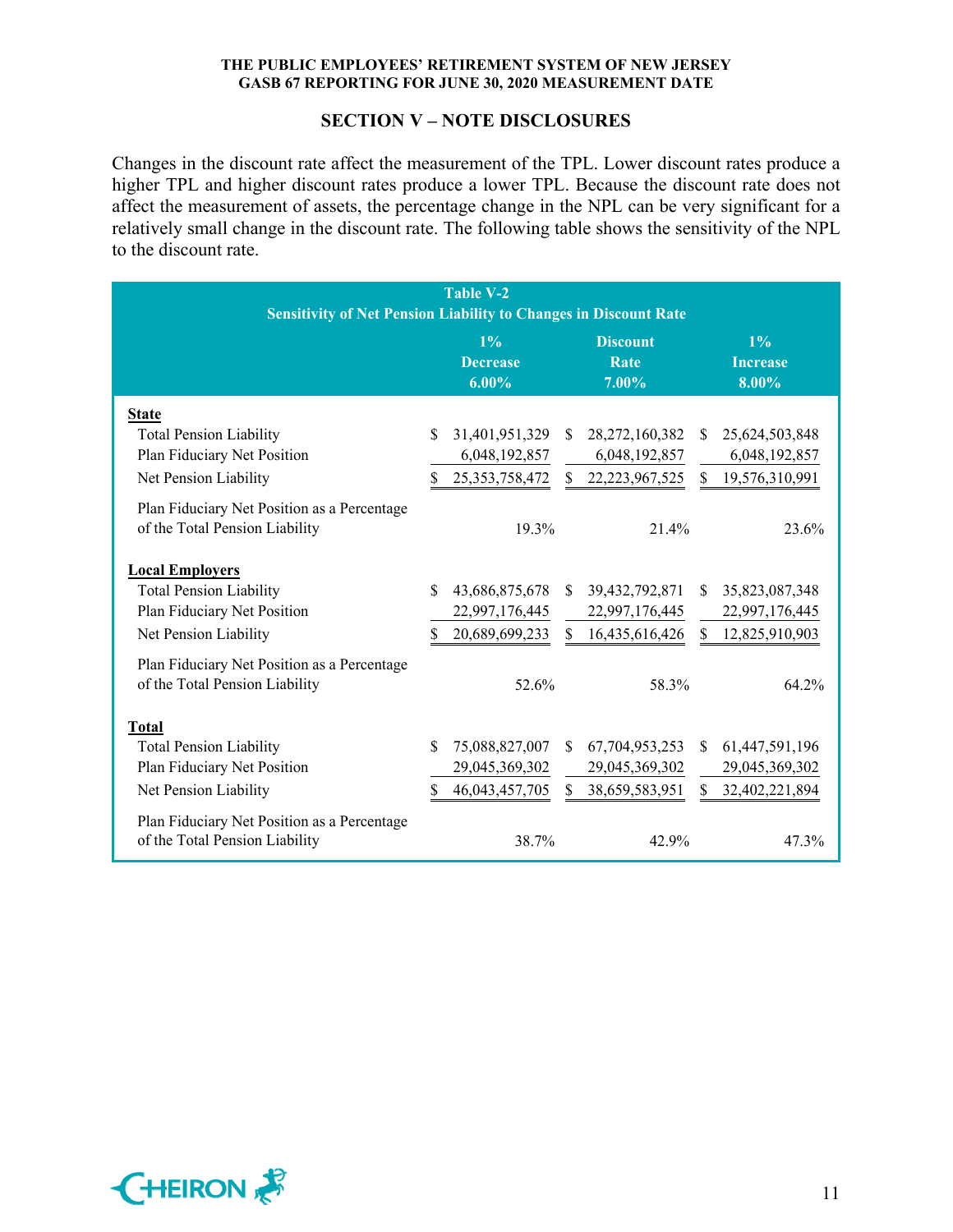## SECTION V – NOTE DISCLOSURES

Changes in the discount rate affect the measurement of the TPL. Lower discount rates produce a higher TPL and higher discount rates produce a lower TPL. Because the discount rate does not affect the measurement of assets, the percentage change in the NPL can be very significant for a relatively small change in the discount rate. The following table shows the sensitivity of the NPL to the discount rate.

**Table V-2**
**Sensitivity of Net Pension Liability to Changes in Discount Rate**

| | 1% Decrease 6.00% | Discount Rate 7.00% | 1% Increase 8.00% |
|---|---|---|---|
| **State** | | | |
| Total Pension Liability | $ 31,401,951,329 | $ 28,272,160,382 | $ 25,624,503,848 |
| Plan Fiduciary Net Position | 6,048,192,857 | 6,048,192,857 | 6,048,192,857 |
| Net Pension Liability | $ 25,353,758,472 | $ 22,223,967,525 | $ 19,576,310,991 |
| Plan Fiduciary Net Position as a Percentage of the Total Pension Liability | 19.3% | 21.4% | 23.6% |
| **Local Employers** | | | |
| Total Pension Liability | $ 43,686,875,678 | $ 39,432,792,871 | $ 35,823,087,348 |
| Plan Fiduciary Net Position | 22,997,176,445 | 22,997,176,445 | 22,997,176,445 |
| Net Pension Liability | $ 20,689,699,233 | $ 16,435,616,426 | $ 12,825,910,903 |
| Plan Fiduciary Net Position as a Percentage of the Total Pension Liability | 52.6% | 58.3% | 64.2% |
| **Total** | | | |
| Total Pension Liability | $ 75,088,827,007 | $ 67,704,953,253 | $ 61,447,591,196 |
| Plan Fiduciary Net Position | 29,045,369,302 | 29,045,369,302 | 29,045,369,302 |
| Net Pension Liability | $ 46,043,457,705 | $ 38,659,583,951 | $ 32,402,221,894 |
| Plan Fiduciary Net Position as a Percentage of the Total Pension Liability | 38.7% | 42.9% | 47.3% |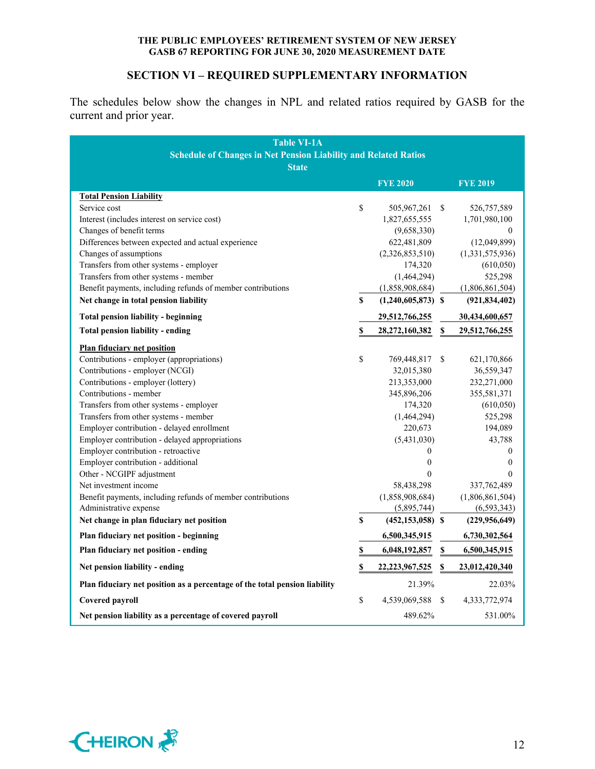THE PUBLIC EMPLOYEES' RETIREMENT SYSTEM OF NEW JERSEY
GASB 67 REPORTING FOR JUNE 30, 2020 MEASUREMENT DATE

## SECTION VI – REQUIRED SUPPLEMENTARY INFORMATION

The schedules below show the changes in NPL and related ratios required by GASB for the current and prior year.

**Table VI-1A**
**Schedule of Changes in Net Pension Liability and Related Ratios**
**State**

| | FYE 2020 | FYE 2019 |
|---|---|---|
| **Total Pension Liability** | | |
| Service cost | $ 505,967,261 | $ 526,757,589 |
| Interest (includes interest on service cost) | 1,827,655,555 | 1,701,980,100 |
| Changes of benefit terms | (9,658,330) | 0 |
| Differences between expected and actual experience | 622,481,809 | (12,049,899) |
| Changes of assumptions | (2,326,853,510) | (1,331,575,936) |
| Transfers from other systems - employer | 174,320 | (610,050) |
| Transfers from other systems - member | (1,464,294) | 525,298 |
| Benefit payments, including refunds of member contributions | (1,858,908,684) | (1,806,861,504) |
| **Net change in total pension liability** | **$ (1,240,605,873)** | **$ (921,834,402)** |
| **Total pension liability - beginning** | **29,512,766,255** | **30,434,600,657** |
| **Total pension liability - ending** | **$ 28,272,160,382** | **$ 29,512,766,255** |
| **Plan fiduciary net position** | | |
| Contributions - employer (appropriations) | $ 769,448,817 | $ 621,170,866 |
| Contributions - employer (NCGI) | 32,015,380 | 36,559,347 |
| Contributions - employer (lottery) | 213,353,000 | 232,271,000 |
| Contributions - member | 345,896,206 | 355,581,371 |
| Transfers from other systems - employer | 174,320 | (610,050) |
| Transfers from other systems - member | (1,464,294) | 525,298 |
| Employer contribution - delayed enrollment | 220,673 | 194,089 |
| Employer contribution - delayed appropriations | (5,431,030) | 43,788 |
| Employer contribution - retroactive | 0 | 0 |
| Employer contribution - additional | 0 | 0 |
| Other - NCGIPF adjustment | 0 | 0 |
| Net investment income | 58,438,298 | 337,762,489 |
| Benefit payments, including refunds of member contributions | (1,858,908,684) | (1,806,861,504) |
| Administrative expense | (5,895,744) | (6,593,343) |
| **Net change in plan fiduciary net position** | **$ (452,153,058)** | **$ (229,956,649)** |
| **Plan fiduciary net position - beginning** | **6,500,345,915** | **6,730,302,564** |
| **Plan fiduciary net position - ending** | **$ 6,048,192,857** | **$ 6,500,345,915** |
| **Net pension liability - ending** | **$ 22,223,967,525** | **$ 23,012,420,340** |
| **Plan fiduciary net position as a percentage of the total pension liability** | 21.39% | 22.03% |
| **Covered payroll** | $ 4,539,069,588 | $ 4,333,772,974 |
| **Net pension liability as a percentage of covered payroll** | 489.62% | 531.00% |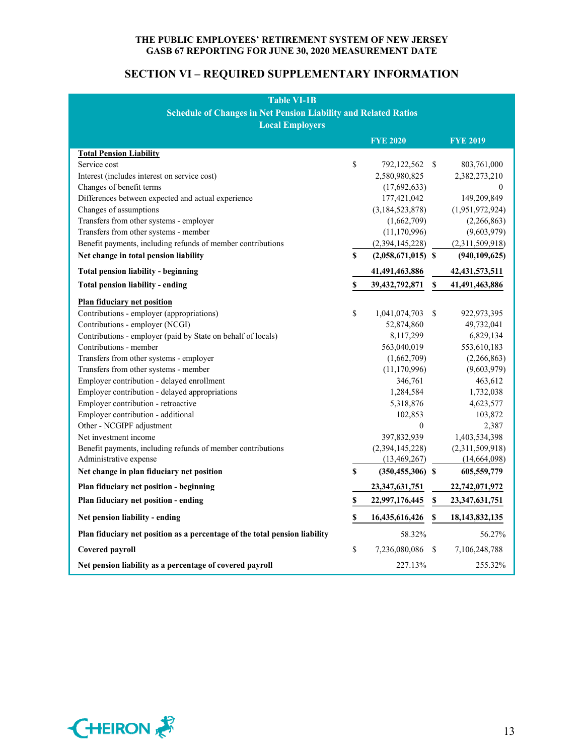THE PUBLIC EMPLOYEES' RETIREMENT SYSTEM OF NEW JERSEY
GASB 67 REPORTING FOR JUNE 30, 2020 MEASUREMENT DATE

## SECTION VI – REQUIRED SUPPLEMENTARY INFORMATION

**Table VI-1B**
**Schedule of Changes in Net Pension Liability and Related Ratios**
**Local Employers**

| | FYE 2020 | FYE 2019 |
|---|---|---|
| **Total Pension Liability** | | |
| Service cost | $ 792,122,562 | $ 803,761,000 |
| Interest (includes interest on service cost) | 2,580,980,825 | 2,382,273,210 |
| Changes of benefit terms | (17,692,633) | 0 |
| Differences between expected and actual experience | 177,421,042 | 149,209,849 |
| Changes of assumptions | (3,184,523,878) | (1,951,972,924) |
| Transfers from other systems - employer | (1,662,709) | (2,266,863) |
| Transfers from other systems - member | (11,170,996) | (9,603,979) |
| Benefit payments, including refunds of member contributions | (2,394,145,228) | (2,311,509,918) |
| **Net change in total pension liability** | **$ (2,058,671,015)** | **$ (940,109,625)** |
| **Total pension liability - beginning** | **41,491,463,886** | **42,431,573,511** |
| **Total pension liability - ending** | **$ 39,432,792,871** | **$ 41,491,463,886** |
| **Plan fiduciary net position** | | |
| Contributions - employer (appropriations) | $ 1,041,074,703 | $ 922,973,395 |
| Contributions - employer (NCGI) | 52,874,860 | 49,732,041 |
| Contributions - employer (paid by State on behalf of locals) | 8,117,299 | 6,829,134 |
| Contributions - member | 563,040,019 | 553,610,183 |
| Transfers from other systems - employer | (1,662,709) | (2,266,863) |
| Transfers from other systems - member | (11,170,996) | (9,603,979) |
| Employer contribution - delayed enrollment | 346,761 | 463,612 |
| Employer contribution - delayed appropriations | 1,284,584 | 1,732,038 |
| Employer contribution - retroactive | 5,318,876 | 4,623,577 |
| Employer contribution - additional | 102,853 | 103,872 |
| Other - NCGIPF adjustment | 0 | 2,387 |
| Net investment income | 397,832,939 | 1,403,534,398 |
| Benefit payments, including refunds of member contributions | (2,394,145,228) | (2,311,509,918) |
| Administrative expense | (13,469,267) | (14,664,098) |
| **Net change in plan fiduciary net position** | **$ (350,455,306)** | **$ 605,559,779** |
| **Plan fiduciary net position - beginning** | **23,347,631,751** | **22,742,071,972** |
| **Plan fiduciary net position - ending** | **$ 22,997,176,445** | **$ 23,347,631,751** |
| **Net pension liability - ending** | **$ 16,435,616,426** | **$ 18,143,832,135** |
| **Plan fiduciary net position as a percentage of the total pension liability** | 58.32% | 56.27% |
| **Covered payroll** | $ 7,236,080,086 | $ 7,106,248,788 |
| **Net pension liability as a percentage of covered payroll** | 227.13% | 255.32% |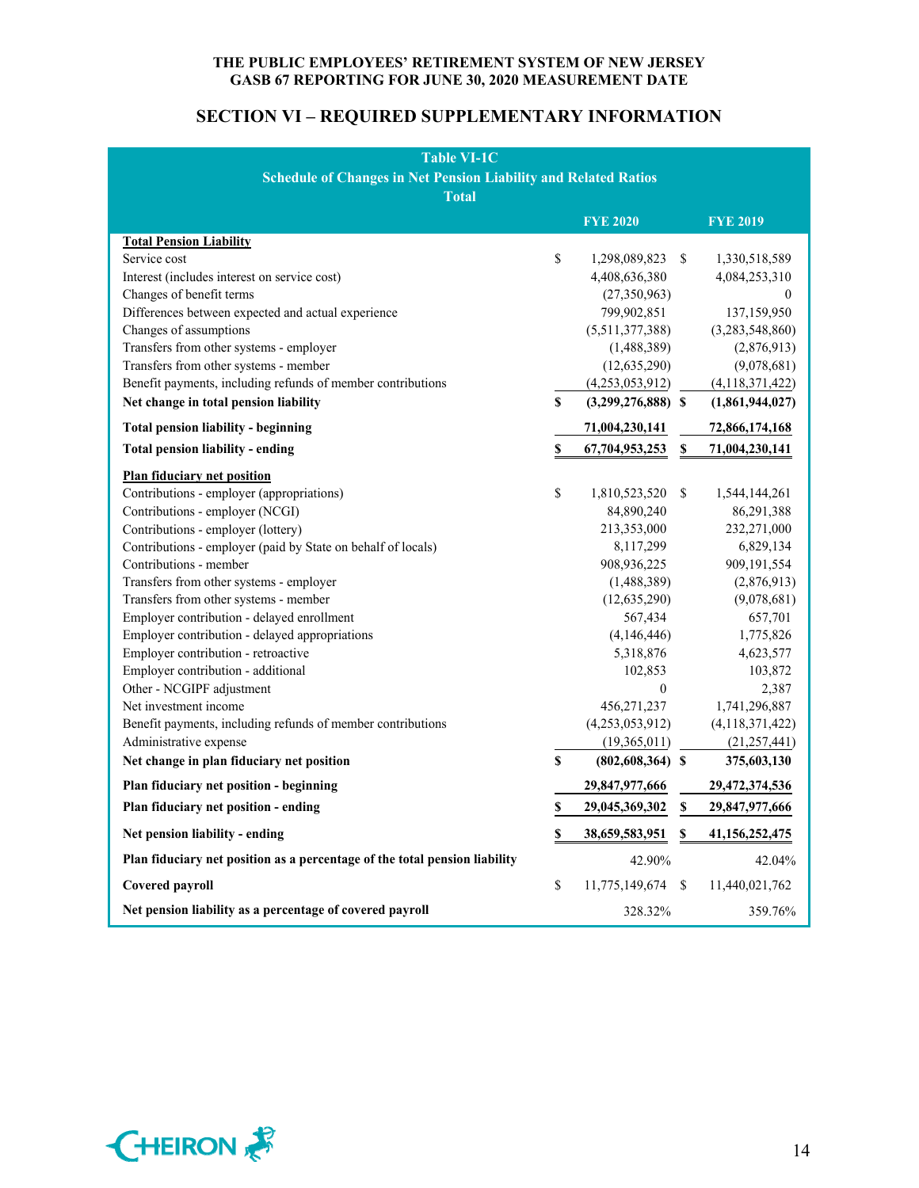THE PUBLIC EMPLOYEES' RETIREMENT SYSTEM OF NEW JERSEY
GASB 67 REPORTING FOR JUNE 30, 2020 MEASUREMENT DATE

## SECTION VI – REQUIRED SUPPLEMENTARY INFORMATION

**Table VI-1C**
**Schedule of Changes in Net Pension Liability and Related Ratios**
**Total**

| | FYE 2020 | FYE 2019 |
|---|---|---|
| **Total Pension Liability** | | |
| Service cost | $ 1,298,089,823 | $ 1,330,518,589 |
| Interest (includes interest on service cost) | 4,408,636,380 | 4,084,253,310 |
| Changes of benefit terms | (27,350,963) | 0 |
| Differences between expected and actual experience | 799,902,851 | 137,159,950 |
| Changes of assumptions | (5,511,377,388) | (3,283,548,860) |
| Transfers from other systems - employer | (1,488,389) | (2,876,913) |
| Transfers from other systems - member | (12,635,290) | (9,078,681) |
| Benefit payments, including refunds of member contributions | (4,253,053,912) | (4,118,371,422) |
| **Net change in total pension liability** | **$ (3,299,276,888)** | **$ (1,861,944,027)** |
| **Total pension liability - beginning** | **71,004,230,141** | **72,866,174,168** |
| **Total pension liability - ending** | **$ 67,704,953,253** | **$ 71,004,230,141** |
| **Plan fiduciary net position** | | |
| Contributions - employer (appropriations) | $ 1,810,523,520 | $ 1,544,144,261 |
| Contributions - employer (NCGI) | 84,890,240 | 86,291,388 |
| Contributions - employer (lottery) | 213,353,000 | 232,271,000 |
| Contributions - employer (paid by State on behalf of locals) | 8,117,299 | 6,829,134 |
| Contributions - member | 908,936,225 | 909,191,554 |
| Transfers from other systems - employer | (1,488,389) | (2,876,913) |
| Transfers from other systems - member | (12,635,290) | (9,078,681) |
| Employer contribution - delayed enrollment | 567,434 | 657,701 |
| Employer contribution - delayed appropriations | (4,146,446) | 1,775,826 |
| Employer contribution - retroactive | 5,318,876 | 4,623,577 |
| Employer contribution - additional | 102,853 | 103,872 |
| Other - NCGIPF adjustment | 0 | 2,387 |
| Net investment income | 456,271,237 | 1,741,296,887 |
| Benefit payments, including refunds of member contributions | (4,253,053,912) | (4,118,371,422) |
| Administrative expense | (19,365,011) | (21,257,441) |
| **Net change in plan fiduciary net position** | **$ (802,608,364)** | **$ 375,603,130** |
| **Plan fiduciary net position - beginning** | **29,847,977,666** | **29,472,374,536** |
| **Plan fiduciary net position - ending** | **$ 29,045,369,302** | **$ 29,847,977,666** |
| **Net pension liability - ending** | **$ 38,659,583,951** | **$ 41,156,252,475** |
| **Plan fiduciary net position as a percentage of the total pension liability** | 42.90% | 42.04% |
| **Covered payroll** | $ 11,775,149,674 | $ 11,440,021,762 |
| **Net pension liability as a percentage of covered payroll** | 328.32% | 359.76% |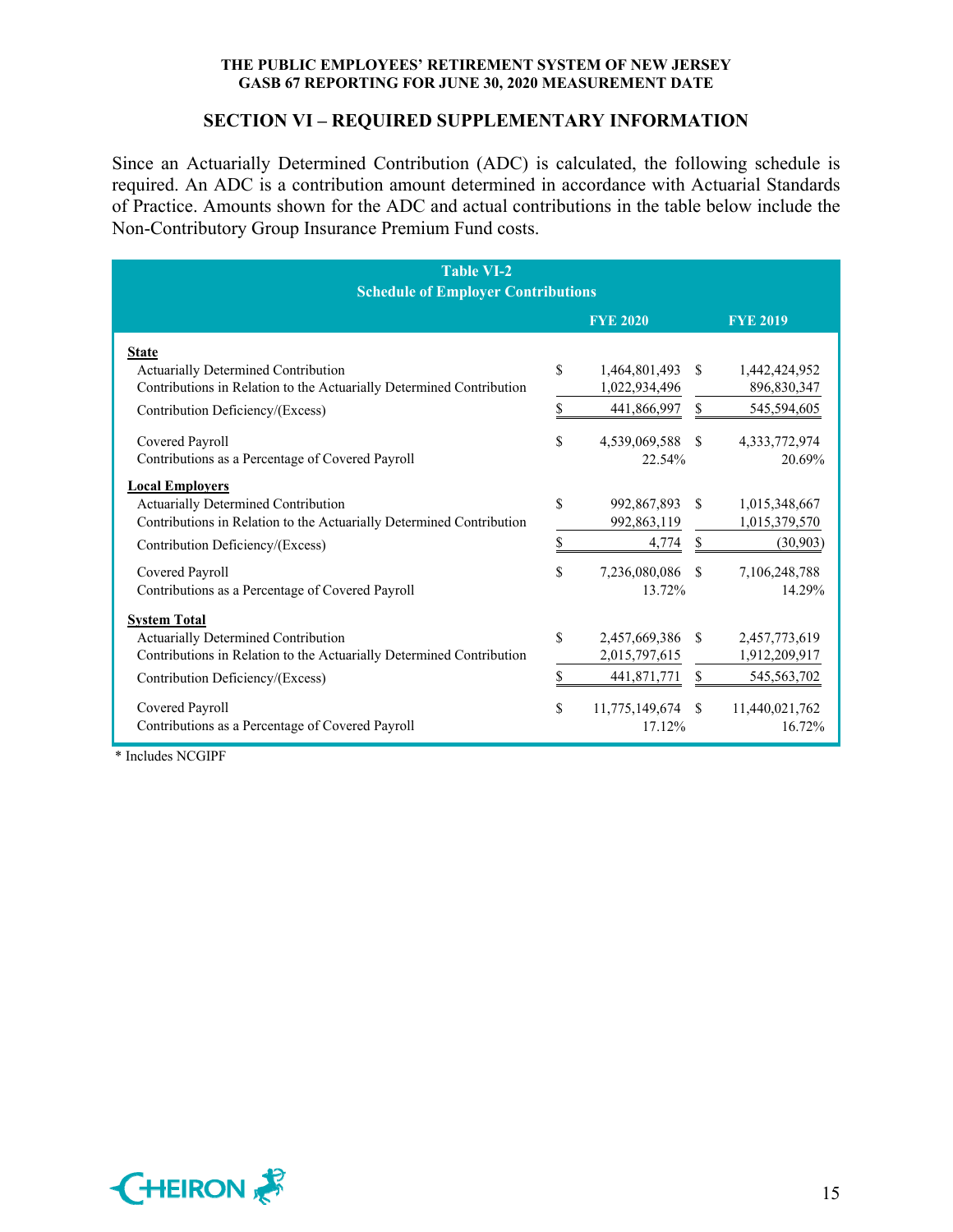## SECTION VI – REQUIRED SUPPLEMENTARY INFORMATION

Since an Actuarially Determined Contribution (ADC) is calculated, the following schedule is required. An ADC is a contribution amount determined in accordance with Actuarial Standards of Practice. Amounts shown for the ADC and actual contributions in the table below include the Non-Contributory Group Insurance Premium Fund costs.

**Table VI-2**
**Schedule of Employer Contributions**

| | FYE 2020 | FYE 2019 |
|---|---|---|
| **State** | | |
| Actuarially Determined Contribution | $ 1,464,801,493 | $ 1,442,424,952 |
| Contributions in Relation to the Actuarially Determined Contribution | 1,022,934,496 | 896,830,347 |
| Contribution Deficiency/(Excess) | $ 441,866,997 | $ 545,594,605 |
| Covered Payroll | $ 4,539,069,588 | $ 4,333,772,974 |
| Contributions as a Percentage of Covered Payroll | 22.54% | 20.69% |
| **Local Employers** | | |
| Actuarially Determined Contribution | $ 992,867,893 | $ 1,015,348,667 |
| Contributions in Relation to the Actuarially Determined Contribution | 992,863,119 | 1,015,379,570 |
| Contribution Deficiency/(Excess) | $ 4,774 | $ (30,903) |
| Covered Payroll | $ 7,236,080,086 | $ 7,106,248,788 |
| Contributions as a Percentage of Covered Payroll | 13.72% | 14.29% |
| **System Total** | | |
| Actuarially Determined Contribution | $ 2,457,669,386 | $ 2,457,773,619 |
| Contributions in Relation to the Actuarially Determined Contribution | 2,015,797,615 | 1,912,209,917 |
| Contribution Deficiency/(Excess) | $ 441,871,771 | $ 545,563,702 |
| Covered Payroll | $ 11,775,149,674 | $ 11,440,021,762 |
| Contributions as a Percentage of Covered Payroll | 17.12% | 16.72% |

\* Includes NCGIPF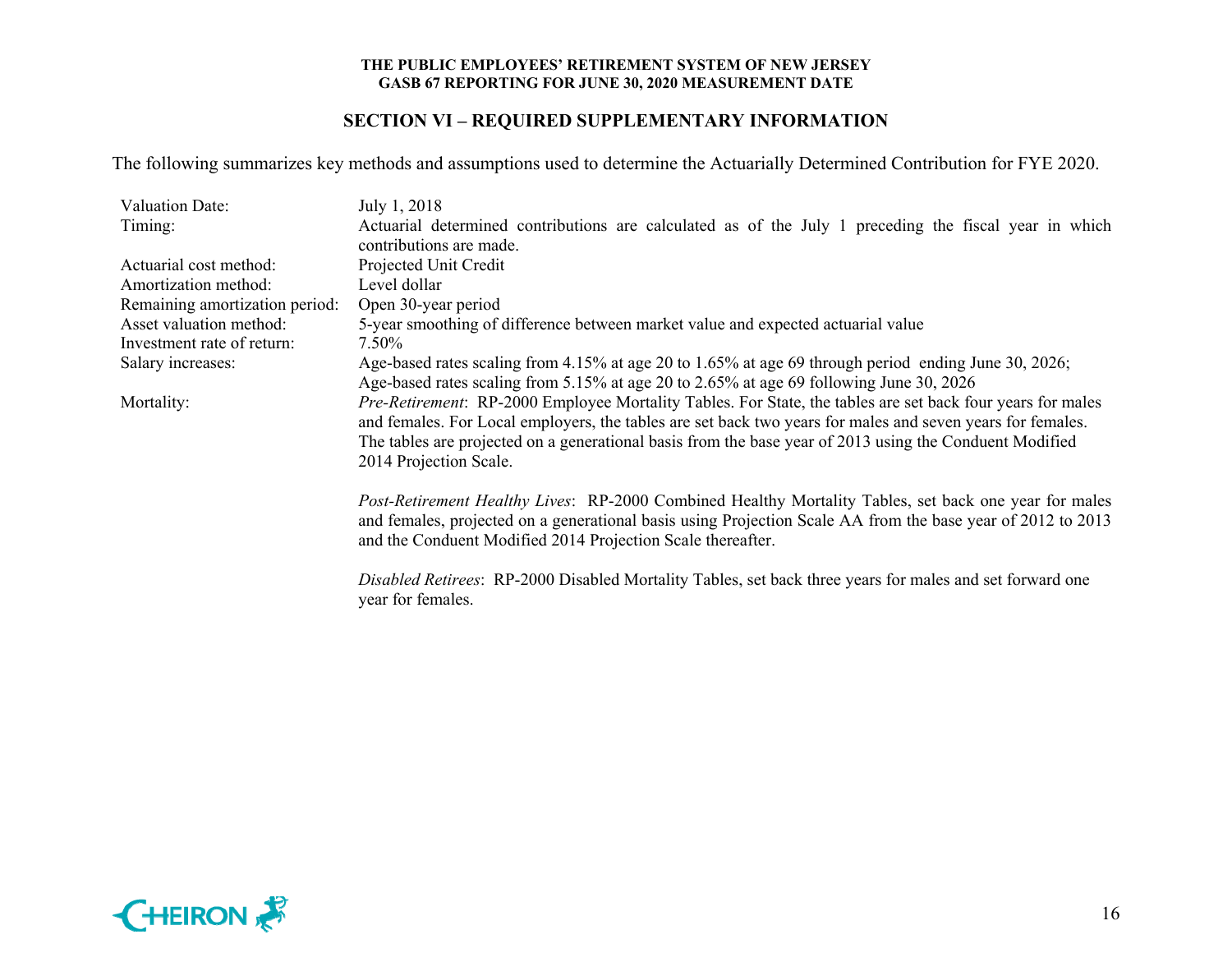## SECTION VI – REQUIRED SUPPLEMENTARY INFORMATION

The following summarizes key methods and assumptions used to determine the Actuarially Determined Contribution for FYE 2020.

| | |
|---|---|
| Valuation Date: | July 1, 2018 |
| Timing: | Actuarial determined contributions are calculated as of the July 1 preceding the fiscal year in which contributions are made. |
| Actuarial cost method: | Projected Unit Credit |
| Amortization method: | Level dollar |
| Remaining amortization period: | Open 30-year period |
| Asset valuation method: | 5-year smoothing of difference between market value and expected actuarial value |
| Investment rate of return: | 7.50% |
| Salary increases: | Age-based rates scaling from 4.15% at age 20 to 1.65% at age 69 through period ending June 30, 2026; Age-based rates scaling from 5.15% at age 20 to 2.65% at age 69 following June 30, 2026 |
| Mortality: | *Pre-Retirement*: RP-2000 Employee Mortality Tables. For State, the tables are set back four years for males and females. For Local employers, the tables are set back two years for males and seven years for females. The tables are projected on a generational basis from the base year of 2013 using the Conduent Modified 2014 Projection Scale.<br><br>*Post-Retirement Healthy Lives*: RP-2000 Combined Healthy Mortality Tables, set back one year for males and females, projected on a generational basis using Projection Scale AA from the base year of 2012 to 2013 and the Conduent Modified 2014 Projection Scale thereafter.<br><br>*Disabled Retirees*: RP-2000 Disabled Mortality Tables, set back three years for males and set forward one year for females. |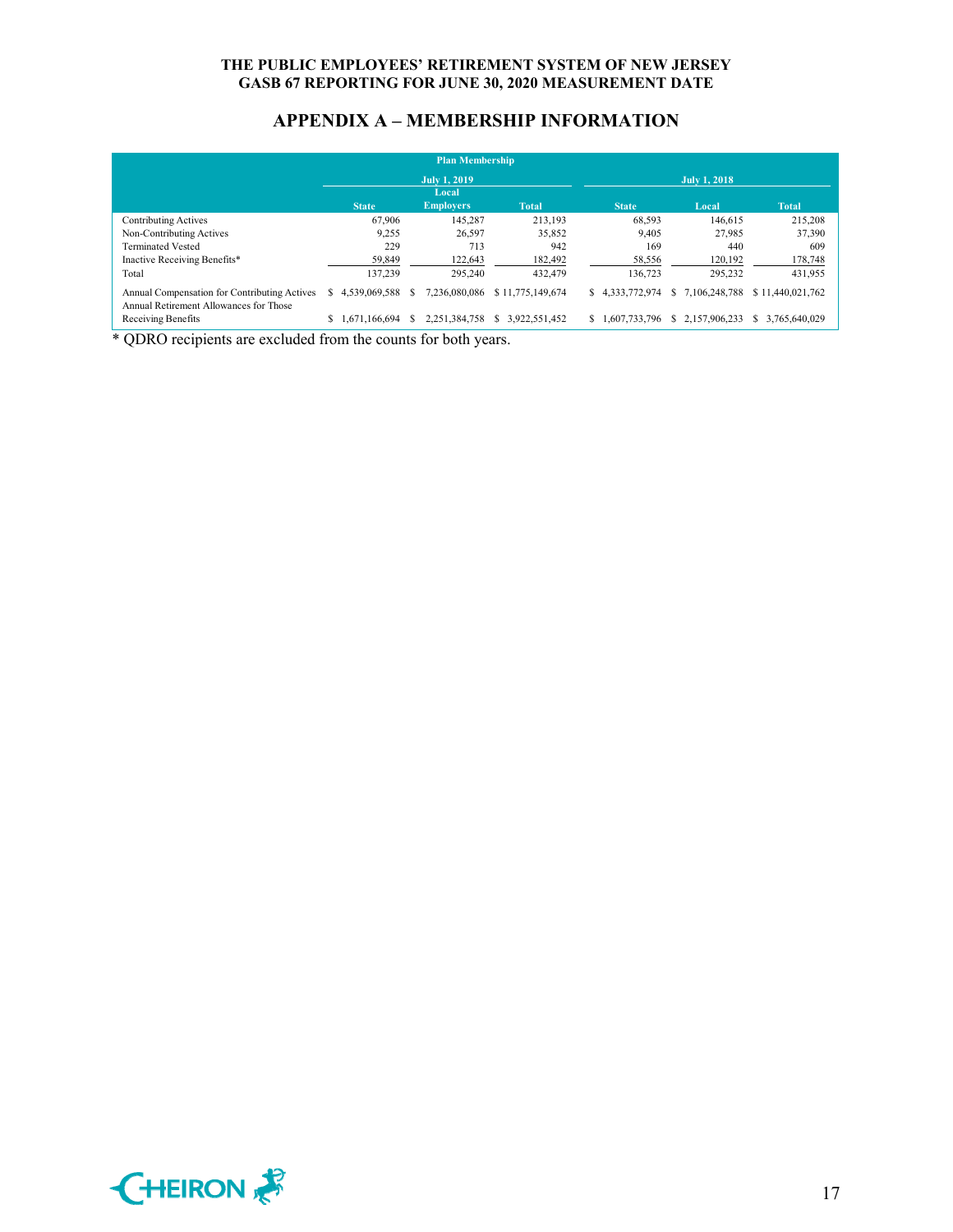## APPENDIX A – MEMBERSHIP INFORMATION

| Plan Membership | | | | | | |
|---|---|---|---|---|---|---|
| | July 1, 2019 | | | July 1, 2018 | | |
| | State | Local Employers | Total | State | Local | Total |
| Contributing Actives | 67,906 | 145,287 | 213,193 | 68,593 | 146,615 | 215,208 |
| Non-Contributing Actives | 9,255 | 26,597 | 35,852 | 9,405 | 27,985 | 37,390 |
| Terminated Vested | 229 | 713 | 942 | 169 | 440 | 609 |
| Inactive Receiving Benefits* | 59,849 | 122,643 | 182,492 | 58,556 | 120,192 | 178,748 |
| Total | 137,239 | 295,240 | 432,479 | 136,723 | 295,232 | 431,955 |
| Annual Compensation for Contributing Actives | $ 4,539,069,588 | $ 7,236,080,086 | $ 11,775,149,674 | $ 4,333,772,974 | $ 7,106,248,788 | $ 11,440,021,762 |
| Annual Retirement Allowances for Those Receiving Benefits | $ 1,671,166,694 | $ 2,251,384,758 | $ 3,922,551,452 | $ 1,607,733,796 | $ 2,157,906,233 | $ 3,765,640,029 |

* QDRO recipients are excluded from the counts for both years.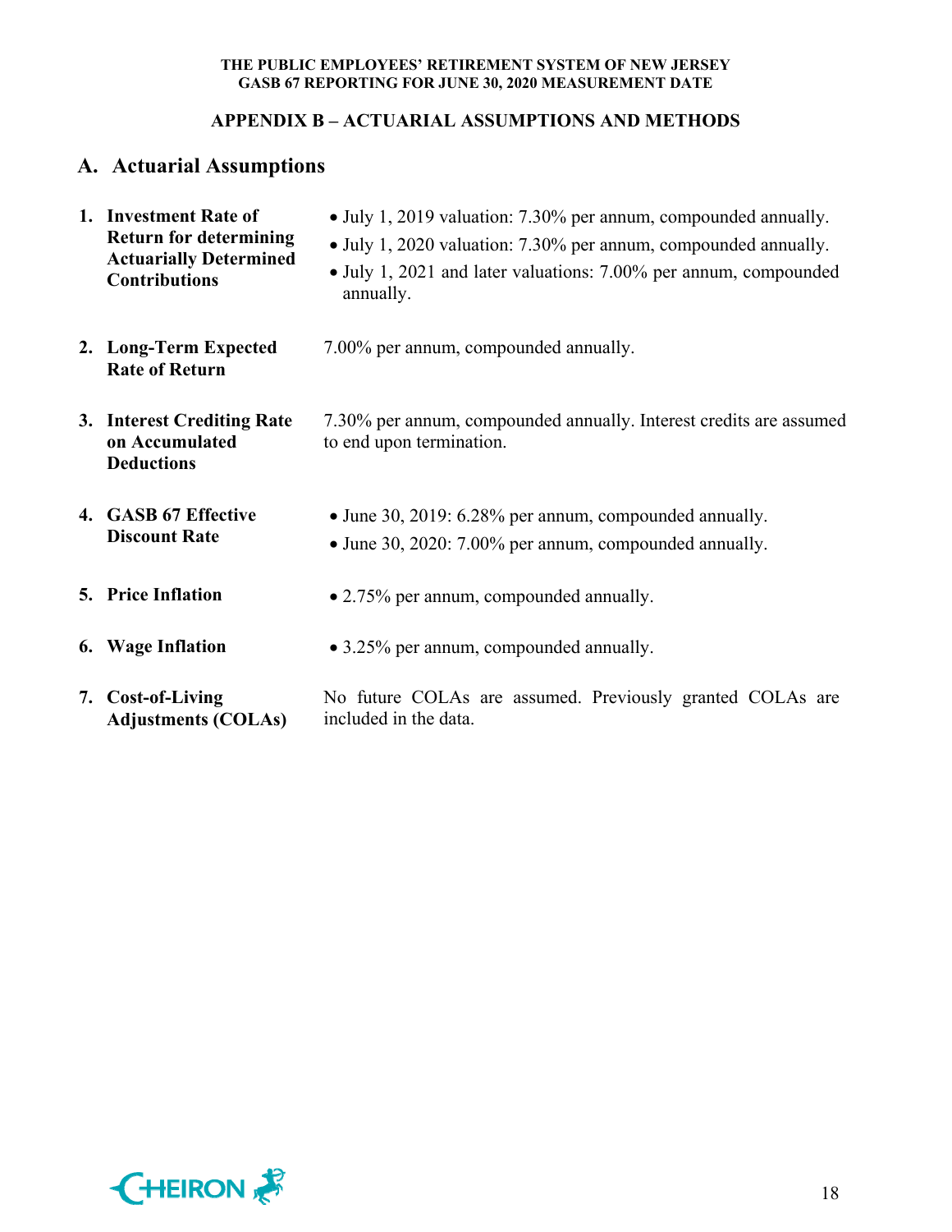## APPENDIX B – ACTUARIAL ASSUMPTIONS AND METHODS

### A. Actuarial Assumptions

1. **Investment Rate of Return for determining Actuarially Determined Contributions**
   - July 1, 2019 valuation: 7.30% per annum, compounded annually.
   - July 1, 2020 valuation: 7.30% per annum, compounded annually.
   - July 1, 2021 and later valuations: 7.00% per annum, compounded annually.

2. **Long-Term Expected Rate of Return**

   7.00% per annum, compounded annually.

3. **Interest Crediting Rate on Accumulated Deductions**

   7.30% per annum, compounded annually. Interest credits are assumed to end upon termination.

4. **GASB 67 Effective Discount Rate**
   - June 30, 2019: 6.28% per annum, compounded annually.
   - June 30, 2020: 7.00% per annum, compounded annually.

5. **Price Inflation**
   - 2.75% per annum, compounded annually.

6. **Wage Inflation**
   - 3.25% per annum, compounded annually.

7. **Cost-of-Living Adjustments (COLAs)**

   No future COLAs are assumed. Previously granted COLAs are included in the data.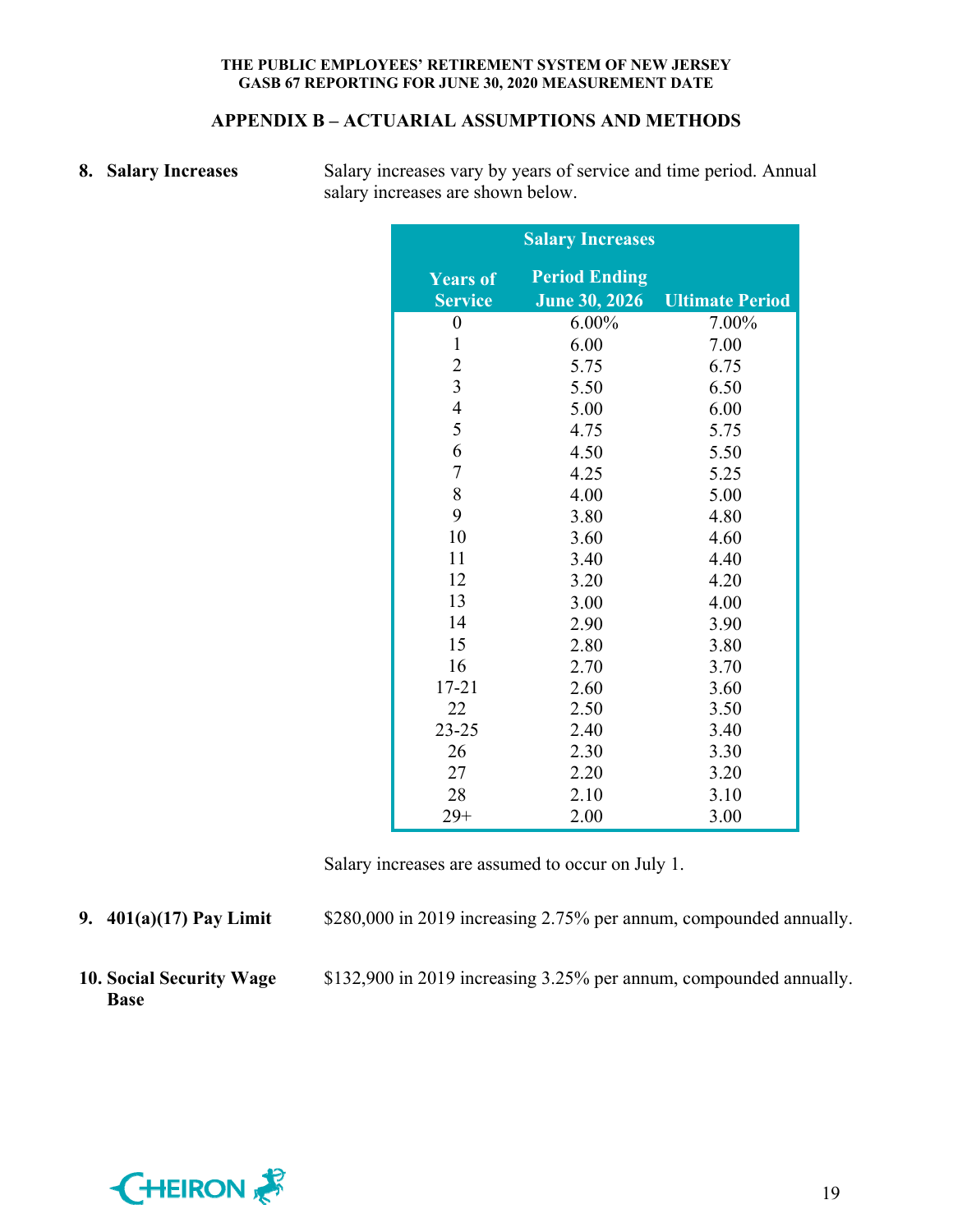## APPENDIX B – ACTUARIAL ASSUMPTIONS AND METHODS

**8. Salary Increases**

Salary increases vary by years of service and time period. Annual salary increases are shown below.

| Salary Increases | | |
|---|---|---|
| **Years of Service** | **Period Ending June 30, 2026** | **Ultimate Period** |
| 0 | 6.00% | 7.00% |
| 1 | 6.00 | 7.00 |
| 2 | 5.75 | 6.75 |
| 3 | 5.50 | 6.50 |
| 4 | 5.00 | 6.00 |
| 5 | 4.75 | 5.75 |
| 6 | 4.50 | 5.50 |
| 7 | 4.25 | 5.25 |
| 8 | 4.00 | 5.00 |
| 9 | 3.80 | 4.80 |
| 10 | 3.60 | 4.60 |
| 11 | 3.40 | 4.40 |
| 12 | 3.20 | 4.20 |
| 13 | 3.00 | 4.00 |
| 14 | 2.90 | 3.90 |
| 15 | 2.80 | 3.80 |
| 16 | 2.70 | 3.70 |
| 17-21 | 2.60 | 3.60 |
| 22 | 2.50 | 3.50 |
| 23-25 | 2.40 | 3.40 |
| 26 | 2.30 | 3.30 |
| 27 | 2.20 | 3.20 |
| 28 | 2.10 | 3.10 |
| 29+ | 2.00 | 3.00 |

Salary increases are assumed to occur on July 1.

**9. 401(a)(17) Pay Limit**

$280,000 in 2019 increasing 2.75% per annum, compounded annually.

**10. Social Security Wage Base**

$132,900 in 2019 increasing 3.25% per annum, compounded annually.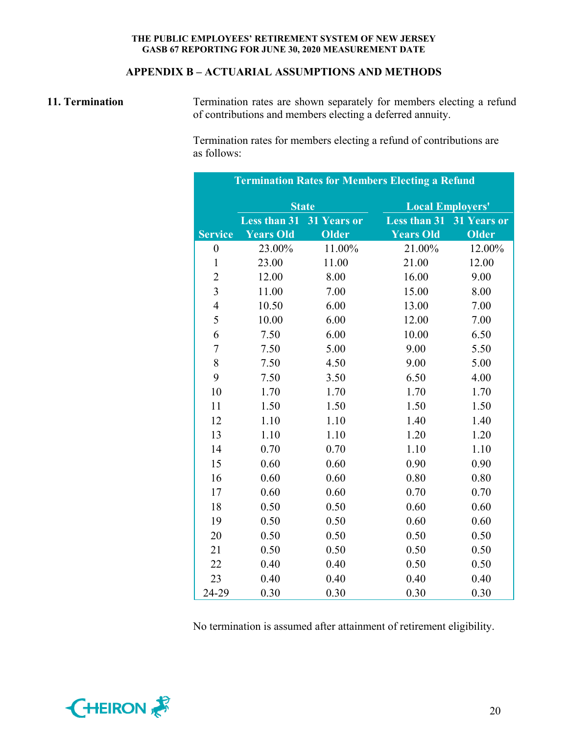**APPENDIX B – ACTUARIAL ASSUMPTIONS AND METHODS**

**11. Termination**

Termination rates are shown separately for members electing a refund of contributions and members electing a deferred annuity.

Termination rates for members electing a refund of contributions are as follows:

| Termination Rates for Members Electing a Refund | | | | |
|---|---|---|---|---|
| | State | | Local Employers' | |
| Service | Less than 31 Years Old | 31 Years or Older | Less than 31 Years Old | 31 Years or Older |
| 0 | 23.00% | 11.00% | 21.00% | 12.00% |
| 1 | 23.00 | 11.00 | 21.00 | 12.00 |
| 2 | 12.00 | 8.00 | 16.00 | 9.00 |
| 3 | 11.00 | 7.00 | 15.00 | 8.00 |
| 4 | 10.50 | 6.00 | 13.00 | 7.00 |
| 5 | 10.00 | 6.00 | 12.00 | 7.00 |
| 6 | 7.50 | 6.00 | 10.00 | 6.50 |
| 7 | 7.50 | 5.00 | 9.00 | 5.50 |
| 8 | 7.50 | 4.50 | 9.00 | 5.00 |
| 9 | 7.50 | 3.50 | 6.50 | 4.00 |
| 10 | 1.70 | 1.70 | 1.70 | 1.70 |
| 11 | 1.50 | 1.50 | 1.50 | 1.50 |
| 12 | 1.10 | 1.10 | 1.40 | 1.40 |
| 13 | 1.10 | 1.10 | 1.20 | 1.20 |
| 14 | 0.70 | 0.70 | 1.10 | 1.10 |
| 15 | 0.60 | 0.60 | 0.90 | 0.90 |
| 16 | 0.60 | 0.60 | 0.80 | 0.80 |
| 17 | 0.60 | 0.60 | 0.70 | 0.70 |
| 18 | 0.50 | 0.50 | 0.60 | 0.60 |
| 19 | 0.50 | 0.50 | 0.60 | 0.60 |
| 20 | 0.50 | 0.50 | 0.50 | 0.50 |
| 21 | 0.50 | 0.50 | 0.50 | 0.50 |
| 22 | 0.40 | 0.40 | 0.50 | 0.50 |
| 23 | 0.40 | 0.40 | 0.40 | 0.40 |
| 24-29 | 0.30 | 0.30 | 0.30 | 0.30 |

No termination is assumed after attainment of retirement eligibility.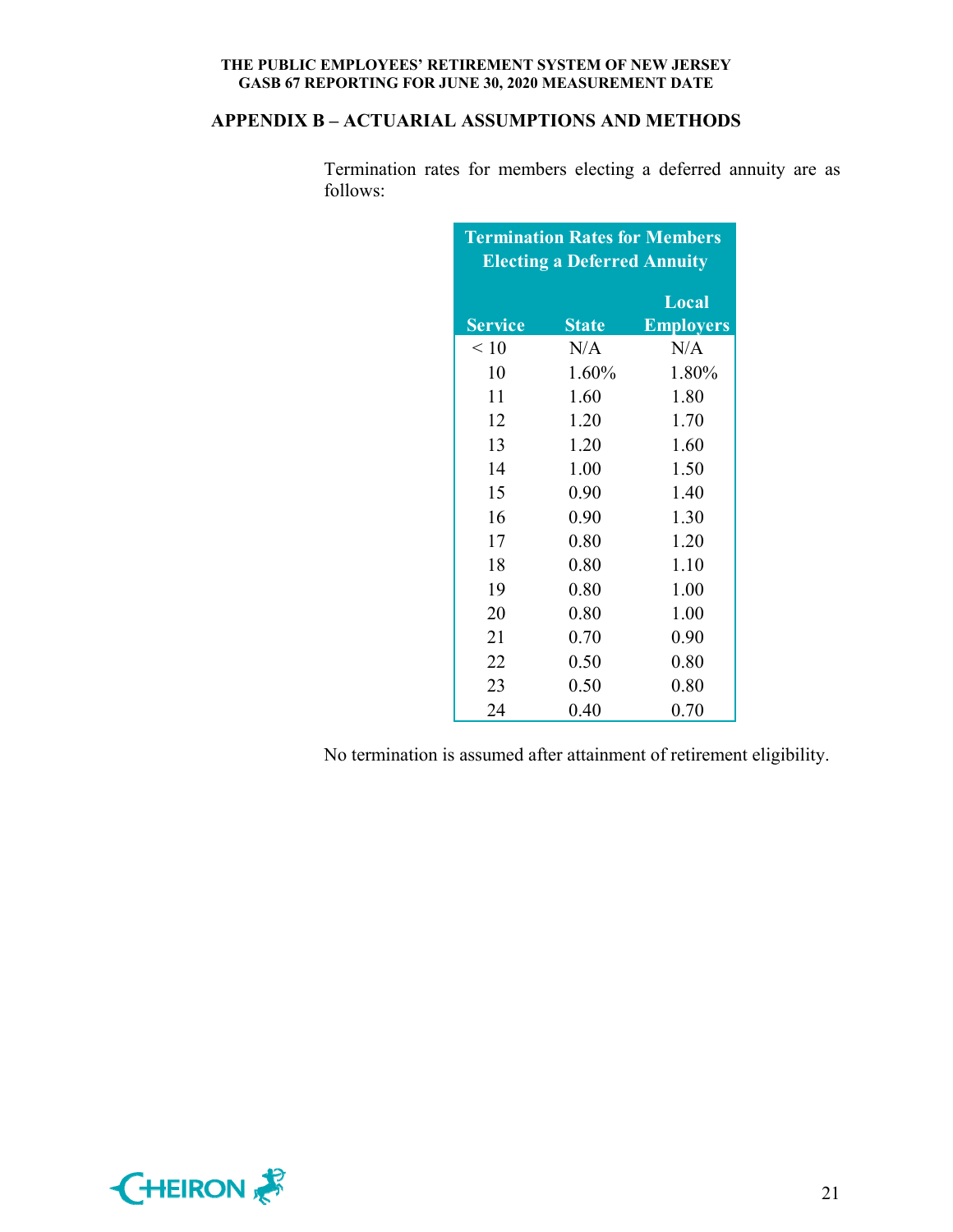## APPENDIX B – ACTUARIAL ASSUMPTIONS AND METHODS

Termination rates for members electing a deferred annuity are as follows:

| Termination Rates for Members Electing a Deferred Annuity | | |
|---|---|---|
| Service | State | Local Employers |
| < 10 | N/A | N/A |
| 10 | 1.60% | 1.80% |
| 11 | 1.60 | 1.80 |
| 12 | 1.20 | 1.70 |
| 13 | 1.20 | 1.60 |
| 14 | 1.00 | 1.50 |
| 15 | 0.90 | 1.40 |
| 16 | 0.90 | 1.30 |
| 17 | 0.80 | 1.20 |
| 18 | 0.80 | 1.10 |
| 19 | 0.80 | 1.00 |
| 20 | 0.80 | 1.00 |
| 21 | 0.70 | 0.90 |
| 22 | 0.50 | 0.80 |
| 23 | 0.50 | 0.80 |
| 24 | 0.40 | 0.70 |

No termination is assumed after attainment of retirement eligibility.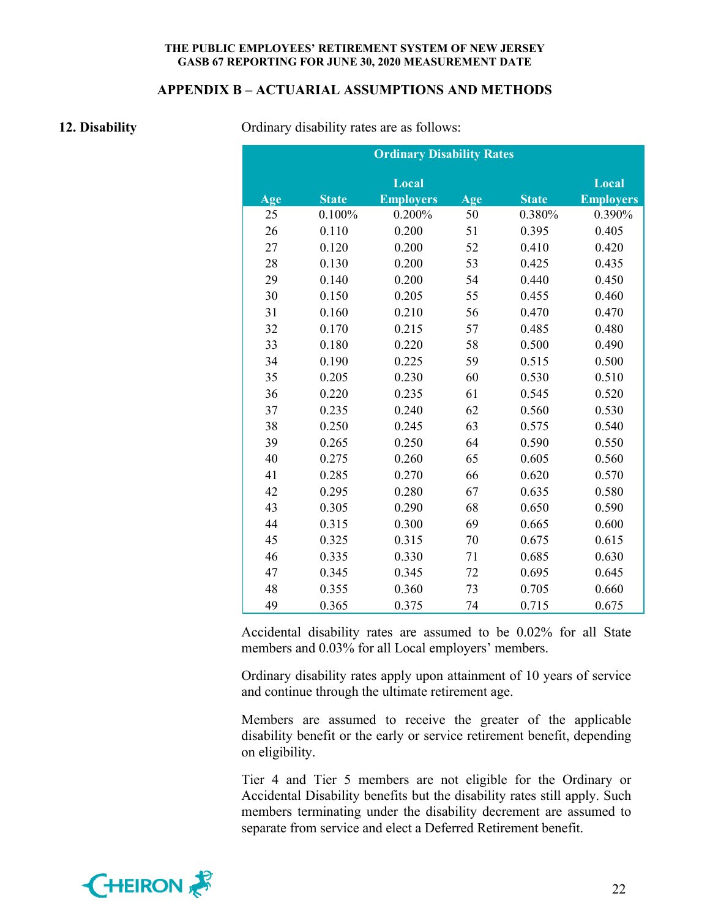## APPENDIX B – ACTUARIAL ASSUMPTIONS AND METHODS

**12. Disability**

Ordinary disability rates are as follows:

| Ordinary Disability Rates | | | | | |
|---|---|---|---|---|---|
| Age | State | Local Employers | Age | State | Local Employers |
| 25 | 0.100% | 0.200% | 50 | 0.380% | 0.390% |
| 26 | 0.110 | 0.200 | 51 | 0.395 | 0.405 |
| 27 | 0.120 | 0.200 | 52 | 0.410 | 0.420 |
| 28 | 0.130 | 0.200 | 53 | 0.425 | 0.435 |
| 29 | 0.140 | 0.200 | 54 | 0.440 | 0.450 |
| 30 | 0.150 | 0.205 | 55 | 0.455 | 0.460 |
| 31 | 0.160 | 0.210 | 56 | 0.470 | 0.470 |
| 32 | 0.170 | 0.215 | 57 | 0.485 | 0.480 |
| 33 | 0.180 | 0.220 | 58 | 0.500 | 0.490 |
| 34 | 0.190 | 0.225 | 59 | 0.515 | 0.500 |
| 35 | 0.205 | 0.230 | 60 | 0.530 | 0.510 |
| 36 | 0.220 | 0.235 | 61 | 0.545 | 0.520 |
| 37 | 0.235 | 0.240 | 62 | 0.560 | 0.530 |
| 38 | 0.250 | 0.245 | 63 | 0.575 | 0.540 |
| 39 | 0.265 | 0.250 | 64 | 0.590 | 0.550 |
| 40 | 0.275 | 0.260 | 65 | 0.605 | 0.560 |
| 41 | 0.285 | 0.270 | 66 | 0.620 | 0.570 |
| 42 | 0.295 | 0.280 | 67 | 0.635 | 0.580 |
| 43 | 0.305 | 0.290 | 68 | 0.650 | 0.590 |
| 44 | 0.315 | 0.300 | 69 | 0.665 | 0.600 |
| 45 | 0.325 | 0.315 | 70 | 0.675 | 0.615 |
| 46 | 0.335 | 0.330 | 71 | 0.685 | 0.630 |
| 47 | 0.345 | 0.345 | 72 | 0.695 | 0.645 |
| 48 | 0.355 | 0.360 | 73 | 0.705 | 0.660 |
| 49 | 0.365 | 0.375 | 74 | 0.715 | 0.675 |

Accidental disability rates are assumed to be 0.02% for all State members and 0.03% for all Local employers' members.

Ordinary disability rates apply upon attainment of 10 years of service and continue through the ultimate retirement age.

Members are assumed to receive the greater of the applicable disability benefit or the early or service retirement benefit, depending on eligibility.

Tier 4 and Tier 5 members are not eligible for the Ordinary or Accidental Disability benefits but the disability rates still apply. Such members terminating under the disability decrement are assumed to separate from service and elect a Deferred Retirement benefit.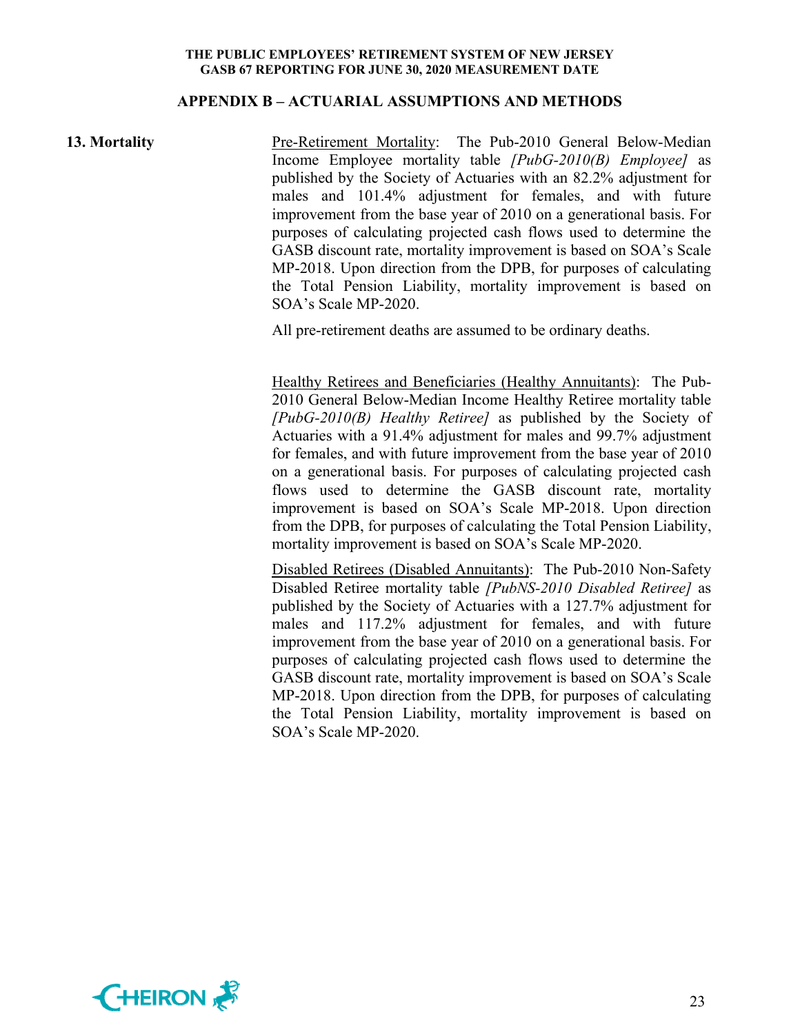## APPENDIX B – ACTUARIAL ASSUMPTIONS AND METHODS

**13. Mortality**

Pre-Retirement Mortality: The Pub-2010 General Below-Median Income Employee mortality table *[PubG-2010(B) Employee]* as published by the Society of Actuaries with an 82.2% adjustment for males and 101.4% adjustment for females, and with future improvement from the base year of 2010 on a generational basis. For purposes of calculating projected cash flows used to determine the GASB discount rate, mortality improvement is based on SOA's Scale MP-2018. Upon direction from the DPB, for purposes of calculating the Total Pension Liability, mortality improvement is based on SOA's Scale MP-2020.

All pre-retirement deaths are assumed to be ordinary deaths.

Healthy Retirees and Beneficiaries (Healthy Annuitants): The Pub-2010 General Below-Median Income Healthy Retiree mortality table *[PubG-2010(B) Healthy Retiree]* as published by the Society of Actuaries with a 91.4% adjustment for males and 99.7% adjustment for females, and with future improvement from the base year of 2010 on a generational basis. For purposes of calculating projected cash flows used to determine the GASB discount rate, mortality improvement is based on SOA's Scale MP-2018. Upon direction from the DPB, for purposes of calculating the Total Pension Liability, mortality improvement is based on SOA's Scale MP-2020.

Disabled Retirees (Disabled Annuitants): The Pub-2010 Non-Safety Disabled Retiree mortality table *[PubNS-2010 Disabled Retiree]* as published by the Society of Actuaries with a 127.7% adjustment for males and 117.2% adjustment for females, and with future improvement from the base year of 2010 on a generational basis. For purposes of calculating projected cash flows used to determine the GASB discount rate, mortality improvement is based on SOA's Scale MP-2018. Upon direction from the DPB, for purposes of calculating the Total Pension Liability, mortality improvement is based on SOA's Scale MP-2020.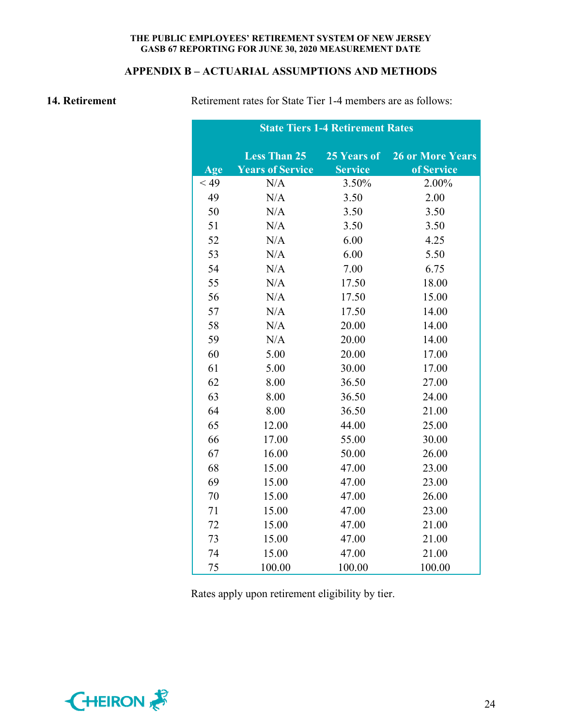## APPENDIX B – ACTUARIAL ASSUMPTIONS AND METHODS

**14. Retirement**

Retirement rates for State Tier 1-4 members are as follows:

| State Tiers 1-4 Retirement Rates | | | |
|---|---|---|---|
| **Age** | **Less Than 25 Years of Service** | **25 Years of Service** | **26 or More Years of Service** |
| < 49 | N/A | 3.50% | 2.00% |
| 49 | N/A | 3.50 | 2.00 |
| 50 | N/A | 3.50 | 3.50 |
| 51 | N/A | 3.50 | 3.50 |
| 52 | N/A | 6.00 | 4.25 |
| 53 | N/A | 6.00 | 5.50 |
| 54 | N/A | 7.00 | 6.75 |
| 55 | N/A | 17.50 | 18.00 |
| 56 | N/A | 17.50 | 15.00 |
| 57 | N/A | 17.50 | 14.00 |
| 58 | N/A | 20.00 | 14.00 |
| 59 | N/A | 20.00 | 14.00 |
| 60 | 5.00 | 20.00 | 17.00 |
| 61 | 5.00 | 30.00 | 17.00 |
| 62 | 8.00 | 36.50 | 27.00 |
| 63 | 8.00 | 36.50 | 24.00 |
| 64 | 8.00 | 36.50 | 21.00 |
| 65 | 12.00 | 44.00 | 25.00 |
| 66 | 17.00 | 55.00 | 30.00 |
| 67 | 16.00 | 50.00 | 26.00 |
| 68 | 15.00 | 47.00 | 23.00 |
| 69 | 15.00 | 47.00 | 23.00 |
| 70 | 15.00 | 47.00 | 26.00 |
| 71 | 15.00 | 47.00 | 23.00 |
| 72 | 15.00 | 47.00 | 21.00 |
| 73 | 15.00 | 47.00 | 21.00 |
| 74 | 15.00 | 47.00 | 21.00 |
| 75 | 100.00 | 100.00 | 100.00 |

Rates apply upon retirement eligibility by tier.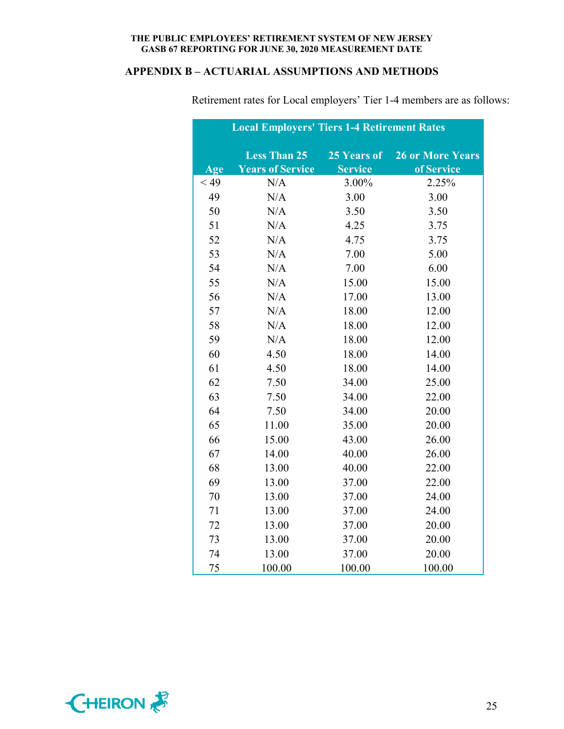## APPENDIX B – ACTUARIAL ASSUMPTIONS AND METHODS

Retirement rates for Local employers' Tier 1-4 members are as follows:

| Local Employers' Tiers 1-4 Retirement Rates | | | |
|---|---|---|---|
| Age | Less Than 25 Years of Service | 25 Years of Service | 26 or More Years of Service |
| < 49 | N/A | 3.00% | 2.25% |
| 49 | N/A | 3.00 | 3.00 |
| 50 | N/A | 3.50 | 3.50 |
| 51 | N/A | 4.25 | 3.75 |
| 52 | N/A | 4.75 | 3.75 |
| 53 | N/A | 7.00 | 5.00 |
| 54 | N/A | 7.00 | 6.00 |
| 55 | N/A | 15.00 | 15.00 |
| 56 | N/A | 17.00 | 13.00 |
| 57 | N/A | 18.00 | 12.00 |
| 58 | N/A | 18.00 | 12.00 |
| 59 | N/A | 18.00 | 12.00 |
| 60 | 4.50 | 18.00 | 14.00 |
| 61 | 4.50 | 18.00 | 14.00 |
| 62 | 7.50 | 34.00 | 25.00 |
| 63 | 7.50 | 34.00 | 22.00 |
| 64 | 7.50 | 34.00 | 20.00 |
| 65 | 11.00 | 35.00 | 20.00 |
| 66 | 15.00 | 43.00 | 26.00 |
| 67 | 14.00 | 40.00 | 26.00 |
| 68 | 13.00 | 40.00 | 22.00 |
| 69 | 13.00 | 37.00 | 22.00 |
| 70 | 13.00 | 37.00 | 24.00 |
| 71 | 13.00 | 37.00 | 24.00 |
| 72 | 13.00 | 37.00 | 20.00 |
| 73 | 13.00 | 37.00 | 20.00 |
| 74 | 13.00 | 37.00 | 20.00 |
| 75 | 100.00 | 100.00 | 100.00 |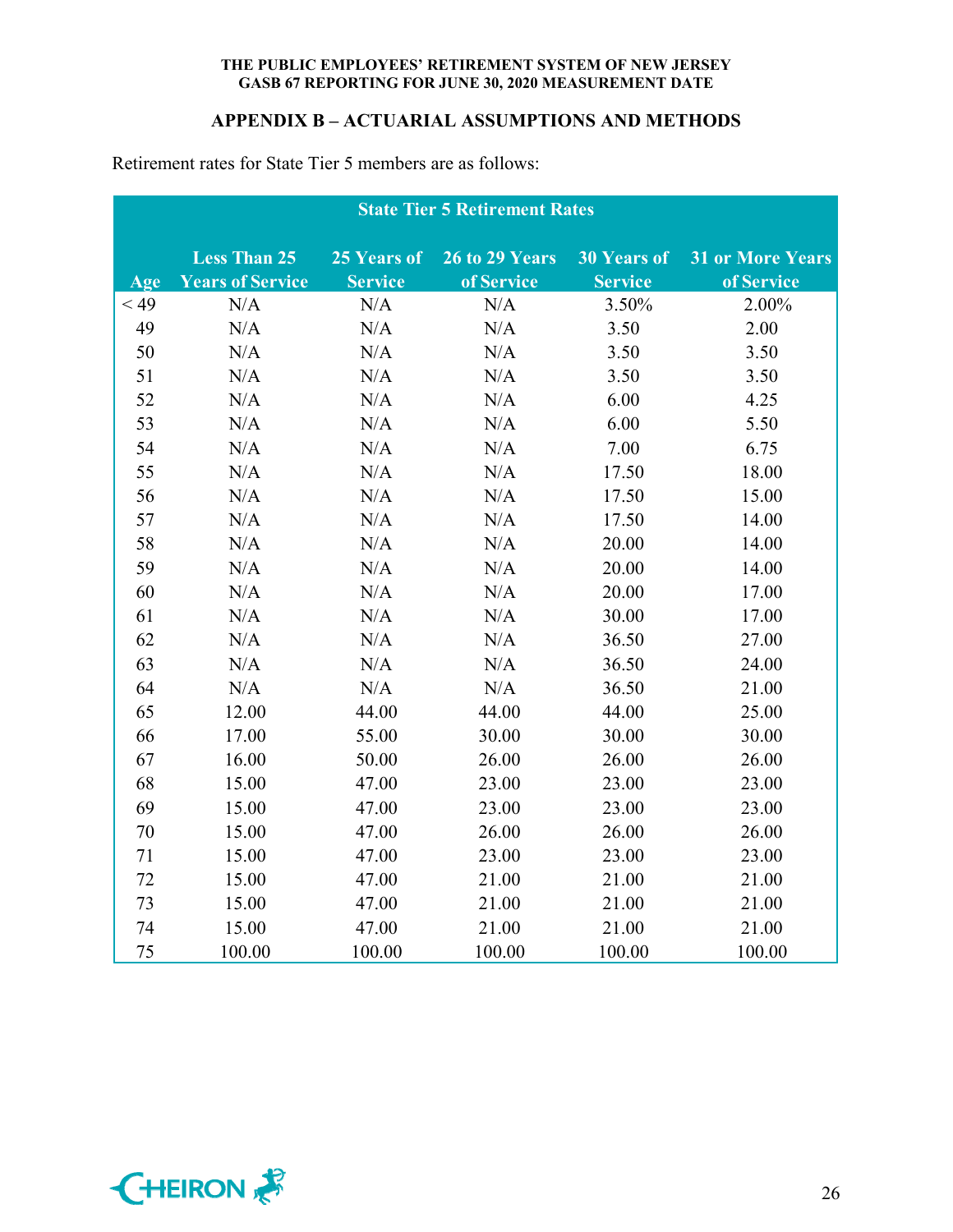## APPENDIX B – ACTUARIAL ASSUMPTIONS AND METHODS

Retirement rates for State Tier 5 members are as follows:

| State Tier 5 Retirement Rates | | | | | |
|---|---|---|---|---|---|
| Age | Less Than 25 Years of Service | 25 Years of Service | 26 to 29 Years of Service | 30 Years of Service | 31 or More Years of Service |
| < 49 | N/A | N/A | N/A | 3.50% | 2.00% |
| 49 | N/A | N/A | N/A | 3.50 | 2.00 |
| 50 | N/A | N/A | N/A | 3.50 | 3.50 |
| 51 | N/A | N/A | N/A | 3.50 | 3.50 |
| 52 | N/A | N/A | N/A | 6.00 | 4.25 |
| 53 | N/A | N/A | N/A | 6.00 | 5.50 |
| 54 | N/A | N/A | N/A | 7.00 | 6.75 |
| 55 | N/A | N/A | N/A | 17.50 | 18.00 |
| 56 | N/A | N/A | N/A | 17.50 | 15.00 |
| 57 | N/A | N/A | N/A | 17.50 | 14.00 |
| 58 | N/A | N/A | N/A | 20.00 | 14.00 |
| 59 | N/A | N/A | N/A | 20.00 | 14.00 |
| 60 | N/A | N/A | N/A | 20.00 | 17.00 |
| 61 | N/A | N/A | N/A | 30.00 | 17.00 |
| 62 | N/A | N/A | N/A | 36.50 | 27.00 |
| 63 | N/A | N/A | N/A | 36.50 | 24.00 |
| 64 | N/A | N/A | N/A | 36.50 | 21.00 |
| 65 | 12.00 | 44.00 | 44.00 | 44.00 | 25.00 |
| 66 | 17.00 | 55.00 | 30.00 | 30.00 | 30.00 |
| 67 | 16.00 | 50.00 | 26.00 | 26.00 | 26.00 |
| 68 | 15.00 | 47.00 | 23.00 | 23.00 | 23.00 |
| 69 | 15.00 | 47.00 | 23.00 | 23.00 | 23.00 |
| 70 | 15.00 | 47.00 | 26.00 | 26.00 | 26.00 |
| 71 | 15.00 | 47.00 | 23.00 | 23.00 | 23.00 |
| 72 | 15.00 | 47.00 | 21.00 | 21.00 | 21.00 |
| 73 | 15.00 | 47.00 | 21.00 | 21.00 | 21.00 |
| 74 | 15.00 | 47.00 | 21.00 | 21.00 | 21.00 |
| 75 | 100.00 | 100.00 | 100.00 | 100.00 | 100.00 |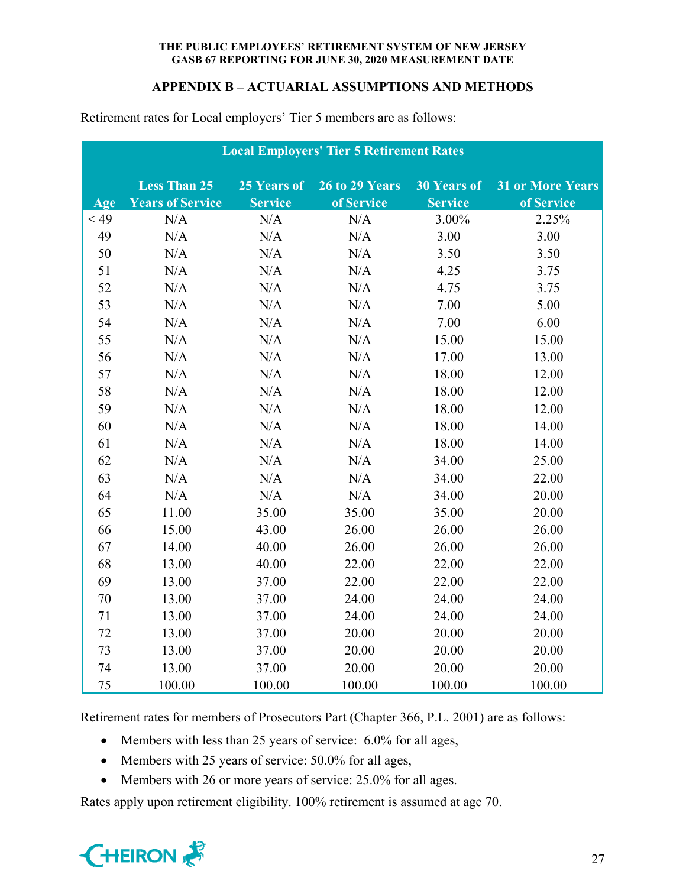## APPENDIX B – ACTUARIAL ASSUMPTIONS AND METHODS

Retirement rates for Local employers' Tier 5 members are as follows:

| Local Employers' Tier 5 Retirement Rates | | | | | |
|---|---|---|---|---|---|
| Age | Less Than 25 Years of Service | 25 Years of Service | 26 to 29 Years of Service | 30 Years of Service | 31 or More Years of Service |
| < 49 | N/A | N/A | N/A | 3.00% | 2.25% |
| 49 | N/A | N/A | N/A | 3.00 | 3.00 |
| 50 | N/A | N/A | N/A | 3.50 | 3.50 |
| 51 | N/A | N/A | N/A | 4.25 | 3.75 |
| 52 | N/A | N/A | N/A | 4.75 | 3.75 |
| 53 | N/A | N/A | N/A | 7.00 | 5.00 |
| 54 | N/A | N/A | N/A | 7.00 | 6.00 |
| 55 | N/A | N/A | N/A | 15.00 | 15.00 |
| 56 | N/A | N/A | N/A | 17.00 | 13.00 |
| 57 | N/A | N/A | N/A | 18.00 | 12.00 |
| 58 | N/A | N/A | N/A | 18.00 | 12.00 |
| 59 | N/A | N/A | N/A | 18.00 | 12.00 |
| 60 | N/A | N/A | N/A | 18.00 | 14.00 |
| 61 | N/A | N/A | N/A | 18.00 | 14.00 |
| 62 | N/A | N/A | N/A | 34.00 | 25.00 |
| 63 | N/A | N/A | N/A | 34.00 | 22.00 |
| 64 | N/A | N/A | N/A | 34.00 | 20.00 |
| 65 | 11.00 | 35.00 | 35.00 | 35.00 | 20.00 |
| 66 | 15.00 | 43.00 | 26.00 | 26.00 | 26.00 |
| 67 | 14.00 | 40.00 | 26.00 | 26.00 | 26.00 |
| 68 | 13.00 | 40.00 | 22.00 | 22.00 | 22.00 |
| 69 | 13.00 | 37.00 | 22.00 | 22.00 | 22.00 |
| 70 | 13.00 | 37.00 | 24.00 | 24.00 | 24.00 |
| 71 | 13.00 | 37.00 | 24.00 | 24.00 | 24.00 |
| 72 | 13.00 | 37.00 | 20.00 | 20.00 | 20.00 |
| 73 | 13.00 | 37.00 | 20.00 | 20.00 | 20.00 |
| 74 | 13.00 | 37.00 | 20.00 | 20.00 | 20.00 |
| 75 | 100.00 | 100.00 | 100.00 | 100.00 | 100.00 |

Retirement rates for members of Prosecutors Part (Chapter 366, P.L. 2001) are as follows:

- Members with less than 25 years of service: 6.0% for all ages,
- Members with 25 years of service: 50.0% for all ages,
- Members with 26 or more years of service: 25.0% for all ages.

Rates apply upon retirement eligibility. 100% retirement is assumed at age 70.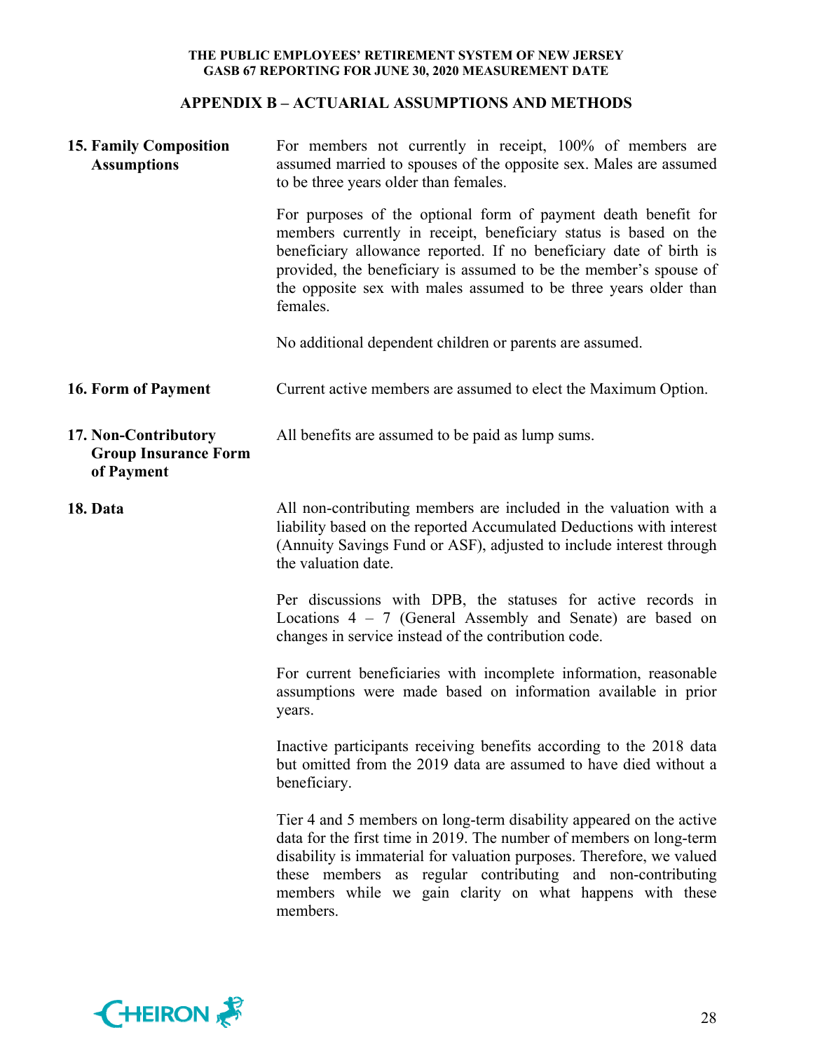## APPENDIX B – ACTUARIAL ASSUMPTIONS AND METHODS

**15. Family Composition Assumptions**

For members not currently in receipt, 100% of members are assumed married to spouses of the opposite sex. Males are assumed to be three years older than females.

For purposes of the optional form of payment death benefit for members currently in receipt, beneficiary status is based on the beneficiary allowance reported. If no beneficiary date of birth is provided, the beneficiary is assumed to be the member's spouse of the opposite sex with males assumed to be three years older than females.

No additional dependent children or parents are assumed.

**16. Form of Payment**

Current active members are assumed to elect the Maximum Option.

**17. Non-Contributory Group Insurance Form of Payment**

All benefits are assumed to be paid as lump sums.

**18. Data**

All non-contributing members are included in the valuation with a liability based on the reported Accumulated Deductions with interest (Annuity Savings Fund or ASF), adjusted to include interest through the valuation date.

Per discussions with DPB, the statuses for active records in Locations 4 – 7 (General Assembly and Senate) are based on changes in service instead of the contribution code.

For current beneficiaries with incomplete information, reasonable assumptions were made based on information available in prior years.

Inactive participants receiving benefits according to the 2018 data but omitted from the 2019 data are assumed to have died without a beneficiary.

Tier 4 and 5 members on long-term disability appeared on the active data for the first time in 2019. The number of members on long-term disability is immaterial for valuation purposes. Therefore, we valued these members as regular contributing and non-contributing members while we gain clarity on what happens with these members.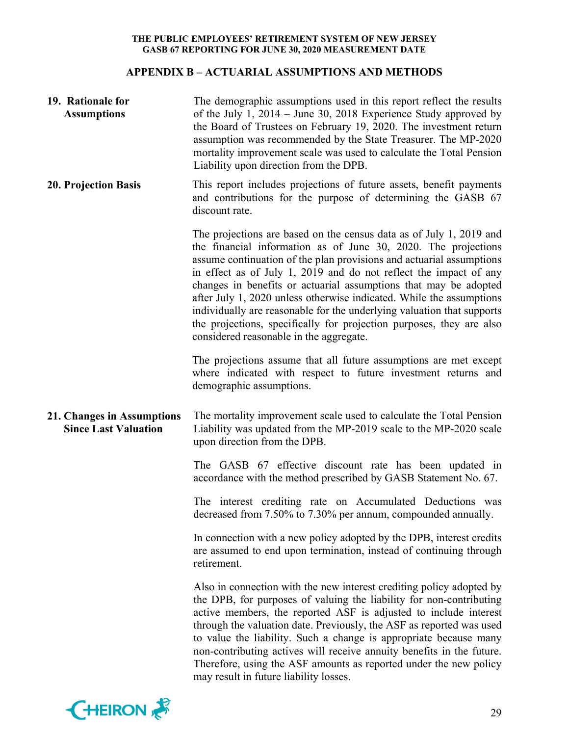## APPENDIX B – ACTUARIAL ASSUMPTIONS AND METHODS

**19. Rationale for Assumptions**

The demographic assumptions used in this report reflect the results of the July 1, 2014 – June 30, 2018 Experience Study approved by the Board of Trustees on February 19, 2020. The investment return assumption was recommended by the State Treasurer. The MP-2020 mortality improvement scale was used to calculate the Total Pension Liability upon direction from the DPB.

**20. Projection Basis**

This report includes projections of future assets, benefit payments and contributions for the purpose of determining the GASB 67 discount rate.

The projections are based on the census data as of July 1, 2019 and the financial information as of June 30, 2020. The projections assume continuation of the plan provisions and actuarial assumptions in effect as of July 1, 2019 and do not reflect the impact of any changes in benefits or actuarial assumptions that may be adopted after July 1, 2020 unless otherwise indicated. While the assumptions individually are reasonable for the underlying valuation that supports the projections, specifically for projection purposes, they are also considered reasonable in the aggregate.

The projections assume that all future assumptions are met except where indicated with respect to future investment returns and demographic assumptions.

**21. Changes in Assumptions Since Last Valuation**

The mortality improvement scale used to calculate the Total Pension Liability was updated from the MP-2019 scale to the MP-2020 scale upon direction from the DPB.

The GASB 67 effective discount rate has been updated in accordance with the method prescribed by GASB Statement No. 67.

The interest crediting rate on Accumulated Deductions was decreased from 7.50% to 7.30% per annum, compounded annually.

In connection with a new policy adopted by the DPB, interest credits are assumed to end upon termination, instead of continuing through retirement.

Also in connection with the new interest crediting policy adopted by the DPB, for purposes of valuing the liability for non-contributing active members, the reported ASF is adjusted to include interest through the valuation date. Previously, the ASF as reported was used to value the liability. Such a change is appropriate because many non-contributing actives will receive annuity benefits in the future. Therefore, using the ASF amounts as reported under the new policy may result in future liability losses.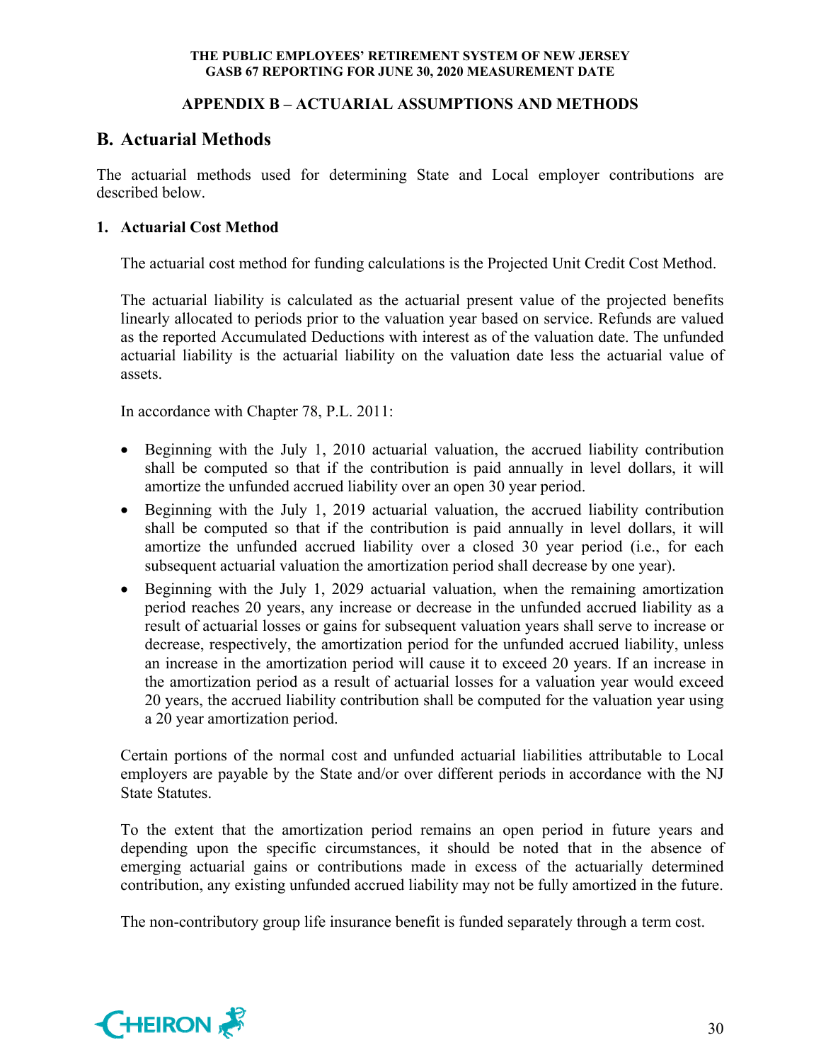## APPENDIX B – ACTUARIAL ASSUMPTIONS AND METHODS

## B. Actuarial Methods

The actuarial methods used for determining State and Local employer contributions are described below.

### 1. Actuarial Cost Method

The actuarial cost method for funding calculations is the Projected Unit Credit Cost Method.

The actuarial liability is calculated as the actuarial present value of the projected benefits linearly allocated to periods prior to the valuation year based on service. Refunds are valued as the reported Accumulated Deductions with interest as of the valuation date. The unfunded actuarial liability is the actuarial liability on the valuation date less the actuarial value of assets.

In accordance with Chapter 78, P.L. 2011:

- Beginning with the July 1, 2010 actuarial valuation, the accrued liability contribution shall be computed so that if the contribution is paid annually in level dollars, it will amortize the unfunded accrued liability over an open 30 year period.
- Beginning with the July 1, 2019 actuarial valuation, the accrued liability contribution shall be computed so that if the contribution is paid annually in level dollars, it will amortize the unfunded accrued liability over a closed 30 year period (i.e., for each subsequent actuarial valuation the amortization period shall decrease by one year).
- Beginning with the July 1, 2029 actuarial valuation, when the remaining amortization period reaches 20 years, any increase or decrease in the unfunded accrued liability as a result of actuarial losses or gains for subsequent valuation years shall serve to increase or decrease, respectively, the amortization period for the unfunded accrued liability, unless an increase in the amortization period will cause it to exceed 20 years. If an increase in the amortization period as a result of actuarial losses for a valuation year would exceed 20 years, the accrued liability contribution shall be computed for the valuation year using a 20 year amortization period.

Certain portions of the normal cost and unfunded actuarial liabilities attributable to Local employers are payable by the State and/or over different periods in accordance with the NJ State Statutes.

To the extent that the amortization period remains an open period in future years and depending upon the specific circumstances, it should be noted that in the absence of emerging actuarial gains or contributions made in excess of the actuarially determined contribution, any existing unfunded accrued liability may not be fully amortized in the future.

The non-contributory group life insurance benefit is funded separately through a term cost.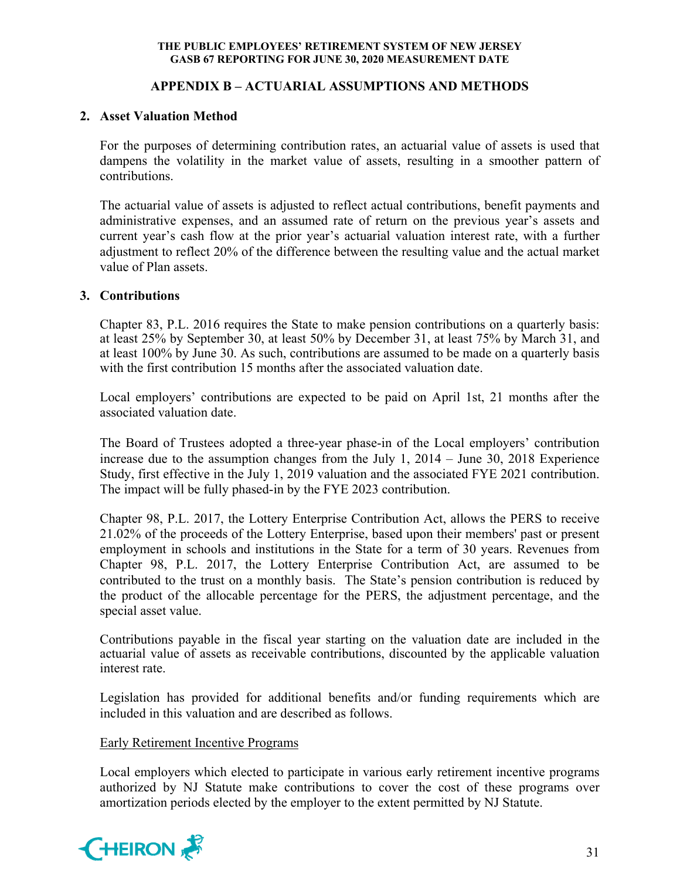## APPENDIX B – ACTUARIAL ASSUMPTIONS AND METHODS

### 2. Asset Valuation Method

For the purposes of determining contribution rates, an actuarial value of assets is used that dampens the volatility in the market value of assets, resulting in a smoother pattern of contributions.

The actuarial value of assets is adjusted to reflect actual contributions, benefit payments and administrative expenses, and an assumed rate of return on the previous year's assets and current year's cash flow at the prior year's actuarial valuation interest rate, with a further adjustment to reflect 20% of the difference between the resulting value and the actual market value of Plan assets.

### 3. Contributions

Chapter 83, P.L. 2016 requires the State to make pension contributions on a quarterly basis: at least 25% by September 30, at least 50% by December 31, at least 75% by March 31, and at least 100% by June 30. As such, contributions are assumed to be made on a quarterly basis with the first contribution 15 months after the associated valuation date.

Local employers' contributions are expected to be paid on April 1st, 21 months after the associated valuation date.

The Board of Trustees adopted a three-year phase-in of the Local employers' contribution increase due to the assumption changes from the July 1, 2014 – June 30, 2018 Experience Study, first effective in the July 1, 2019 valuation and the associated FYE 2021 contribution. The impact will be fully phased-in by the FYE 2023 contribution.

Chapter 98, P.L. 2017, the Lottery Enterprise Contribution Act, allows the PERS to receive 21.02% of the proceeds of the Lottery Enterprise, based upon their members' past or present employment in schools and institutions in the State for a term of 30 years. Revenues from Chapter 98, P.L. 2017, the Lottery Enterprise Contribution Act, are assumed to be contributed to the trust on a monthly basis. The State's pension contribution is reduced by the product of the allocable percentage for the PERS, the adjustment percentage, and the special asset value.

Contributions payable in the fiscal year starting on the valuation date are included in the actuarial value of assets as receivable contributions, discounted by the applicable valuation interest rate.

Legislation has provided for additional benefits and/or funding requirements which are included in this valuation and are described as follows.

<u>Early Retirement Incentive Programs</u>

Local employers which elected to participate in various early retirement incentive programs authorized by NJ Statute make contributions to cover the cost of these programs over amortization periods elected by the employer to the extent permitted by NJ Statute.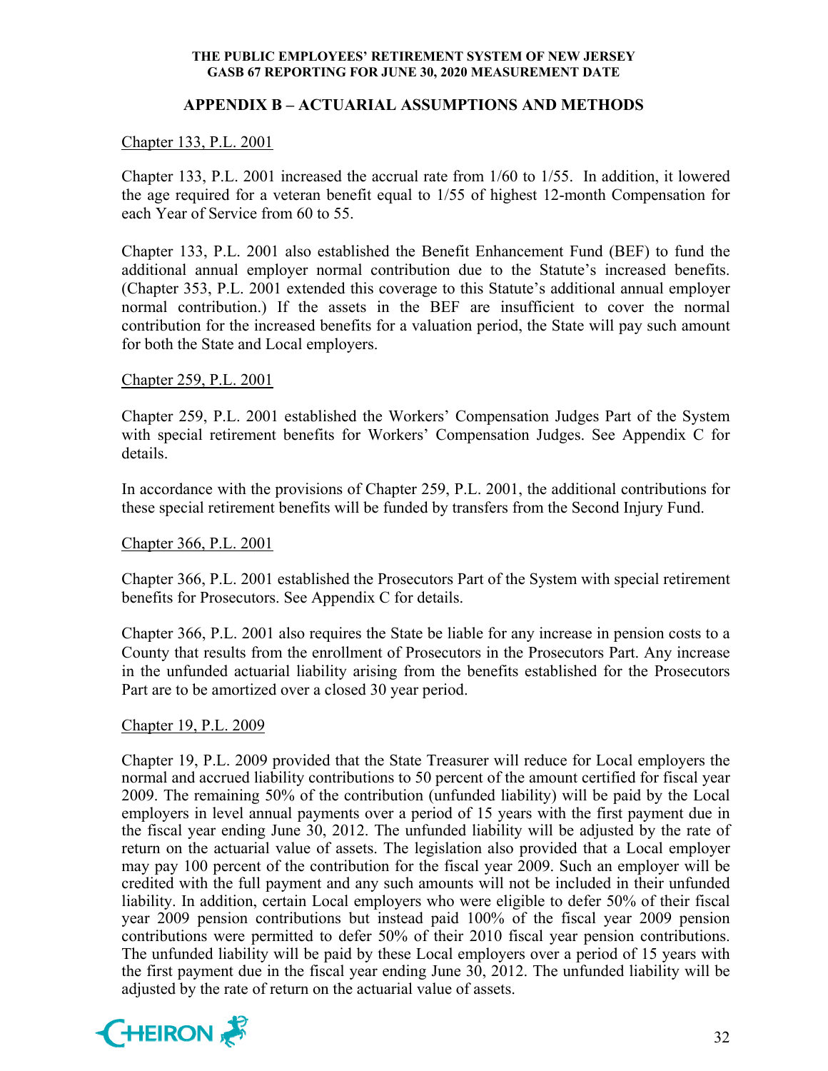## APPENDIX B – ACTUARIAL ASSUMPTIONS AND METHODS

Chapter 133, P.L. 2001

Chapter 133, P.L. 2001 increased the accrual rate from 1/60 to 1/55. In addition, it lowered the age required for a veteran benefit equal to 1/55 of highest 12-month Compensation for each Year of Service from 60 to 55.

Chapter 133, P.L. 2001 also established the Benefit Enhancement Fund (BEF) to fund the additional annual employer normal contribution due to the Statute's increased benefits. (Chapter 353, P.L. 2001 extended this coverage to this Statute's additional annual employer normal contribution.) If the assets in the BEF are insufficient to cover the normal contribution for the increased benefits for a valuation period, the State will pay such amount for both the State and Local employers.

Chapter 259, P.L. 2001

Chapter 259, P.L. 2001 established the Workers' Compensation Judges Part of the System with special retirement benefits for Workers' Compensation Judges. See Appendix C for details.

In accordance with the provisions of Chapter 259, P.L. 2001, the additional contributions for these special retirement benefits will be funded by transfers from the Second Injury Fund.

Chapter 366, P.L. 2001

Chapter 366, P.L. 2001 established the Prosecutors Part of the System with special retirement benefits for Prosecutors. See Appendix C for details.

Chapter 366, P.L. 2001 also requires the State be liable for any increase in pension costs to a County that results from the enrollment of Prosecutors in the Prosecutors Part. Any increase in the unfunded actuarial liability arising from the benefits established for the Prosecutors Part are to be amortized over a closed 30 year period.

Chapter 19, P.L. 2009

Chapter 19, P.L. 2009 provided that the State Treasurer will reduce for Local employers the normal and accrued liability contributions to 50 percent of the amount certified for fiscal year 2009. The remaining 50% of the contribution (unfunded liability) will be paid by the Local employers in level annual payments over a period of 15 years with the first payment due in the fiscal year ending June 30, 2012. The unfunded liability will be adjusted by the rate of return on the actuarial value of assets. The legislation also provided that a Local employer may pay 100 percent of the contribution for the fiscal year 2009. Such an employer will be credited with the full payment and any such amounts will not be included in their unfunded liability. In addition, certain Local employers who were eligible to defer 50% of their fiscal year 2009 pension contributions but instead paid 100% of the fiscal year 2009 pension contributions were permitted to defer 50% of their 2010 fiscal year pension contributions. The unfunded liability will be paid by these Local employers over a period of 15 years with the first payment due in the fiscal year ending June 30, 2012. The unfunded liability will be adjusted by the rate of return on the actuarial value of assets.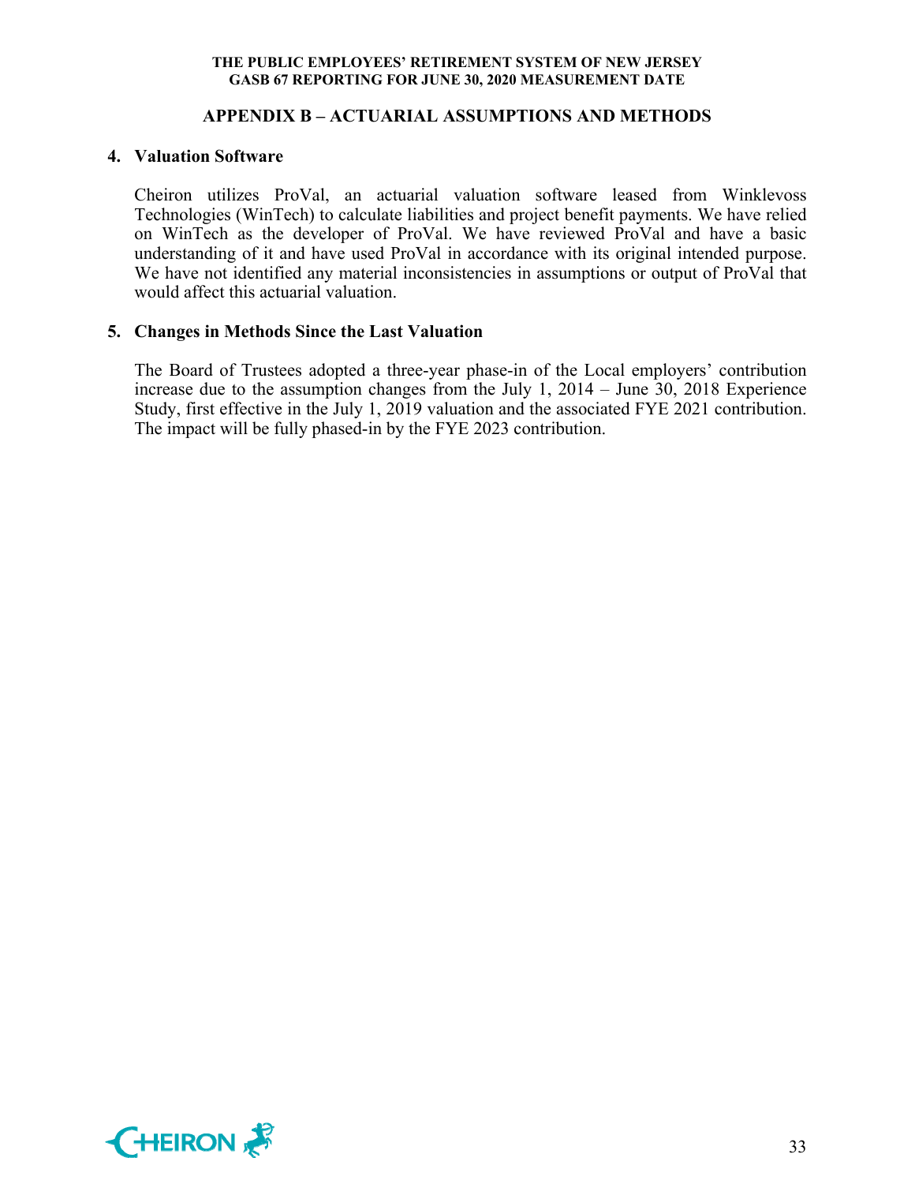## APPENDIX B – ACTUARIAL ASSUMPTIONS AND METHODS

### 4. Valuation Software

Cheiron utilizes ProVal, an actuarial valuation software leased from Winklevoss Technologies (WinTech) to calculate liabilities and project benefit payments. We have relied on WinTech as the developer of ProVal. We have reviewed ProVal and have a basic understanding of it and have used ProVal in accordance with its original intended purpose. We have not identified any material inconsistencies in assumptions or output of ProVal that would affect this actuarial valuation.

### 5. Changes in Methods Since the Last Valuation

The Board of Trustees adopted a three-year phase-in of the Local employers' contribution increase due to the assumption changes from the July 1, 2014 – June 30, 2018 Experience Study, first effective in the July 1, 2019 valuation and the associated FYE 2021 contribution. The impact will be fully phased-in by the FYE 2023 contribution.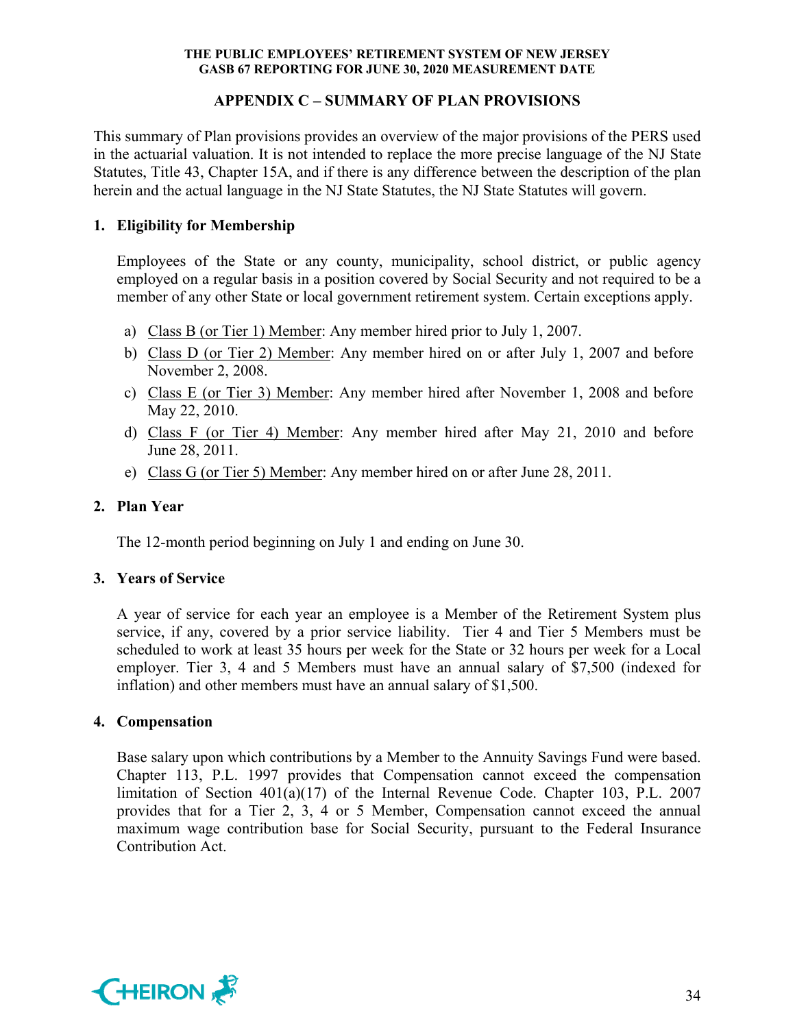## APPENDIX C – SUMMARY OF PLAN PROVISIONS

This summary of Plan provisions provides an overview of the major provisions of the PERS used in the actuarial valuation. It is not intended to replace the more precise language of the NJ State Statutes, Title 43, Chapter 15A, and if there is any difference between the description of the plan herein and the actual language in the NJ State Statutes, the NJ State Statutes will govern.

### 1. Eligibility for Membership

Employees of the State or any county, municipality, school district, or public agency employed on a regular basis in a position covered by Social Security and not required to be a member of any other State or local government retirement system. Certain exceptions apply.

a) Class B (or Tier 1) Member: Any member hired prior to July 1, 2007.

b) Class D (or Tier 2) Member: Any member hired on or after July 1, 2007 and before November 2, 2008.

c) Class E (or Tier 3) Member: Any member hired after November 1, 2008 and before May 22, 2010.

d) Class F (or Tier 4) Member: Any member hired after May 21, 2010 and before June 28, 2011.

e) Class G (or Tier 5) Member: Any member hired on or after June 28, 2011.

### 2. Plan Year

The 12-month period beginning on July 1 and ending on June 30.

### 3. Years of Service

A year of service for each year an employee is a Member of the Retirement System plus service, if any, covered by a prior service liability. Tier 4 and Tier 5 Members must be scheduled to work at least 35 hours per week for the State or 32 hours per week for a Local employer. Tier 3, 4 and 5 Members must have an annual salary of $7,500 (indexed for inflation) and other members must have an annual salary of $1,500.

### 4. Compensation

Base salary upon which contributions by a Member to the Annuity Savings Fund were based. Chapter 113, P.L. 1997 provides that Compensation cannot exceed the compensation limitation of Section 401(a)(17) of the Internal Revenue Code. Chapter 103, P.L. 2007 provides that for a Tier 2, 3, 4 or 5 Member, Compensation cannot exceed the annual maximum wage contribution base for Social Security, pursuant to the Federal Insurance Contribution Act.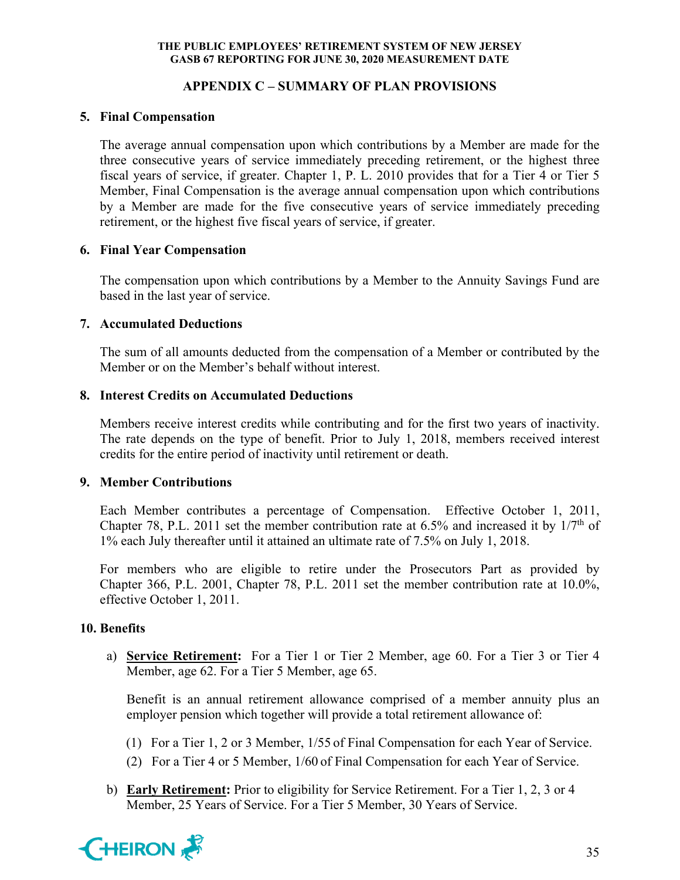## APPENDIX C – SUMMARY OF PLAN PROVISIONS

### 5. Final Compensation

The average annual compensation upon which contributions by a Member are made for the three consecutive years of service immediately preceding retirement, or the highest three fiscal years of service, if greater. Chapter 1, P. L. 2010 provides that for a Tier 4 or Tier 5 Member, Final Compensation is the average annual compensation upon which contributions by a Member are made for the five consecutive years of service immediately preceding retirement, or the highest five fiscal years of service, if greater.

### 6. Final Year Compensation

The compensation upon which contributions by a Member to the Annuity Savings Fund are based in the last year of service.

### 7. Accumulated Deductions

The sum of all amounts deducted from the compensation of a Member or contributed by the Member or on the Member's behalf without interest.

### 8. Interest Credits on Accumulated Deductions

Members receive interest credits while contributing and for the first two years of inactivity. The rate depends on the type of benefit. Prior to July 1, 2018, members received interest credits for the entire period of inactivity until retirement or death.

### 9. Member Contributions

Each Member contributes a percentage of Compensation. Effective October 1, 2011, Chapter 78, P.L. 2011 set the member contribution rate at 6.5% and increased it by 1/7th of 1% each July thereafter until it attained an ultimate rate of 7.5% on July 1, 2018.

For members who are eligible to retire under the Prosecutors Part as provided by Chapter 366, P.L. 2001, Chapter 78, P.L. 2011 set the member contribution rate at 10.0%, effective October 1, 2011.

### 10. Benefits

a) **Service Retirement:** For a Tier 1 or Tier 2 Member, age 60. For a Tier 3 or Tier 4 Member, age 62. For a Tier 5 Member, age 65.

   Benefit is an annual retirement allowance comprised of a member annuity plus an employer pension which together will provide a total retirement allowance of:

   (1) For a Tier 1, 2 or 3 Member, 1/55 of Final Compensation for each Year of Service.
   
   (2) For a Tier 4 or 5 Member, 1/60 of Final Compensation for each Year of Service.

b) **Early Retirement:** Prior to eligibility for Service Retirement. For a Tier 1, 2, 3 or 4 Member, 25 Years of Service. For a Tier 5 Member, 30 Years of Service.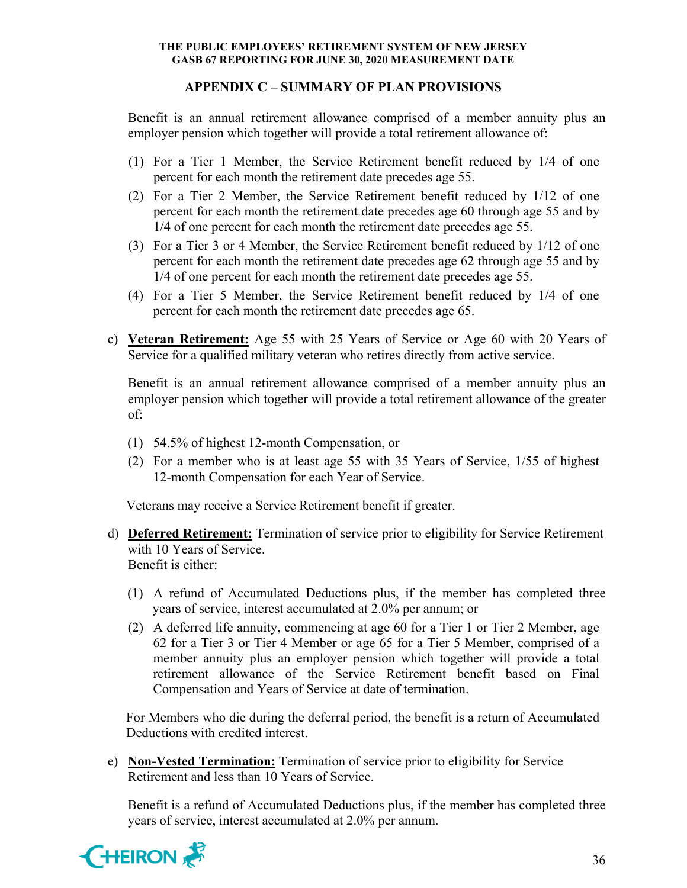## APPENDIX C – SUMMARY OF PLAN PROVISIONS

Benefit is an annual retirement allowance comprised of a member annuity plus an employer pension which together will provide a total retirement allowance of:

(1) For a Tier 1 Member, the Service Retirement benefit reduced by 1/4 of one percent for each month the retirement date precedes age 55.
(2) For a Tier 2 Member, the Service Retirement benefit reduced by 1/12 of one percent for each month the retirement date precedes age 60 through age 55 and by 1/4 of one percent for each month the retirement date precedes age 55.
(3) For a Tier 3 or 4 Member, the Service Retirement benefit reduced by 1/12 of one percent for each month the retirement date precedes age 62 through age 55 and by 1/4 of one percent for each month the retirement date precedes age 55.
(4) For a Tier 5 Member, the Service Retirement benefit reduced by 1/4 of one percent for each month the retirement date precedes age 65.

c) **Veteran Retirement:** Age 55 with 25 Years of Service or Age 60 with 20 Years of Service for a qualified military veteran who retires directly from active service.

Benefit is an annual retirement allowance comprised of a member annuity plus an employer pension which together will provide a total retirement allowance of the greater of:

(1) 54.5% of highest 12-month Compensation, or
(2) For a member who is at least age 55 with 35 Years of Service, 1/55 of highest 12-month Compensation for each Year of Service.

Veterans may receive a Service Retirement benefit if greater.

d) **Deferred Retirement:** Termination of service prior to eligibility for Service Retirement with 10 Years of Service.
Benefit is either:

(1) A refund of Accumulated Deductions plus, if the member has completed three years of service, interest accumulated at 2.0% per annum; or
(2) A deferred life annuity, commencing at age 60 for a Tier 1 or Tier 2 Member, age 62 for a Tier 3 or Tier 4 Member or age 65 for a Tier 5 Member, comprised of a member annuity plus an employer pension which together will provide a total retirement allowance of the Service Retirement benefit based on Final Compensation and Years of Service at date of termination.

For Members who die during the deferral period, the benefit is a return of Accumulated Deductions with credited interest.

e) **Non-Vested Termination:** Termination of service prior to eligibility for Service Retirement and less than 10 Years of Service.

Benefit is a refund of Accumulated Deductions plus, if the member has completed three years of service, interest accumulated at 2.0% per annum.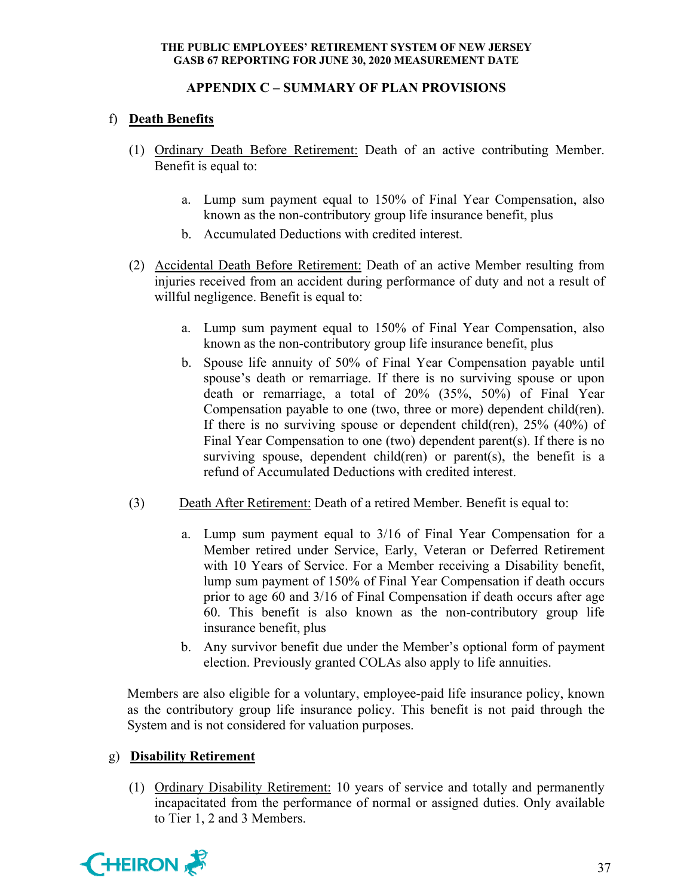## APPENDIX C – SUMMARY OF PLAN PROVISIONS

f) **Death Benefits**

(1) Ordinary Death Before Retirement: Death of an active contributing Member. Benefit is equal to:

   a. Lump sum payment equal to 150% of Final Year Compensation, also known as the non-contributory group life insurance benefit, plus
   b. Accumulated Deductions with credited interest.

(2) Accidental Death Before Retirement: Death of an active Member resulting from injuries received from an accident during performance of duty and not a result of willful negligence. Benefit is equal to:

   a. Lump sum payment equal to 150% of Final Year Compensation, also known as the non-contributory group life insurance benefit, plus
   b. Spouse life annuity of 50% of Final Year Compensation payable until spouse's death or remarriage. If there is no surviving spouse or upon death or remarriage, a total of 20% (35%, 50%) of Final Year Compensation payable to one (two, three or more) dependent child(ren). If there is no surviving spouse or dependent child(ren), 25% (40%) of Final Year Compensation to one (two) dependent parent(s). If there is no surviving spouse, dependent child(ren) or parent(s), the benefit is a refund of Accumulated Deductions with credited interest.

(3) Death After Retirement: Death of a retired Member. Benefit is equal to:

   a. Lump sum payment equal to 3/16 of Final Year Compensation for a Member retired under Service, Early, Veteran or Deferred Retirement with 10 Years of Service. For a Member receiving a Disability benefit, lump sum payment of 150% of Final Year Compensation if death occurs prior to age 60 and 3/16 of Final Compensation if death occurs after age 60. This benefit is also known as the non-contributory group life insurance benefit, plus
   b. Any survivor benefit due under the Member's optional form of payment election. Previously granted COLAs also apply to life annuities.

Members are also eligible for a voluntary, employee-paid life insurance policy, known as the contributory group life insurance policy. This benefit is not paid through the System and is not considered for valuation purposes.

g) **Disability Retirement**

(1) Ordinary Disability Retirement: 10 years of service and totally and permanently incapacitated from the performance of normal or assigned duties. Only available to Tier 1, 2 and 3 Members.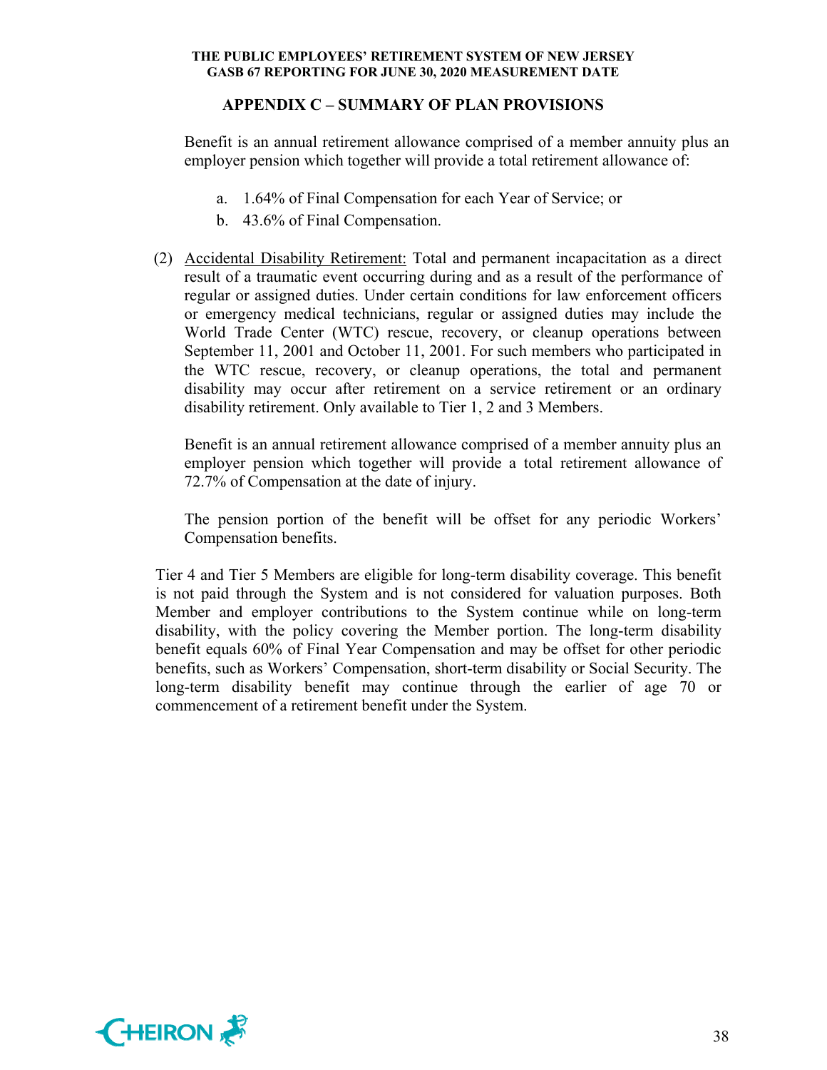## APPENDIX C – SUMMARY OF PLAN PROVISIONS

Benefit is an annual retirement allowance comprised of a member annuity plus an employer pension which together will provide a total retirement allowance of:

a. 1.64% of Final Compensation for each Year of Service; or
b. 43.6% of Final Compensation.

(2) Accidental Disability Retirement: Total and permanent incapacitation as a direct result of a traumatic event occurring during and as a result of the performance of regular or assigned duties. Under certain conditions for law enforcement officers or emergency medical technicians, regular or assigned duties may include the World Trade Center (WTC) rescue, recovery, or cleanup operations between September 11, 2001 and October 11, 2001. For such members who participated in the WTC rescue, recovery, or cleanup operations, the total and permanent disability may occur after retirement on a service retirement or an ordinary disability retirement. Only available to Tier 1, 2 and 3 Members.

Benefit is an annual retirement allowance comprised of a member annuity plus an employer pension which together will provide a total retirement allowance of 72.7% of Compensation at the date of injury.

The pension portion of the benefit will be offset for any periodic Workers' Compensation benefits.

Tier 4 and Tier 5 Members are eligible for long-term disability coverage. This benefit is not paid through the System and is not considered for valuation purposes. Both Member and employer contributions to the System continue while on long-term disability, with the policy covering the Member portion. The long-term disability benefit equals 60% of Final Year Compensation and may be offset for other periodic benefits, such as Workers' Compensation, short-term disability or Social Security. The long-term disability benefit may continue through the earlier of age 70 or commencement of a retirement benefit under the System.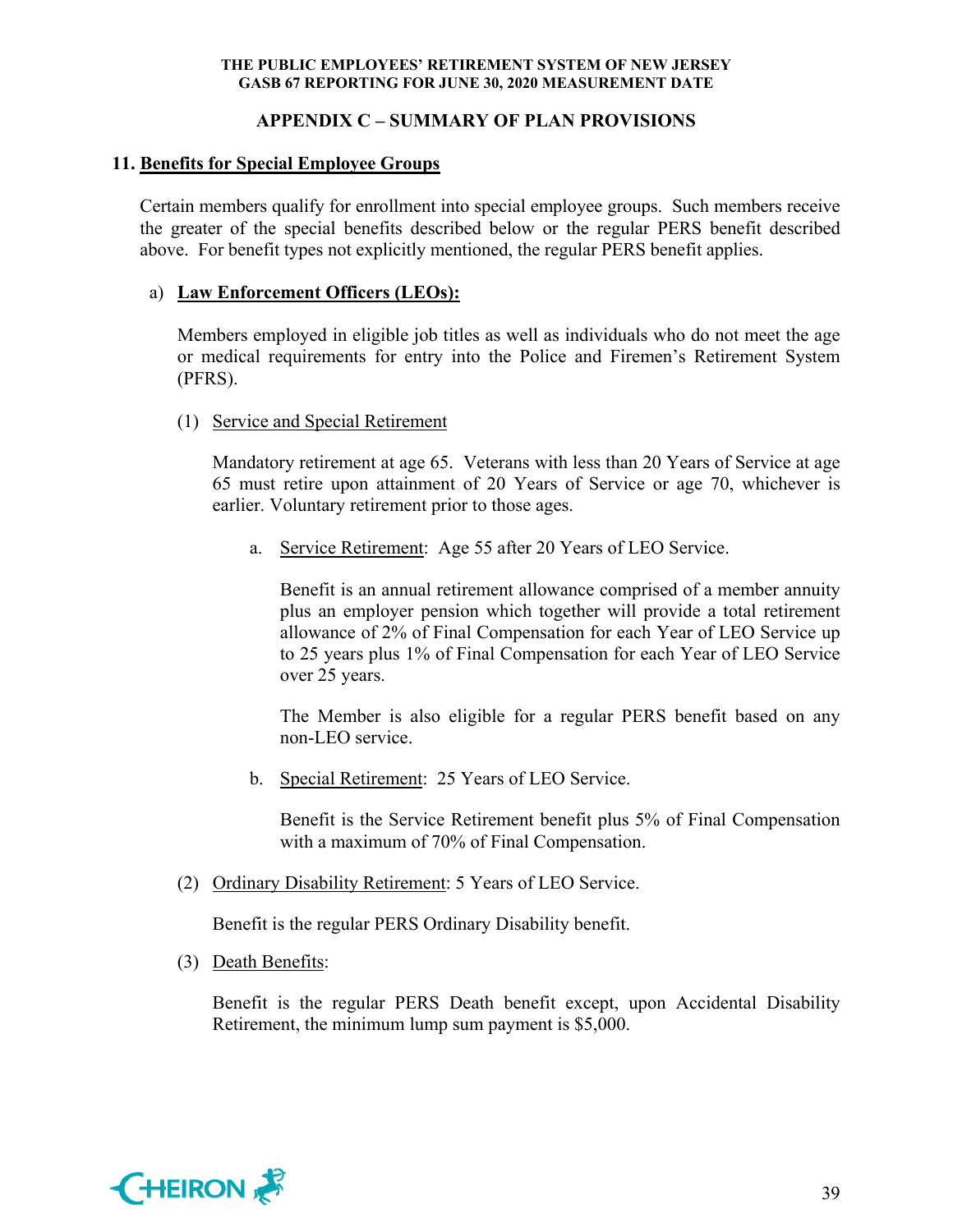## APPENDIX C – SUMMARY OF PLAN PROVISIONS

### 11. Benefits for Special Employee Groups

Certain members qualify for enrollment into special employee groups. Such members receive the greater of the special benefits described below or the regular PERS benefit described above. For benefit types not explicitly mentioned, the regular PERS benefit applies.

a) **Law Enforcement Officers (LEOs):**

Members employed in eligible job titles as well as individuals who do not meet the age or medical requirements for entry into the Police and Firemen's Retirement System (PFRS).

(1) Service and Special Retirement

Mandatory retirement at age 65. Veterans with less than 20 Years of Service at age 65 must retire upon attainment of 20 Years of Service or age 70, whichever is earlier. Voluntary retirement prior to those ages.

a. Service Retirement: Age 55 after 20 Years of LEO Service.

Benefit is an annual retirement allowance comprised of a member annuity plus an employer pension which together will provide a total retirement allowance of 2% of Final Compensation for each Year of LEO Service up to 25 years plus 1% of Final Compensation for each Year of LEO Service over 25 years.

The Member is also eligible for a regular PERS benefit based on any non-LEO service.

b. Special Retirement: 25 Years of LEO Service.

Benefit is the Service Retirement benefit plus 5% of Final Compensation with a maximum of 70% of Final Compensation.

(2) Ordinary Disability Retirement: 5 Years of LEO Service.

Benefit is the regular PERS Ordinary Disability benefit.

(3) Death Benefits:

Benefit is the regular PERS Death benefit except, upon Accidental Disability Retirement, the minimum lump sum payment is $5,000.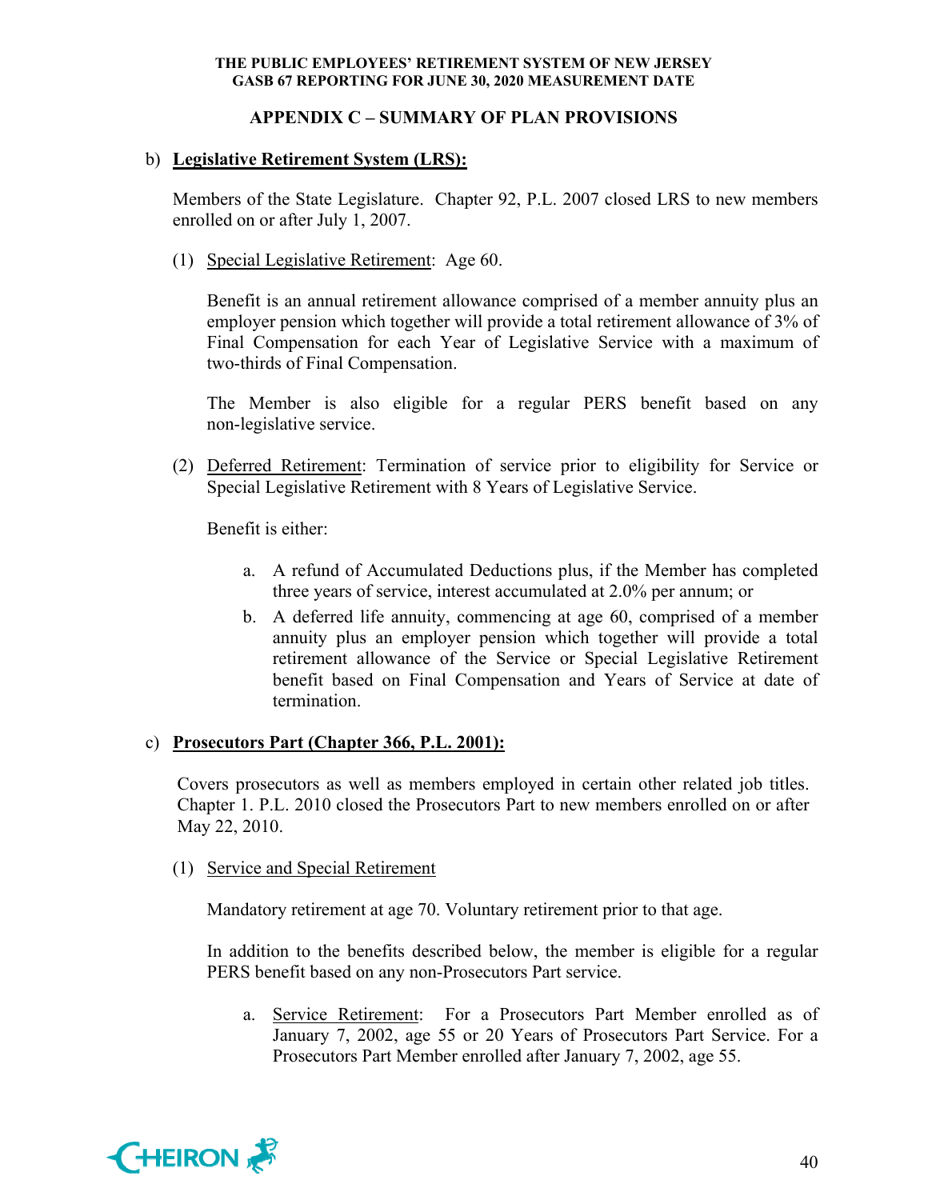## APPENDIX C – SUMMARY OF PLAN PROVISIONS

b) **Legislative Retirement System (LRS):**

Members of the State Legislature. Chapter 92, P.L. 2007 closed LRS to new members enrolled on or after July 1, 2007.

(1) Special Legislative Retirement: Age 60.

Benefit is an annual retirement allowance comprised of a member annuity plus an employer pension which together will provide a total retirement allowance of 3% of Final Compensation for each Year of Legislative Service with a maximum of two-thirds of Final Compensation.

The Member is also eligible for a regular PERS benefit based on any non-legislative service.

(2) Deferred Retirement: Termination of service prior to eligibility for Service or Special Legislative Retirement with 8 Years of Legislative Service.

Benefit is either:

a. A refund of Accumulated Deductions plus, if the Member has completed three years of service, interest accumulated at 2.0% per annum; or

b. A deferred life annuity, commencing at age 60, comprised of a member annuity plus an employer pension which together will provide a total retirement allowance of the Service or Special Legislative Retirement benefit based on Final Compensation and Years of Service at date of termination.

c) **Prosecutors Part (Chapter 366, P.L. 2001):**

Covers prosecutors as well as members employed in certain other related job titles. Chapter 1. P.L. 2010 closed the Prosecutors Part to new members enrolled on or after May 22, 2010.

(1) Service and Special Retirement

Mandatory retirement at age 70. Voluntary retirement prior to that age.

In addition to the benefits described below, the member is eligible for a regular PERS benefit based on any non-Prosecutors Part service.

a. Service Retirement: For a Prosecutors Part Member enrolled as of January 7, 2002, age 55 or 20 Years of Prosecutors Part Service. For a Prosecutors Part Member enrolled after January 7, 2002, age 55.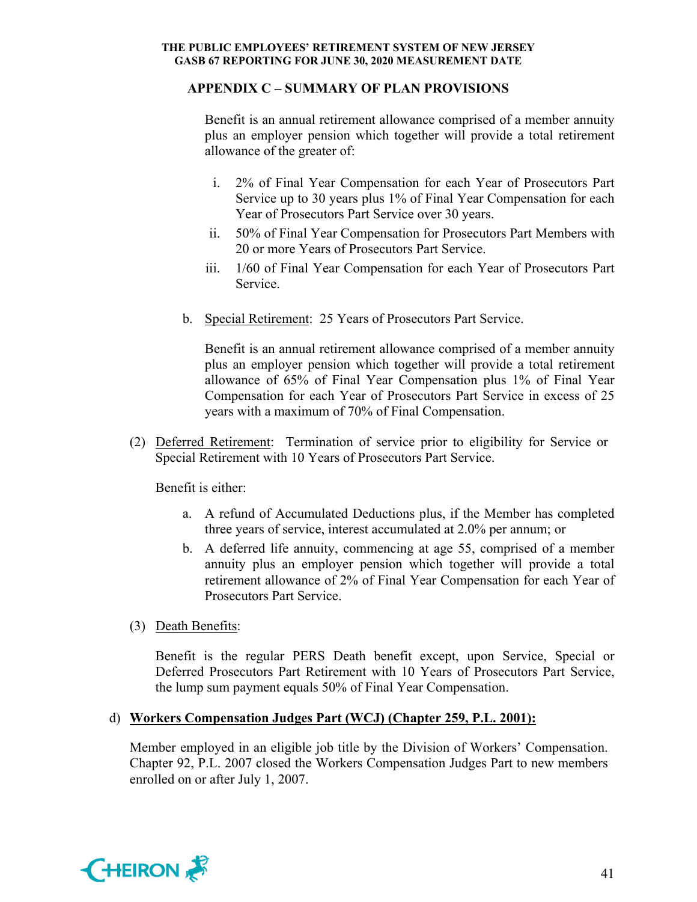## APPENDIX C – SUMMARY OF PLAN PROVISIONS

Benefit is an annual retirement allowance comprised of a member annuity plus an employer pension which together will provide a total retirement allowance of the greater of:

i. 2% of Final Year Compensation for each Year of Prosecutors Part Service up to 30 years plus 1% of Final Year Compensation for each Year of Prosecutors Part Service over 30 years.

ii. 50% of Final Year Compensation for Prosecutors Part Members with 20 or more Years of Prosecutors Part Service.

iii. 1/60 of Final Year Compensation for each Year of Prosecutors Part Service.

b. Special Retirement: 25 Years of Prosecutors Part Service.

Benefit is an annual retirement allowance comprised of a member annuity plus an employer pension which together will provide a total retirement allowance of 65% of Final Year Compensation plus 1% of Final Year Compensation for each Year of Prosecutors Part Service in excess of 25 years with a maximum of 70% of Final Compensation.

(2) Deferred Retirement: Termination of service prior to eligibility for Service or Special Retirement with 10 Years of Prosecutors Part Service.

Benefit is either:

a. A refund of Accumulated Deductions plus, if the Member has completed three years of service, interest accumulated at 2.0% per annum; or

b. A deferred life annuity, commencing at age 55, comprised of a member annuity plus an employer pension which together will provide a total retirement allowance of 2% of Final Year Compensation for each Year of Prosecutors Part Service.

(3) Death Benefits:

Benefit is the regular PERS Death benefit except, upon Service, Special or Deferred Prosecutors Part Retirement with 10 Years of Prosecutors Part Service, the lump sum payment equals 50% of Final Year Compensation.

d) **Workers Compensation Judges Part (WCJ) (Chapter 259, P.L. 2001):**

Member employed in an eligible job title by the Division of Workers' Compensation. Chapter 92, P.L. 2007 closed the Workers Compensation Judges Part to new members enrolled on or after July 1, 2007.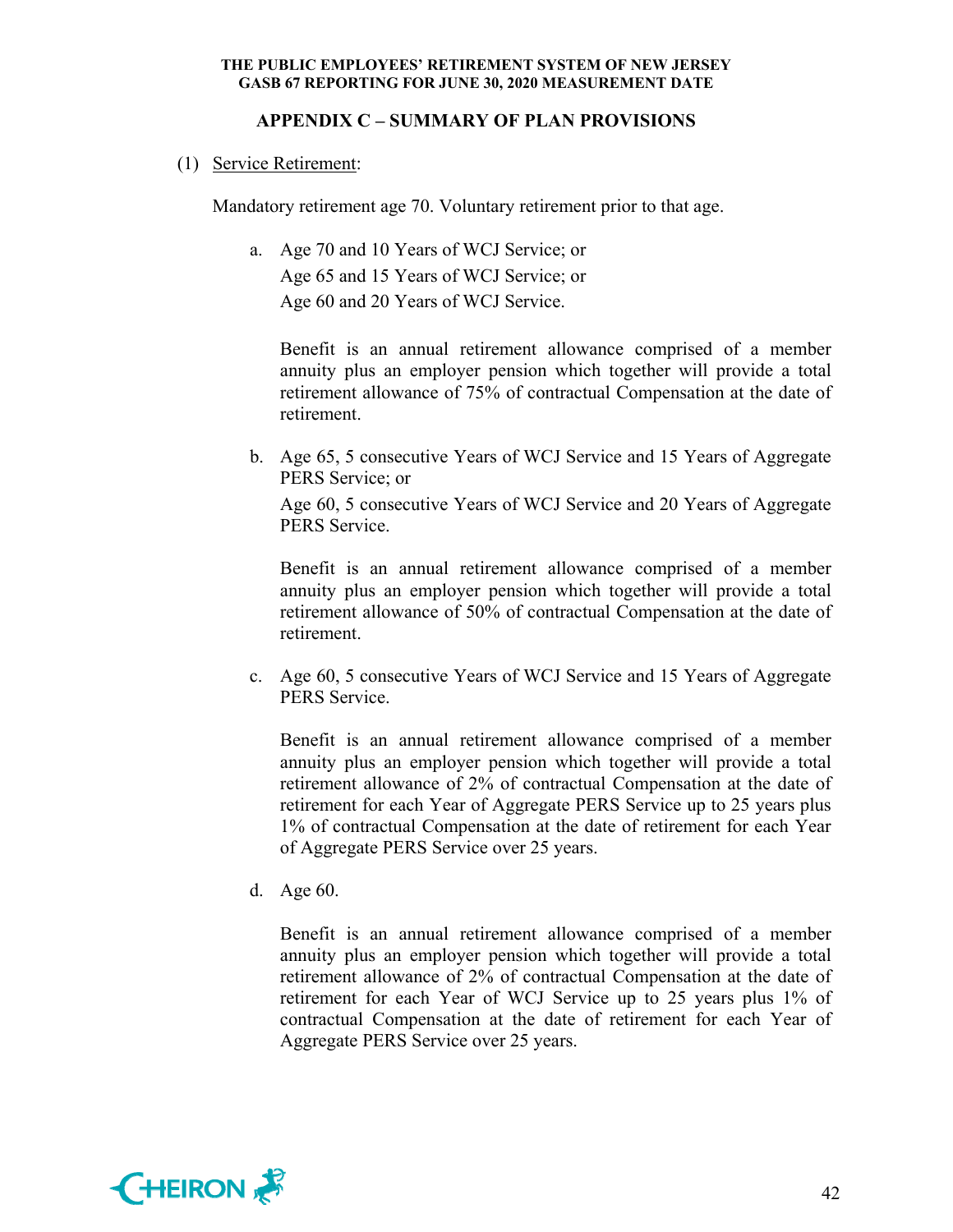## APPENDIX C – SUMMARY OF PLAN PROVISIONS

(1) Service Retirement:

Mandatory retirement age 70. Voluntary retirement prior to that age.

a. Age 70 and 10 Years of WCJ Service; or
   Age 65 and 15 Years of WCJ Service; or
   Age 60 and 20 Years of WCJ Service.

   Benefit is an annual retirement allowance comprised of a member annuity plus an employer pension which together will provide a total retirement allowance of 75% of contractual Compensation at the date of retirement.

b. Age 65, 5 consecutive Years of WCJ Service and 15 Years of Aggregate PERS Service; or

   Age 60, 5 consecutive Years of WCJ Service and 20 Years of Aggregate PERS Service.

   Benefit is an annual retirement allowance comprised of a member annuity plus an employer pension which together will provide a total retirement allowance of 50% of contractual Compensation at the date of retirement.

c. Age 60, 5 consecutive Years of WCJ Service and 15 Years of Aggregate PERS Service.

   Benefit is an annual retirement allowance comprised of a member annuity plus an employer pension which together will provide a total retirement allowance of 2% of contractual Compensation at the date of retirement for each Year of Aggregate PERS Service up to 25 years plus 1% of contractual Compensation at the date of retirement for each Year of Aggregate PERS Service over 25 years.

d. Age 60.

   Benefit is an annual retirement allowance comprised of a member annuity plus an employer pension which together will provide a total retirement allowance of 2% of contractual Compensation at the date of retirement for each Year of WCJ Service up to 25 years plus 1% of contractual Compensation at the date of retirement for each Year of Aggregate PERS Service over 25 years.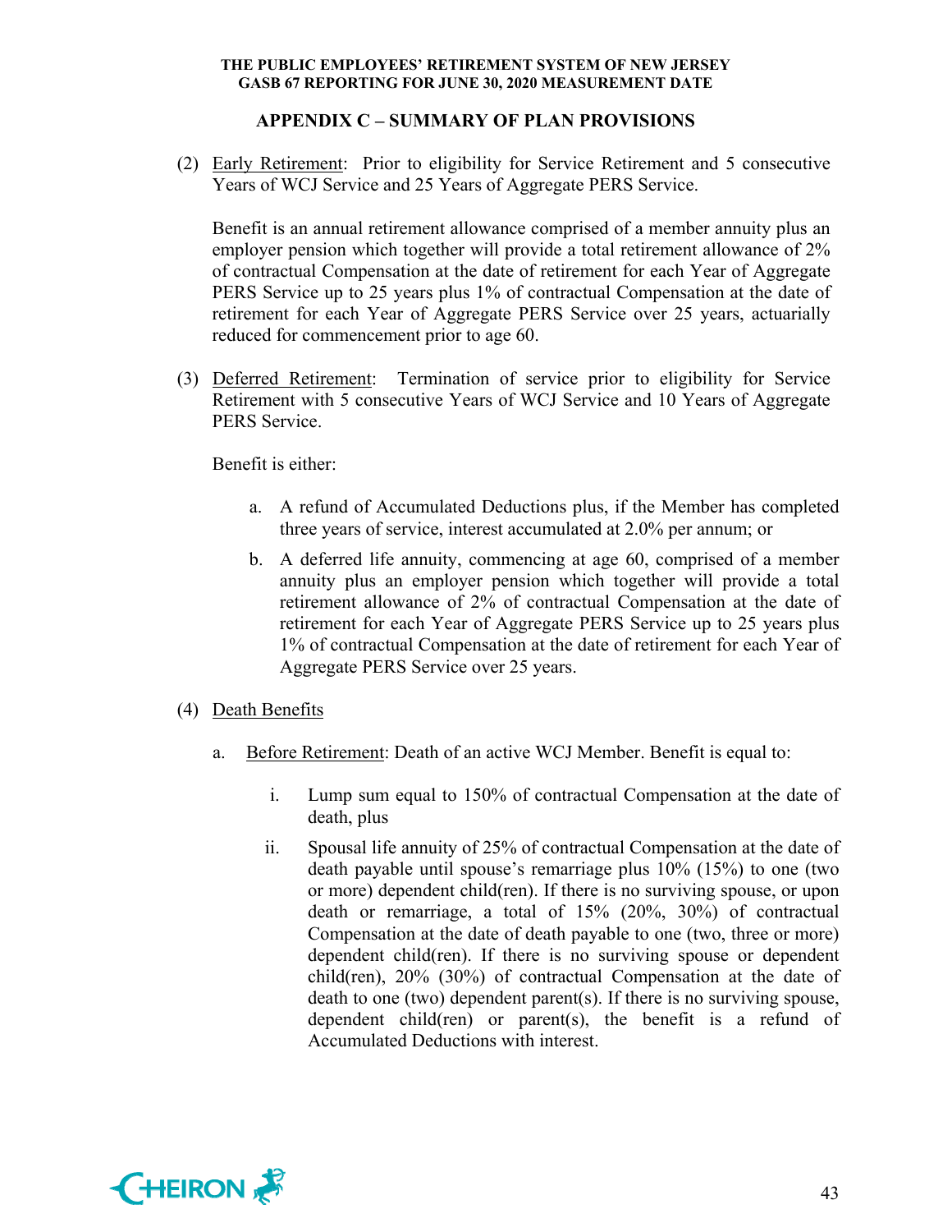## APPENDIX C – SUMMARY OF PLAN PROVISIONS

(2) Early Retirement: Prior to eligibility for Service Retirement and 5 consecutive Years of WCJ Service and 25 Years of Aggregate PERS Service.

Benefit is an annual retirement allowance comprised of a member annuity plus an employer pension which together will provide a total retirement allowance of 2% of contractual Compensation at the date of retirement for each Year of Aggregate PERS Service up to 25 years plus 1% of contractual Compensation at the date of retirement for each Year of Aggregate PERS Service over 25 years, actuarially reduced for commencement prior to age 60.

(3) Deferred Retirement: Termination of service prior to eligibility for Service Retirement with 5 consecutive Years of WCJ Service and 10 Years of Aggregate PERS Service.

Benefit is either:

a. A refund of Accumulated Deductions plus, if the Member has completed three years of service, interest accumulated at 2.0% per annum; or

b. A deferred life annuity, commencing at age 60, comprised of a member annuity plus an employer pension which together will provide a total retirement allowance of 2% of contractual Compensation at the date of retirement for each Year of Aggregate PERS Service up to 25 years plus 1% of contractual Compensation at the date of retirement for each Year of Aggregate PERS Service over 25 years.

(4) Death Benefits

a. Before Retirement: Death of an active WCJ Member. Benefit is equal to:

i. Lump sum equal to 150% of contractual Compensation at the date of death, plus

ii. Spousal life annuity of 25% of contractual Compensation at the date of death payable until spouse's remarriage plus 10% (15%) to one (two or more) dependent child(ren). If there is no surviving spouse, or upon death or remarriage, a total of 15% (20%, 30%) of contractual Compensation at the date of death payable to one (two, three or more) dependent child(ren). If there is no surviving spouse or dependent child(ren), 20% (30%) of contractual Compensation at the date of death to one (two) dependent parent(s). If there is no surviving spouse, dependent child(ren) or parent(s), the benefit is a refund of Accumulated Deductions with interest.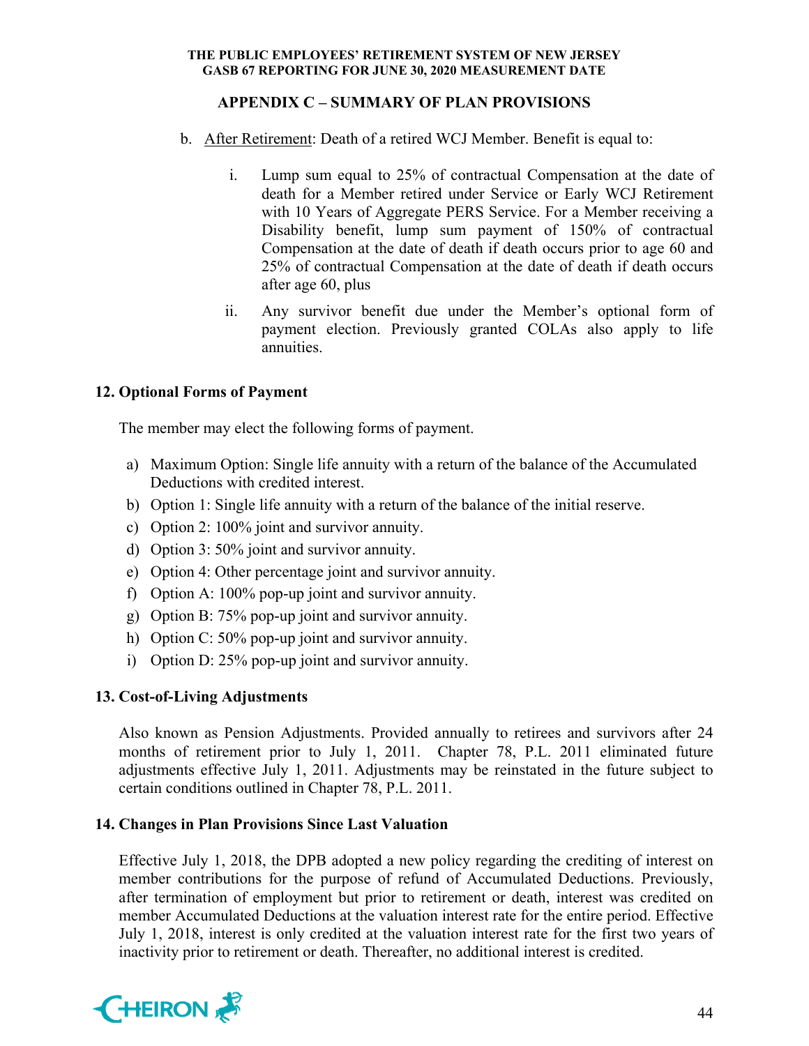## APPENDIX C – SUMMARY OF PLAN PROVISIONS

b. After Retirement: Death of a retired WCJ Member. Benefit is equal to:

   i. Lump sum equal to 25% of contractual Compensation at the date of death for a Member retired under Service or Early WCJ Retirement with 10 Years of Aggregate PERS Service. For a Member receiving a Disability benefit, lump sum payment of 150% of contractual Compensation at the date of death if death occurs prior to age 60 and 25% of contractual Compensation at the date of death if death occurs after age 60, plus

   ii. Any survivor benefit due under the Member's optional form of payment election. Previously granted COLAs also apply to life annuities.

### 12. Optional Forms of Payment

The member may elect the following forms of payment.

a) Maximum Option: Single life annuity with a return of the balance of the Accumulated Deductions with credited interest.
b) Option 1: Single life annuity with a return of the balance of the initial reserve.
c) Option 2: 100% joint and survivor annuity.
d) Option 3: 50% joint and survivor annuity.
e) Option 4: Other percentage joint and survivor annuity.
f) Option A: 100% pop-up joint and survivor annuity.
g) Option B: 75% pop-up joint and survivor annuity.
h) Option C: 50% pop-up joint and survivor annuity.
i) Option D: 25% pop-up joint and survivor annuity.

### 13. Cost-of-Living Adjustments

Also known as Pension Adjustments. Provided annually to retirees and survivors after 24 months of retirement prior to July 1, 2011. Chapter 78, P.L. 2011 eliminated future adjustments effective July 1, 2011. Adjustments may be reinstated in the future subject to certain conditions outlined in Chapter 78, P.L. 2011.

### 14. Changes in Plan Provisions Since Last Valuation

Effective July 1, 2018, the DPB adopted a new policy regarding the crediting of interest on member contributions for the purpose of refund of Accumulated Deductions. Previously, after termination of employment but prior to retirement or death, interest was credited on member Accumulated Deductions at the valuation interest rate for the entire period. Effective July 1, 2018, interest is only credited at the valuation interest rate for the first two years of inactivity prior to retirement or death. Thereafter, no additional interest is credited.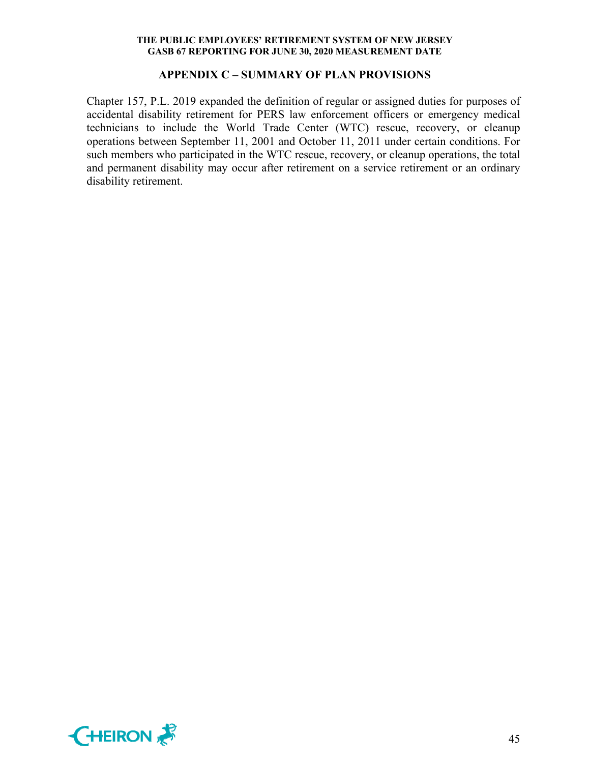## APPENDIX C – SUMMARY OF PLAN PROVISIONS

Chapter 157, P.L. 2019 expanded the definition of regular or assigned duties for purposes of accidental disability retirement for PERS law enforcement officers or emergency medical technicians to include the World Trade Center (WTC) rescue, recovery, or cleanup operations between September 11, 2001 and October 11, 2011 under certain conditions. For such members who participated in the WTC rescue, recovery, or cleanup operations, the total and permanent disability may occur after retirement on a service retirement or an ordinary disability retirement.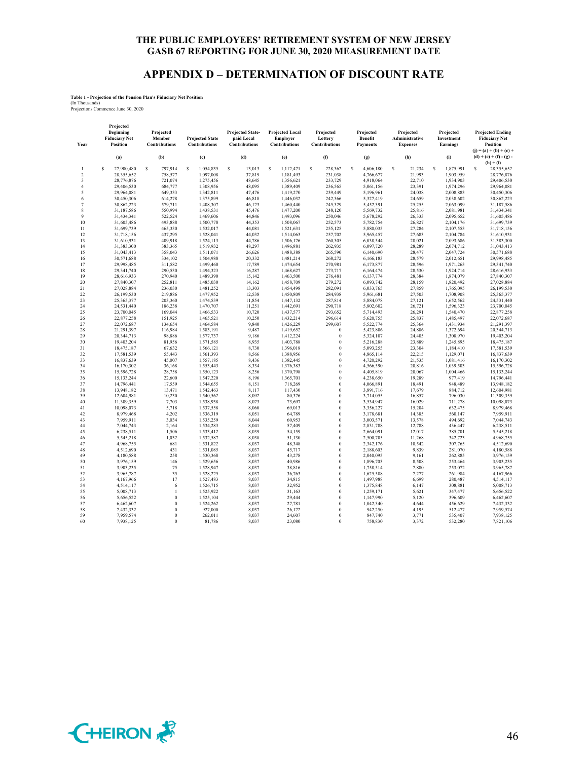# THE PUBLIC EMPLOYEES' RETIREMENT SYSTEM OF NEW JERSEY
## GASB 67 REPORTING FOR JUNE 30, 2020 MEASUREMENT DATE

## APPENDIX D – DETERMINATION OF DISCOUNT RATE

**Table 1 - Projection of the Pension Plan's Fiduciary Net Position**
(In Thousands)
Projections Commence June 30, 2020

| Year | Projected Beginning Fiduciary Net Position | Projected Member Contributions | Projected State Contributions | Projected State-paid Local Contributions | Projected Local Employer Contributions | Projected Lottery Contributions | Projected Benefit Payments | Projected Administrative Expenses | Projected Investment Earnings | Projected Ending Fiduciary Net Position |
|---|---|---|---|---|---|---|---|---|---|---|
| | (a) | (b) | (c) | (d) | (e) | (f) | (g) | (h) | (i) | (j) = (a) + (b) + (c) + (d) + (e) + (f) - (g) - (h) + (i) |
| 1 | $ 27,900,480 | $ 797,914 | $ 1,054,835 | $ 13,013 | $ 1,112,471 | $ 228,362 | $ 4,606,180 | $ 21,234 | $ 1,875,991 | $ 28,355,652 |
| 2 | 28,355,652 | 758,577 | 1,097,008 | 37,819 | 1,181,493 | 231,038 | 4,766,677 | 21,993 | 1,903,959 | 28,776,876 |
| 3 | 28,776,876 | 721,074 | 1,275,456 | 48,645 | 1,356,621 | 233,729 | 4,918,064 | 22,710 | 1,934,903 | 29,406,530 |
| 4 | 29,406,530 | 684,777 | 1,308,956 | 48,095 | 1,389,409 | 236,565 | 5,061,156 | 23,391 | 1,974,296 | 29,964,081 |
| 5 | 29,964,081 | 649,333 | 1,342,811 | 47,476 | 1,419,270 | 239,449 | 5,196,961 | 24,038 | 2,008,883 | 30,450,306 |
| 6 | 30,450,306 | 614,278 | 1,375,899 | 46,818 | 1,446,032 | 242,366 | 5,327,419 | 24,659 | 2,038,602 | 30,862,223 |
| 7 | 30,862,223 | 579,711 | 1,408,307 | 46,123 | 1,460,440 | 245,329 | 5,452,391 | 25,255 | 2,063,099 | 31,187,586 |
| 8 | 31,187,586 | 550,994 | 1,438,531 | 45,476 | 1,477,200 | 248,120 | 5,569,732 | 25,816 | 2,081,981 | 31,434,341 |
| 9 | 31,434,341 | 522,524 | 1,469,606 | 44,846 | 1,493,096 | 250,046 | 5,678,292 | 26,333 | 2,095,652 | 31,605,486 |
| 10 | 31,605,486 | 493,888 | 1,500,778 | 44,353 | 1,508,067 | 252,573 | 5,782,754 | 26,827 | 2,104,176 | 31,699,739 |
| 11 | 31,699,739 | 465,330 | 1,532,017 | 44,081 | 1,521,631 | 255,125 | 5,880,035 | 27,284 | 2,107,553 | 31,718,156 |
| 12 | 31,718,156 | 437,295 | 1,528,041 | 44,032 | 1,514,063 | 257,702 | 5,965,457 | 27,683 | 2,104,784 | 31,610,931 |
| 13 | 31,610,931 | 409,918 | 1,524,113 | 44,786 | 1,506,126 | 260,305 | 6,038,544 | 28,021 | 2,093,686 | 31,383,300 |
| 14 | 31,383,300 | 383,365 | 1,519,932 | 48,297 | 1,496,881 | 262,935 | 6,097,720 | 28,289 | 2,074,712 | 31,043,413 |
| 15 | 31,043,413 | 358,043 | 1,511,071 | 26,626 | 1,488,388 | 265,590 | 6,140,690 | 28,477 | 2,047,724 | 30,571,688 |
| 16 | 30,571,688 | 334,102 | 1,504,988 | 20,332 | 1,481,214 | 268,272 | 6,166,183 | 28,579 | 2,012,651 | 29,998,485 |
| 17 | 29,998,485 | 311,582 | 1,499,460 | 17,789 | 1,474,654 | 270,981 | 6,173,877 | 28,596 | 1,971,263 | 29,341,740 |
| 18 | 29,341,740 | 290,530 | 1,494,323 | 16,287 | 1,468,627 | 273,717 | 6,164,474 | 28,530 | 1,924,714 | 28,616,933 |
| 19 | 28,616,933 | 270,940 | 1,489,390 | 15,142 | 1,463,500 | 276,481 | 6,137,774 | 28,384 | 1,874,079 | 27,840,307 |
| 20 | 27,840,307 | 252,811 | 1,485,030 | 14,162 | 1,458,709 | 279,272 | 6,093,742 | 28,159 | 1,820,492 | 27,028,884 |
| 21 | 27,028,884 | 236,030 | 1,481,252 | 13,303 | 1,454,498 | 282,091 | 6,033,765 | 27,859 | 1,765,095 | 26,199,530 |
| 22 | 26,199,530 | 219,886 | 1,477,952 | 12,538 | 1,450,809 | 284,938 | 5,961,681 | 27,503 | 1,708,908 | 25,365,377 |
| 23 | 25,365,377 | 203,360 | 1,474,539 | 11,854 | 1,447,132 | 287,814 | 5,884,078 | 27,121 | 1,652,562 | 24,531,440 |
| 24 | 24,531,440 | 186,238 | 1,470,707 | 11,251 | 1,442,691 | 290,718 | 5,802,602 | 26,721 | 1,596,323 | 23,700,045 |
| 25 | 23,700,045 | 169,044 | 1,466,533 | 10,720 | 1,437,577 | 293,652 | 5,714,493 | 26,291 | 1,540,470 | 22,877,258 |
| 26 | 22,877,258 | 151,925 | 1,465,521 | 10,250 | 1,432,214 | 296,614 | 5,620,755 | 25,837 | 1,485,497 | 22,072,687 |
| 27 | 22,072,687 | 134,654 | 1,464,584 | 9,840 | 1,426,229 | 299,607 | 5,522,774 | 25,364 | 1,431,934 | 21,291,397 |
| 28 | 21,291,397 | 116,984 | 1,583,191 | 9,487 | 1,419,652 | 0 | 5,423,806 | 24,886 | 1,372,694 | 20,344,713 |
| 29 | 20,344,713 | 98,886 | 1,577,737 | 9,186 | 1,412,224 | 0 | 5,324,107 | 24,405 | 1,308,970 | 19,403,204 |
| 30 | 19,403,204 | 81,956 | 1,571,585 | 8,935 | 1,403,788 | 0 | 5,216,288 | 23,889 | 1,245,895 | 18,475,187 |
| 31 | 18,475,187 | 67,632 | 1,566,121 | 8,730 | 1,396,018 | 0 | 5,093,255 | 23,304 | 1,184,410 | 17,581,539 |
| 32 | 17,581,539 | 55,443 | 1,561,393 | 8,566 | 1,388,956 | 0 | 4,865,114 | 22,215 | 1,129,071 | 16,837,639 |
| 33 | 16,837,639 | 45,007 | 1,557,185 | 8,436 | 1,382,445 | 0 | 4,720,292 | 21,535 | 1,081,416 | 16,170,302 |
| 34 | 16,170,302 | 36,168 | 1,553,443 | 8,334 | 1,376,383 | 0 | 4,566,590 | 20,816 | 1,039,503 | 15,596,728 |
| 35 | 15,596,728 | 28,758 | 1,550,123 | 8,256 | 1,370,798 | 0 | 4,405,819 | 20,067 | 1,004,466 | 15,133,244 |
| 36 | 15,133,244 | 22,600 | 1,547,220 | 8,196 | 1,365,701 | 0 | 4,238,650 | 19,289 | 977,419 | 14,796,441 |
| 37 | 14,796,441 | 17,559 | 1,544,655 | 8,151 | 718,269 | 0 | 4,066,891 | 18,491 | 948,489 | 13,948,182 |
| 38 | 13,948,182 | 13,471 | 1,542,463 | 8,117 | 117,430 | 0 | 3,891,716 | 17,679 | 884,712 | 12,604,981 |
| 39 | 12,604,981 | 10,230 | 1,540,562 | 8,092 | 80,376 | 0 | 3,714,055 | 16,857 | 796,030 | 11,309,359 |
| 40 | 11,309,359 | 7,703 | 1,538,938 | 8,073 | 73,697 | 0 | 3,534,947 | 16,029 | 711,278 | 10,098,073 |
| 41 | 10,098,073 | 5,718 | 1,537,558 | 8,060 | 69,013 | 0 | 3,356,227 | 15,204 | 632,475 | 8,979,468 |
| 42 | 8,979,468 | 4,202 | 1,536,319 | 8,051 | 64,789 | 0 | 3,178,681 | 14,385 | 560,147 | 7,959,911 |
| 43 | 7,959,911 | 3,034 | 1,535,259 | 8,044 | 60,953 | 0 | 3,003,571 | 13,578 | 494,692 | 7,044,743 |
| 44 | 7,044,743 | 2,164 | 1,534,283 | 8,041 | 57,409 | 0 | 2,831,788 | 12,788 | 436,447 | 6,238,511 |
| 45 | 6,238,511 | 1,506 | 1,533,412 | 8,039 | 54,159 | 0 | 2,664,091 | 12,017 | 385,701 | 5,545,218 |
| 46 | 5,545,218 | 1,032 | 1,532,587 | 8,038 | 51,130 | 0 | 2,500,705 | 11,268 | 342,723 | 4,968,755 |
| 47 | 4,968,755 | 681 | 1,531,822 | 8,037 | 48,348 | 0 | 2,342,176 | 10,542 | 307,765 | 4,512,690 |
| 48 | 4,512,690 | 431 | 1,531,085 | 8,037 | 45,717 | 0 | 2,188,603 | 9,839 | 281,070 | 4,180,588 |
| 49 | 4,180,588 | 258 | 1,530,368 | 8,037 | 43,278 | 0 | 2,040,095 | 9,161 | 262,885 | 3,976,159 |
| 50 | 3,976,159 | 146 | 1,529,656 | 8,037 | 40,986 | 0 | 1,896,703 | 8,508 | 253,464 | 3,903,235 |
| 51 | 3,903,235 | 75 | 1,528,947 | 8,037 | 38,816 | 0 | 1,758,514 | 7,880 | 253,072 | 3,965,787 |
| 52 | 3,965,787 | 35 | 1,528,225 | 8,037 | 36,763 | 0 | 1,625,588 | 7,277 | 261,984 | 4,167,966 |
| 53 | 4,167,966 | 17 | 1,527,483 | 8,037 | 34,815 | 0 | 1,497,988 | 6,699 | 280,487 | 4,514,117 |
| 54 | 4,514,117 | 6 | 1,526,715 | 8,037 | 32,952 | 0 | 1,375,848 | 6,147 | 308,881 | 5,008,713 |
| 55 | 5,008,713 | 1 | 1,525,922 | 8,037 | 31,163 | 0 | 1,259,171 | 5,621 | 347,477 | 5,656,522 |
| 56 | 5,656,522 | 0 | 1,525,104 | 8,037 | 29,444 | 0 | 1,147,990 | 5,120 | 396,609 | 6,462,607 |
| 57 | 6,462,607 | 0 | 1,524,262 | 8,037 | 27,781 | 0 | 1,042,340 | 4,644 | 456,629 | 7,432,332 |
| 58 | 7,432,332 | 0 | 927,000 | 8,037 | 26,172 | 0 | 942,250 | 4,195 | 512,477 | 7,959,574 |
| 59 | 7,959,574 | 0 | 262,011 | 8,037 | 24,607 | 0 | 847,740 | 3,771 | 535,407 | 7,938,125 |
| 60 | 7,938,125 | 0 | 81,786 | 8,037 | 23,080 | 0 | 758,830 | 3,372 | 532,280 | 7,821,106 |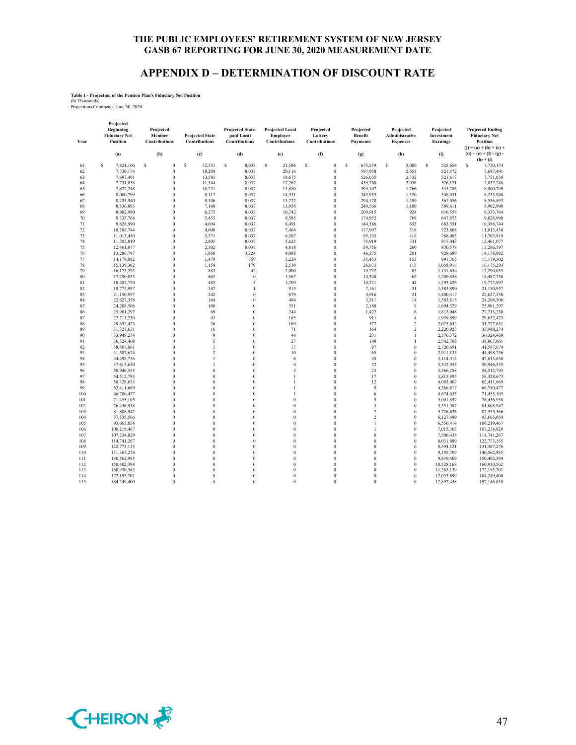# THE PUBLIC EMPLOYEES' RETIREMENT SYSTEM OF NEW JERSEY
# GASB 67 REPORTING FOR JUNE 30, 2020 MEASUREMENT DATE

## APPENDIX D – DETERMINATION OF DISCOUNT RATE

**Table 1 - Projection of the Pension Plan's Fiduciary Net Position**
(In Thousands)
Projections Commence June 30, 2020

| Year | Projected Beginning Fiduciary Net Position | Projected Member Contributions | Projected State Contributions | Projected State-paid Local Contributions | Projected Local Employer Contributions | Projected Lottery Contributions | Projected Benefit Payments | Projected Administrative Expenses | Projected Investment Earnings | Projected Ending Fiduciary Net Position |
|---|---|---|---|---|---|---|---|---|---|---|
| | (a) | (b) | (c) | (d) | (e) | (f) | (g) | (h) | (i) | (j) = (a) + (b) + (c) + (d) + (e) + (f) - (g) - (h) + (i) |
| 61 | $ 7,821,106 | $ 0 | $ 32,351 | $ 8,037 | $ 21,584 | $ 0 | $ 675,559 | $ 3,000 | $ 525,654 | $ 7,730,174 |
| 62 | 7,730,174 | 0 | 18,204 | 8,037 | 20,116 | 0 | 597,958 | 2,653 | 521,572 | 7,697,491 |
| 63 | 7,697,491 | 0 | 13,583 | 8,037 | 18,675 | 0 | 526,035 | 2,332 | 521,617 | 7,731,038 |
| 64 | 7,731,038 | 0 | 11,544 | 8,037 | 17,262 | 0 | 459,768 | 2,036 | 526,171 | 7,832,248 |
| 65 | 7,832,248 | 0 | 10,221 | 8,037 | 15,880 | 0 | 399,107 | 1,766 | 535,286 | 8,000,799 |
| 66 | 8,000,799 | 0 | 9,117 | 8,037 | 14,531 | 0 | 343,955 | 1,520 | 548,931 | 8,235,940 |
| 67 | 8,235,940 | 0 | 8,106 | 8,037 | 13,222 | 0 | 294,170 | 1,299 | 567,056 | 8,536,893 |
| 68 | 8,536,893 | 0 | 7,160 | 8,037 | 11,956 | 0 | 249,566 | 1,100 | 589,611 | 8,902,990 |
| 69 | 8,902,990 | 0 | 6,275 | 8,037 | 10,742 | 0 | 209,915 | 924 | 616,558 | 9,333,764 |
| 70 | 9,333,764 | 0 | 5,453 | 8,037 | 9,585 | 0 | 174,952 | 769 | 647,873 | 9,828,990 |
| 71 | 9,828,990 | 0 | 4,694 | 8,037 | 8,491 | 0 | 144,386 | 633 | 683,551 | 10,388,744 |
| 72 | 10,388,744 | 0 | 4,000 | 8,037 | 7,464 | 0 | 117,907 | 516 | 723,608 | 11,013,430 |
| 73 | 11,013,430 | 0 | 3,371 | 8,037 | 6,507 | 0 | 95,193 | 416 | 768,083 | 11,703,819 |
| 74 | 11,703,819 | 0 | 2,805 | 8,037 | 5,625 | 0 | 75,919 | 331 | 817,043 | 12,461,077 |
| 75 | 12,461,077 | 0 | 2,302 | 8,037 | 4,818 | 0 | 59,756 | 260 | 870,578 | 13,286,797 |
| 76 | 13,286,797 | 0 | 1,860 | 3,224 | 4,088 | 0 | 46,375 | 201 | 928,689 | 14,178,082 |
| 77 | 14,178,082 | 0 | 1,479 | 759 | 3,224 | 0 | 35,453 | 153 | 991,365 | 15,139,302 |
| 78 | 15,139,302 | 0 | 1,154 | 179 | 2,530 | 0 | 26,673 | 115 | 1,058,916 | 16,175,293 |
| 79 | 16,175,293 | 0 | 883 | 42 | 2,000 | 0 | 19,732 | 85 | 1,131,654 | 17,290,055 |
| 80 | 17,290,055 | 0 | 662 | 10 | 1,567 | 0 | 14,340 | 62 | 1,209,858 | 18,487,750 |
| 81 | 18,487,750 | 0 | 485 | 2 | 1,209 | 0 | 10,231 | 44 | 1,293,826 | 19,772,997 |
| 82 | 19,772,997 | 0 | 347 | 1 | 915 | 0 | 7,161 | 31 | 1,383,890 | 21,150,957 |
| 83 | 21,150,957 | 0 | 242 | 0 | 679 | 0 | 4,916 | 21 | 1,480,417 | 22,627,358 |
| 84 | 22,627,358 | 0 | 164 | 0 | 494 | 0 | 3,311 | 14 | 1,583,815 | 24,208,506 |
| 85 | 24,208,506 | 0 | 108 | 0 | 351 | 0 | 2,188 | 9 | 1,694,529 | 25,901,297 |
| 86 | 25,901,297 | 0 | 69 | 0 | 244 | 0 | 1,422 | 6 | 1,813,048 | 27,713,230 |
| 87 | 27,713,230 | 0 | 43 | 0 | 165 | 0 | 911 | 4 | 1,939,899 | 29,652,423 |
| 88 | 29,652,423 | 0 | 26 | 0 | 109 | 0 | 577 | 2 | 2,075,652 | 31,727,631 |
| 89 | 31,727,631 | 0 | 16 | 0 | 71 | 0 | 364 | 2 | 2,220,923 | 33,948,274 |
| 90 | 33,948,274 | 0 | 9 | 0 | 44 | 0 | 231 | 1 | 2,376,372 | 36,324,468 |
| 91 | 36,324,468 | 0 | 5 | 0 | 27 | 0 | 148 | 1 | 2,542,708 | 38,867,061 |
| 92 | 38,867,061 | 0 | 3 | 0 | 17 | 0 | 97 | 0 | 2,720,691 | 41,587,674 |
| 93 | 41,587,674 | 0 | 2 | 0 | 10 | 0 | 65 | 0 | 2,911,135 | 44,498,756 |
| 94 | 44,498,756 | 0 | 1 | 0 | 6 | 0 | 45 | 0 | 3,114,912 | 47,613,630 |
| 95 | 47,613,630 | 0 | 1 | 0 | 4 | 0 | 32 | 0 | 3,332,953 | 50,946,555 |
| 96 | 50,946,555 | 0 | 0 | 0 | 2 | 0 | 23 | 0 | 3,566,258 | 54,512,793 |
| 97 | 54,512,793 | 0 | 0 | 0 | 1 | 0 | 17 | 0 | 3,815,895 | 58,328,673 |
| 98 | 58,328,673 | 0 | 0 | 0 | 1 | 0 | 12 | 0 | 4,083,007 | 62,411,669 |
| 99 | 62,411,669 | 0 | 0 | 0 | 1 | 0 | 9 | 0 | 4,368,817 | 66,780,477 |
| 100 | 66,780,477 | 0 | 0 | 0 | 1 | 0 | 6 | 0 | 4,674,633 | 71,455,105 |
| 101 | 71,455,105 | 0 | 0 | 0 | 0 | 0 | 5 | 0 | 5,001,857 | 76,456,958 |
| 102 | 76,456,958 | 0 | 0 | 0 | 0 | 0 | 3 | 0 | 5,351,987 | 81,808,942 |
| 103 | 81,808,942 | 0 | 0 | 0 | 0 | 0 | 2 | 0 | 5,726,626 | 87,535,566 |
| 104 | 87,535,566 | 0 | 0 | 0 | 0 | 0 | 2 | 0 | 6,127,490 | 93,663,054 |
| 105 | 93,663,054 | 0 | 0 | 0 | 0 | 0 | 1 | 0 | 6,556,414 | 100,219,467 |
| 106 | 100,219,467 | 0 | 0 | 0 | 0 | 0 | 1 | 0 | 7,015,363 | 107,234,829 |
| 107 | 107,234,829 | 0 | 0 | 0 | 0 | 0 | 0 | 0 | 7,506,438 | 114,741,267 |
| 108 | 114,741,267 | 0 | 0 | 0 | 0 | 0 | 0 | 0 | 8,031,889 | 122,773,155 |
| 109 | 122,773,155 | 0 | 0 | 0 | 0 | 0 | 0 | 0 | 8,594,121 | 131,367,276 |
| 110 | 131,367,276 | 0 | 0 | 0 | 0 | 0 | 0 | 0 | 9,195,709 | 140,562,985 |
| 111 | 140,562,985 | 0 | 0 | 0 | 0 | 0 | 0 | 0 | 9,839,409 | 150,402,394 |
| 112 | 150,402,394 | 0 | 0 | 0 | 0 | 0 | 0 | 0 | 10,528,168 | 160,930,562 |
| 113 | 160,930,562 | 0 | 0 | 0 | 0 | 0 | 0 | 0 | 11,265,139 | 172,195,701 |
| 114 | 172,195,701 | 0 | 0 | 0 | 0 | 0 | 0 | 0 | 12,053,699 | 184,249,400 |
| 115 | 184,249,400 | 0 | 0 | 0 | 0 | 0 | 0 | 0 | 12,897,458 | 197,146,858 |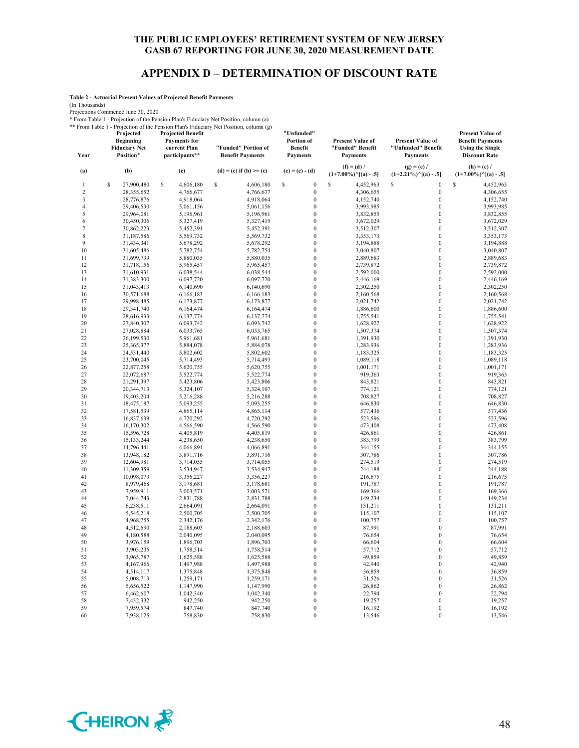# THE PUBLIC EMPLOYEES' RETIREMENT SYSTEM OF NEW JERSEY
## GASB 67 REPORTING FOR JUNE 30, 2020 MEASUREMENT DATE

## APPENDIX D – DETERMINATION OF DISCOUNT RATE

**Table 2 - Actuarial Present Values of Projected Benefit Payments**

(In Thousands)

Projections Commence June 30, 2020

\* From Table 1 - Projection of the Pension Plan's Fiduciary Net Position, column (a)

\*\* From Table 1 - Projection of the Pension Plan's Fiduciary Net Position, column (g)

| Year | Projected Beginning Fiduciary Net Position* | Projected Benefit Payments for current Plan participants** | "Funded" Portion of Benefit Payments | "Unfunded" Portion of Benefit Payments | Present Value of "Funded" Benefit Payments | Present Value of "Unfunded" Benefit Payments | Present Value of Benefit Payments Using the Single Discount Rate |
|---|---|---|---|---|---|---|---|
| (a) | (b) | (c) | (d) = (c) if (b) >= (c) | (e) = (c) - (d) | (f) = (d) / (1+7.00%)^[(a) - .5] | (g) = (e) / (1+2.21%)^[(a) - .5] | (h) = (c) / (1+7.00%)^[(a) - .5] |
| 1 | $ 27,900,480 | $ 4,606,180 | $ 4,606,180 | $ 0 | $ 4,452,963 | $ 0 | $ 4,452,963 |
| 2 | 28,355,652 | 4,766,677 | 4,766,677 | 0 | 4,306,655 | 0 | 4,306,655 |
| 3 | 28,776,876 | 4,918,064 | 4,918,064 | 0 | 4,152,740 | 0 | 4,152,740 |
| 4 | 29,406,530 | 5,061,156 | 5,061,156 | 0 | 3,993,985 | 0 | 3,993,985 |
| 5 | 29,964,081 | 5,196,961 | 5,196,961 | 0 | 3,832,855 | 0 | 3,832,855 |
| 6 | 30,450,306 | 5,327,419 | 5,327,419 | 0 | 3,672,029 | 0 | 3,672,029 |
| 7 | 30,862,223 | 5,452,391 | 5,452,391 | 0 | 3,512,307 | 0 | 3,512,307 |
| 8 | 31,187,586 | 5,569,732 | 5,569,732 | 0 | 3,353,173 | 0 | 3,353,173 |
| 9 | 31,434,341 | 5,678,292 | 5,678,292 | 0 | 3,194,888 | 0 | 3,194,888 |
| 10 | 31,605,486 | 5,782,754 | 5,782,754 | 0 | 3,040,807 | 0 | 3,040,807 |
| 11 | 31,699,739 | 5,880,035 | 5,880,035 | 0 | 2,889,683 | 0 | 2,889,683 |
| 12 | 31,718,156 | 5,965,457 | 5,965,457 | 0 | 2,739,872 | 0 | 2,739,872 |
| 13 | 31,610,931 | 6,038,544 | 6,038,544 | 0 | 2,592,000 | 0 | 2,592,000 |
| 14 | 31,383,300 | 6,097,720 | 6,097,720 | 0 | 2,446,169 | 0 | 2,446,169 |
| 15 | 31,043,413 | 6,140,690 | 6,140,690 | 0 | 2,302,250 | 0 | 2,302,250 |
| 16 | 30,571,688 | 6,166,183 | 6,166,183 | 0 | 2,160,568 | 0 | 2,160,568 |
| 17 | 29,998,485 | 6,173,877 | 6,173,877 | 0 | 2,021,742 | 0 | 2,021,742 |
| 18 | 29,341,740 | 6,164,474 | 6,164,474 | 0 | 1,886,600 | 0 | 1,886,600 |
| 19 | 28,616,933 | 6,137,774 | 6,137,774 | 0 | 1,755,541 | 0 | 1,755,541 |
| 20 | 27,840,307 | 6,093,742 | 6,093,742 | 0 | 1,628,922 | 0 | 1,628,922 |
| 21 | 27,028,884 | 6,033,765 | 6,033,765 | 0 | 1,507,374 | 0 | 1,507,374 |
| 22 | 26,199,530 | 5,961,681 | 5,961,681 | 0 | 1,391,930 | 0 | 1,391,930 |
| 23 | 25,365,377 | 5,884,078 | 5,884,078 | 0 | 1,283,936 | 0 | 1,283,936 |
| 24 | 24,531,440 | 5,802,602 | 5,802,602 | 0 | 1,183,325 | 0 | 1,183,325 |
| 25 | 23,700,045 | 5,714,493 | 5,714,493 | 0 | 1,089,118 | 0 | 1,089,118 |
| 26 | 22,877,258 | 5,620,755 | 5,620,755 | 0 | 1,001,171 | 0 | 1,001,171 |
| 27 | 22,072,687 | 5,522,774 | 5,522,774 | 0 | 919,363 | 0 | 919,363 |
| 28 | 21,291,397 | 5,423,806 | 5,423,806 | 0 | 843,821 | 0 | 843,821 |
| 29 | 20,344,713 | 5,324,107 | 5,324,107 | 0 | 774,121 | 0 | 774,121 |
| 30 | 19,403,204 | 5,216,288 | 5,216,288 | 0 | 708,827 | 0 | 708,827 |
| 31 | 18,475,187 | 5,093,255 | 5,093,255 | 0 | 646,830 | 0 | 646,830 |
| 32 | 17,581,539 | 4,865,114 | 4,865,114 | 0 | 577,436 | 0 | 577,436 |
| 33 | 16,837,639 | 4,720,292 | 4,720,292 | 0 | 523,596 | 0 | 523,596 |
| 34 | 16,170,302 | 4,566,590 | 4,566,590 | 0 | 473,408 | 0 | 473,408 |
| 35 | 15,596,728 | 4,405,819 | 4,405,819 | 0 | 426,861 | 0 | 426,861 |
| 36 | 15,133,244 | 4,238,650 | 4,238,650 | 0 | 383,799 | 0 | 383,799 |
| 37 | 14,796,441 | 4,066,891 | 4,066,891 | 0 | 344,155 | 0 | 344,155 |
| 38 | 13,948,182 | 3,891,716 | 3,891,716 | 0 | 307,786 | 0 | 307,786 |
| 39 | 12,604,981 | 3,714,055 | 3,714,055 | 0 | 274,519 | 0 | 274,519 |
| 40 | 11,309,359 | 3,534,947 | 3,534,947 | 0 | 244,188 | 0 | 244,188 |
| 41 | 10,098,073 | 3,356,227 | 3,356,227 | 0 | 216,675 | 0 | 216,675 |
| 42 | 8,979,468 | 3,178,681 | 3,178,681 | 0 | 191,787 | 0 | 191,787 |
| 43 | 7,959,911 | 3,003,571 | 3,003,571 | 0 | 169,366 | 0 | 169,366 |
| 44 | 7,044,743 | 2,831,788 | 2,831,788 | 0 | 149,234 | 0 | 149,234 |
| 45 | 6,238,511 | 2,664,091 | 2,664,091 | 0 | 131,211 | 0 | 131,211 |
| 46 | 5,545,218 | 2,500,705 | 2,500,705 | 0 | 115,107 | 0 | 115,107 |
| 47 | 4,968,755 | 2,342,176 | 2,342,176 | 0 | 100,757 | 0 | 100,757 |
| 48 | 4,512,690 | 2,188,603 | 2,188,603 | 0 | 87,991 | 0 | 87,991 |
| 49 | 4,180,588 | 2,040,095 | 2,040,095 | 0 | 76,654 | 0 | 76,654 |
| 50 | 3,976,159 | 1,896,703 | 1,896,703 | 0 | 66,604 | 0 | 66,604 |
| 51 | 3,903,235 | 1,758,514 | 1,758,514 | 0 | 57,712 | 0 | 57,712 |
| 52 | 3,965,787 | 1,625,588 | 1,625,588 | 0 | 49,859 | 0 | 49,859 |
| 53 | 4,167,966 | 1,497,988 | 1,497,988 | 0 | 42,940 | 0 | 42,940 |
| 54 | 4,514,117 | 1,375,848 | 1,375,848 | 0 | 36,859 | 0 | 36,859 |
| 55 | 5,008,713 | 1,259,171 | 1,259,171 | 0 | 31,526 | 0 | 31,526 |
| 56 | 5,656,522 | 1,147,990 | 1,147,990 | 0 | 26,862 | 0 | 26,862 |
| 57 | 6,462,607 | 1,042,340 | 1,042,340 | 0 | 22,794 | 0 | 22,794 |
| 58 | 7,432,332 | 942,250 | 942,250 | 0 | 19,257 | 0 | 19,257 |
| 59 | 7,959,574 | 847,740 | 847,740 | 0 | 16,192 | 0 | 16,192 |
| 60 | 7,938,125 | 758,830 | 758,830 | 0 | 13,546 | 0 | 13,546 |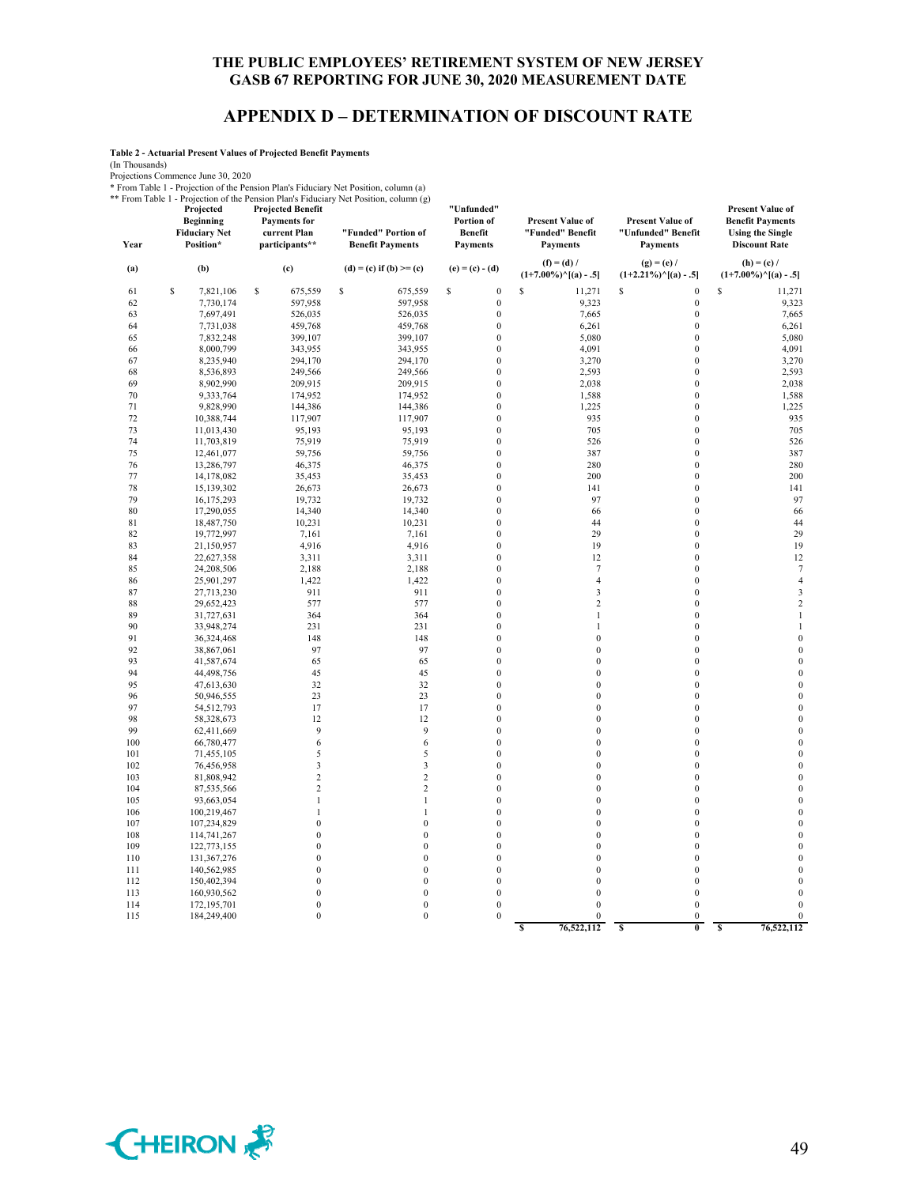# THE PUBLIC EMPLOYEES' RETIREMENT SYSTEM OF NEW JERSEY
# GASB 67 REPORTING FOR JUNE 30, 2020 MEASUREMENT DATE

## APPENDIX D – DETERMINATION OF DISCOUNT RATE

**Table 2 - Actuarial Present Values of Projected Benefit Payments**
(In Thousands)
Projections Commence June 30, 2020
\* From Table 1 - Projection of the Pension Plan's Fiduciary Net Position, column (a)
\*\* From Table 1 - Projection of the Pension Plan's Fiduciary Net Position, column (g)

| Year | Projected Beginning Fiduciary Net Position* | Projected Benefit Payments for current Plan participants** | "Funded" Portion of Benefit Payments | "Unfunded" Portion of Benefit Payments | Present Value of "Funded" Benefit Payments | Present Value of "Unfunded" Benefit Payments | Present Value of Benefit Payments Using the Single Discount Rate |
|---|---|---|---|---|---|---|---|
| (a) | (b) | (c) | (d) = (c) if (b) >= (c) | (e) = (c) - (d) | (f) = (d) / (1+7.00%)^[(a) - .5] | (g) = (e) / (1+2.21%)^[(a) - .5] | (h) = (c) / (1+7.00%)^[(a) - .5] |
| 61 | $ 7,821,106 | $ 675,559 | $ 675,559 | $ 0 | $ 11,271 | $ 0 | $ 11,271 |
| 62 | 7,730,174 | 597,958 | 597,958 | 0 | 9,323 | 0 | 9,323 |
| 63 | 7,697,491 | 526,035 | 526,035 | 0 | 7,665 | 0 | 7,665 |
| 64 | 7,731,038 | 459,768 | 459,768 | 0 | 6,261 | 0 | 6,261 |
| 65 | 7,832,248 | 399,107 | 399,107 | 0 | 5,080 | 0 | 5,080 |
| 66 | 8,000,799 | 343,955 | 343,955 | 0 | 4,091 | 0 | 4,091 |
| 67 | 8,235,940 | 294,170 | 294,170 | 0 | 3,270 | 0 | 3,270 |
| 68 | 8,536,893 | 249,566 | 249,566 | 0 | 2,593 | 0 | 2,593 |
| 69 | 8,902,990 | 209,915 | 209,915 | 0 | 2,038 | 0 | 2,038 |
| 70 | 9,333,764 | 174,952 | 174,952 | 0 | 1,588 | 0 | 1,588 |
| 71 | 9,828,990 | 144,386 | 144,386 | 0 | 1,225 | 0 | 1,225 |
| 72 | 10,388,744 | 117,907 | 117,907 | 0 | 935 | 0 | 935 |
| 73 | 11,013,430 | 95,193 | 95,193 | 0 | 705 | 0 | 705 |
| 74 | 11,703,819 | 75,919 | 75,919 | 0 | 526 | 0 | 526 |
| 75 | 12,461,077 | 59,756 | 59,756 | 0 | 387 | 0 | 387 |
| 76 | 13,286,797 | 46,375 | 46,375 | 0 | 280 | 0 | 280 |
| 77 | 14,178,082 | 35,453 | 35,453 | 0 | 200 | 0 | 200 |
| 78 | 15,139,302 | 26,673 | 26,673 | 0 | 141 | 0 | 141 |
| 79 | 16,175,293 | 19,732 | 19,732 | 0 | 97 | 0 | 97 |
| 80 | 17,290,055 | 14,340 | 14,340 | 0 | 66 | 0 | 66 |
| 81 | 18,487,750 | 10,231 | 10,231 | 0 | 44 | 0 | 44 |
| 82 | 19,772,997 | 7,161 | 7,161 | 0 | 29 | 0 | 29 |
| 83 | 21,150,957 | 4,916 | 4,916 | 0 | 19 | 0 | 19 |
| 84 | 22,627,358 | 3,311 | 3,311 | 0 | 12 | 0 | 12 |
| 85 | 24,208,506 | 2,188 | 2,188 | 0 | 7 | 0 | 7 |
| 86 | 25,901,297 | 1,422 | 1,422 | 0 | 4 | 0 | 4 |
| 87 | 27,713,230 | 911 | 911 | 0 | 3 | 0 | 3 |
| 88 | 29,652,423 | 577 | 577 | 0 | 2 | 0 | 2 |
| 89 | 31,727,631 | 364 | 364 | 0 | 1 | 0 | 1 |
| 90 | 33,948,274 | 231 | 231 | 0 | 1 | 0 | 1 |
| 91 | 36,324,468 | 148 | 148 | 0 | 0 | 0 | 0 |
| 92 | 38,867,061 | 97 | 97 | 0 | 0 | 0 | 0 |
| 93 | 41,587,674 | 65 | 65 | 0 | 0 | 0 | 0 |
| 94 | 44,498,756 | 45 | 45 | 0 | 0 | 0 | 0 |
| 95 | 47,613,630 | 32 | 32 | 0 | 0 | 0 | 0 |
| 96 | 50,946,555 | 23 | 23 | 0 | 0 | 0 | 0 |
| 97 | 54,512,793 | 17 | 17 | 0 | 0 | 0 | 0 |
| 98 | 58,328,673 | 12 | 12 | 0 | 0 | 0 | 0 |
| 99 | 62,411,669 | 9 | 9 | 0 | 0 | 0 | 0 |
| 100 | 66,780,477 | 6 | 6 | 0 | 0 | 0 | 0 |
| 101 | 71,455,105 | 5 | 5 | 0 | 0 | 0 | 0 |
| 102 | 76,456,958 | 3 | 3 | 0 | 0 | 0 | 0 |
| 103 | 81,808,942 | 2 | 2 | 0 | 0 | 0 | 0 |
| 104 | 87,535,566 | 2 | 2 | 0 | 0 | 0 | 0 |
| 105 | 93,663,054 | 1 | 1 | 0 | 0 | 0 | 0 |
| 106 | 100,219,467 | 1 | 1 | 0 | 0 | 0 | 0 |
| 107 | 107,234,829 | 0 | 0 | 0 | 0 | 0 | 0 |
| 108 | 114,741,267 | 0 | 0 | 0 | 0 | 0 | 0 |
| 109 | 122,773,155 | 0 | 0 | 0 | 0 | 0 | 0 |
| 110 | 131,367,276 | 0 | 0 | 0 | 0 | 0 | 0 |
| 111 | 140,562,985 | 0 | 0 | 0 | 0 | 0 | 0 |
| 112 | 150,402,394 | 0 | 0 | 0 | 0 | 0 | 0 |
| 113 | 160,930,562 | 0 | 0 | 0 | 0 | 0 | 0 |
| 114 | 172,195,701 | 0 | 0 | 0 | 0 | 0 | 0 |
| 115 | 184,249,400 | 0 | 0 | 0 | 0 | 0 | 0 |
| | | | | | $ 76,522,112 | $ 0 | $ 76,522,112 |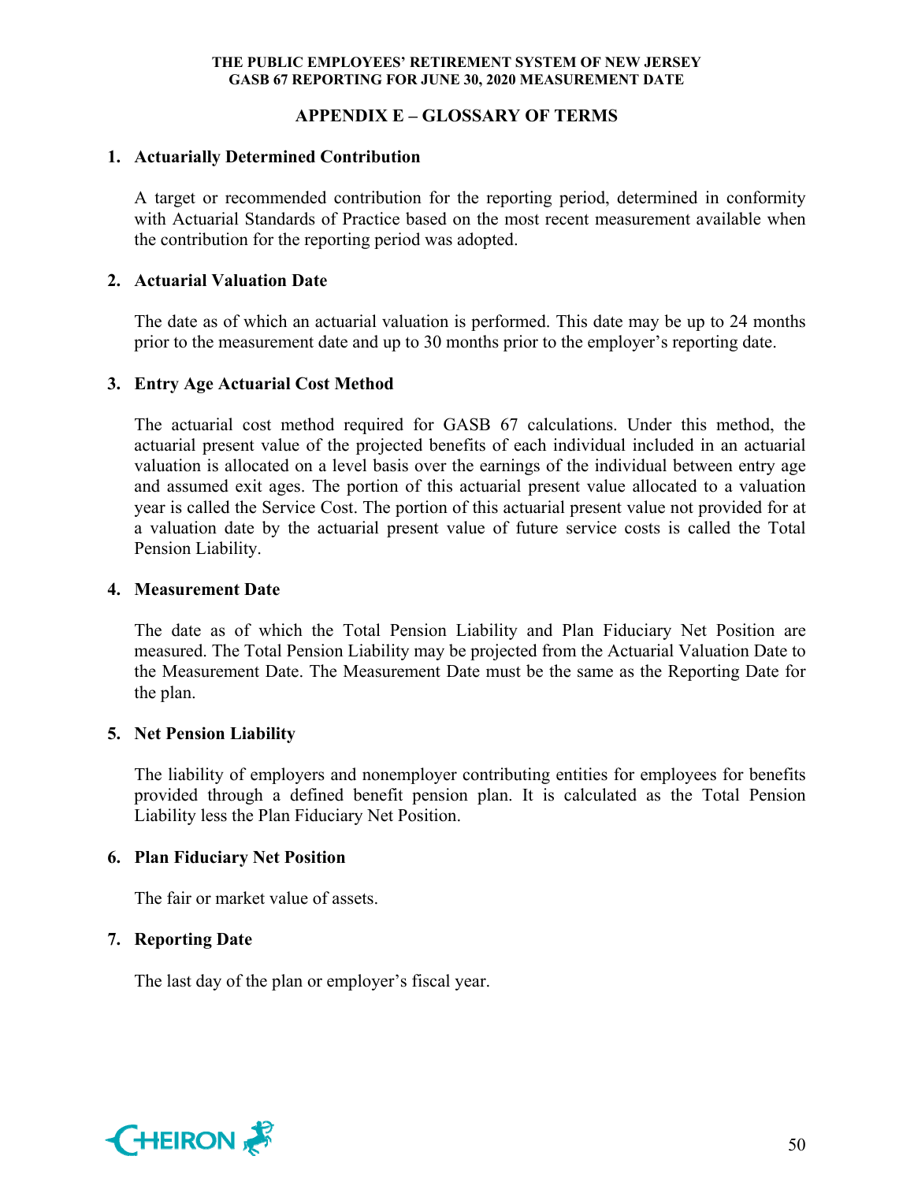## APPENDIX E – GLOSSARY OF TERMS

**1. Actuarially Determined Contribution**

A target or recommended contribution for the reporting period, determined in conformity with Actuarial Standards of Practice based on the most recent measurement available when the contribution for the reporting period was adopted.

**2. Actuarial Valuation Date**

The date as of which an actuarial valuation is performed. This date may be up to 24 months prior to the measurement date and up to 30 months prior to the employer's reporting date.

**3. Entry Age Actuarial Cost Method**

The actuarial cost method required for GASB 67 calculations. Under this method, the actuarial present value of the projected benefits of each individual included in an actuarial valuation is allocated on a level basis over the earnings of the individual between entry age and assumed exit ages. The portion of this actuarial present value allocated to a valuation year is called the Service Cost. The portion of this actuarial present value not provided for at a valuation date by the actuarial present value of future service costs is called the Total Pension Liability.

**4. Measurement Date**

The date as of which the Total Pension Liability and Plan Fiduciary Net Position are measured. The Total Pension Liability may be projected from the Actuarial Valuation Date to the Measurement Date. The Measurement Date must be the same as the Reporting Date for the plan.

**5. Net Pension Liability**

The liability of employers and nonemployer contributing entities for employees for benefits provided through a defined benefit pension plan. It is calculated as the Total Pension Liability less the Plan Fiduciary Net Position.

**6. Plan Fiduciary Net Position**

The fair or market value of assets.

**7. Reporting Date**

The last day of the plan or employer's fiscal year.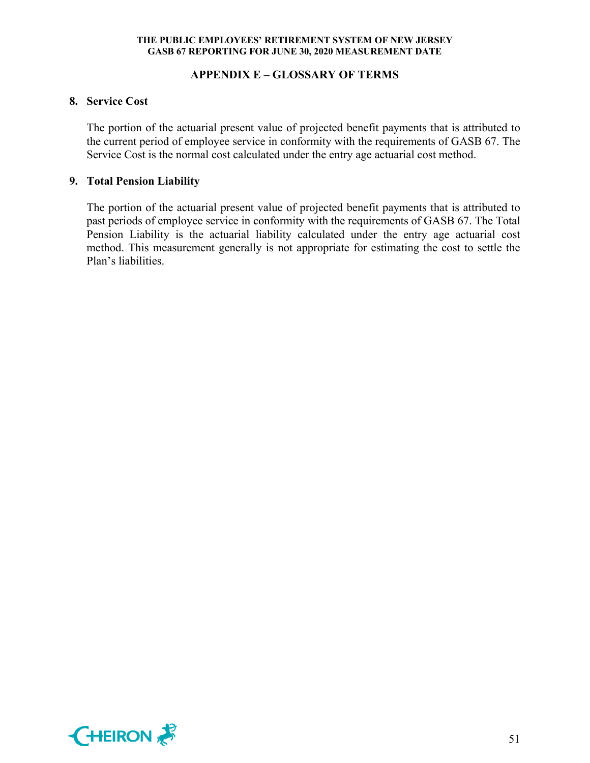## APPENDIX E – GLOSSARY OF TERMS

### 8. Service Cost

The portion of the actuarial present value of projected benefit payments that is attributed to the current period of employee service in conformity with the requirements of GASB 67. The Service Cost is the normal cost calculated under the entry age actuarial cost method.

### 9. Total Pension Liability

The portion of the actuarial present value of projected benefit payments that is attributed to past periods of employee service in conformity with the requirements of GASB 67. The Total Pension Liability is the actuarial liability calculated under the entry age actuarial cost method. This measurement generally is not appropriate for estimating the cost to settle the Plan's liabilities.